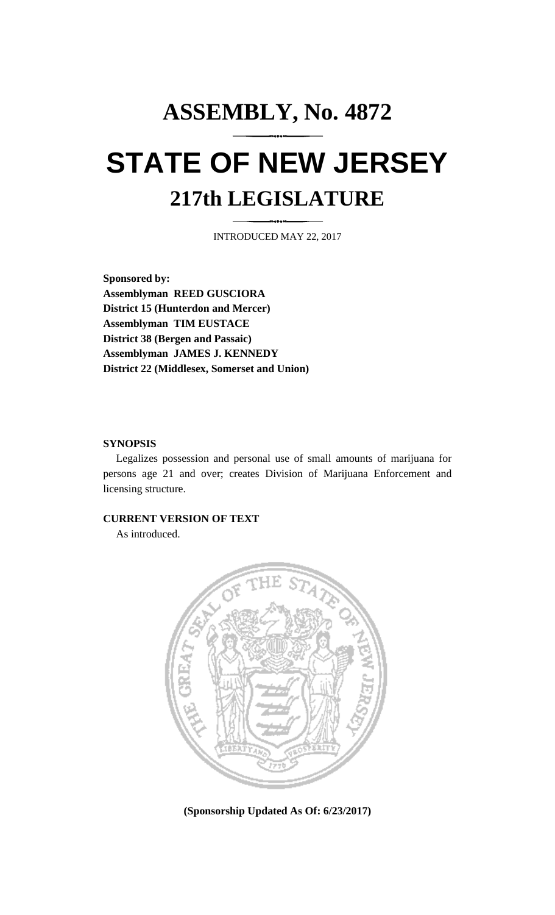# ASSEMBLY, No. 4872

# STATE OF NEW JERSEY

## 217th LEGISLATURE

INTRODUCED MAY 22, 2017

**Sponsored by:**
**Assemblyman REED GUSCIORA**
**District 15 (Hunterdon and Mercer)**
**Assemblyman TIM EUSTACE**
**District 38 (Bergen and Passaic)**
**Assemblyman JAMES J. KENNEDY**
**District 22 (Middlesex, Somerset and Union)**

**SYNOPSIS**

Legalizes possession and personal use of small amounts of marijuana for persons age 21 and over; creates Division of Marijuana Enforcement and licensing structure.

**CURRENT VERSION OF TEXT**

As introduced.

**(Sponsorship Updated As Of: 6/23/2017)**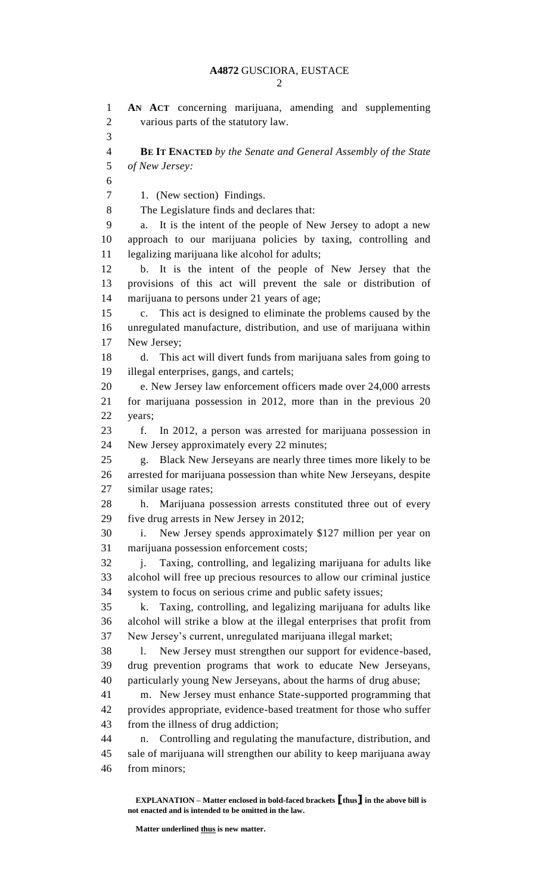**AN ACT** concerning marijuana, amending and supplementing various parts of the statutory law.

**BE IT ENACTED** *by the Senate and General Assembly of the State of New Jersey:*

1. (New section) Findings.

The Legislature finds and declares that:

a. It is the intent of the people of New Jersey to adopt a new approach to our marijuana policies by taxing, controlling and legalizing marijuana like alcohol for adults;

b. It is the intent of the people of New Jersey that the provisions of this act will prevent the sale or distribution of marijuana to persons under 21 years of age;

c. This act is designed to eliminate the problems caused by the unregulated manufacture, distribution, and use of marijuana within New Jersey;

d. This act will divert funds from marijuana sales from going to illegal enterprises, gangs, and cartels;

e. New Jersey law enforcement officers made over 24,000 arrests for marijuana possession in 2012, more than in the previous 20 years;

f. In 2012, a person was arrested for marijuana possession in New Jersey approximately every 22 minutes;

g. Black New Jerseyans are nearly three times more likely to be arrested for marijuana possession than white New Jerseyans, despite similar usage rates;

h. Marijuana possession arrests constituted three out of every five drug arrests in New Jersey in 2012;

i. New Jersey spends approximately $127 million per year on marijuana possession enforcement costs;

j. Taxing, controlling, and legalizing marijuana for adults like alcohol will free up precious resources to allow our criminal justice system to focus on serious crime and public safety issues;

k. Taxing, controlling, and legalizing marijuana for adults like alcohol will strike a blow at the illegal enterprises that profit from New Jersey's current, unregulated marijuana illegal market;

l. New Jersey must strengthen our support for evidence-based, drug prevention programs that work to educate New Jerseyans, particularly young New Jerseyans, about the harms of drug abuse;

m. New Jersey must enhance State-supported programming that provides appropriate, evidence-based treatment for those who suffer from the illness of drug addiction;

n. Controlling and regulating the manufacture, distribution, and sale of marijuana will strengthen our ability to keep marijuana away from minors;

**EXPLANATION – Matter enclosed in bold-faced brackets [thus] in the above bill is not enacted and is intended to be omitted in the law.**

**Matter underlined thus is new matter.**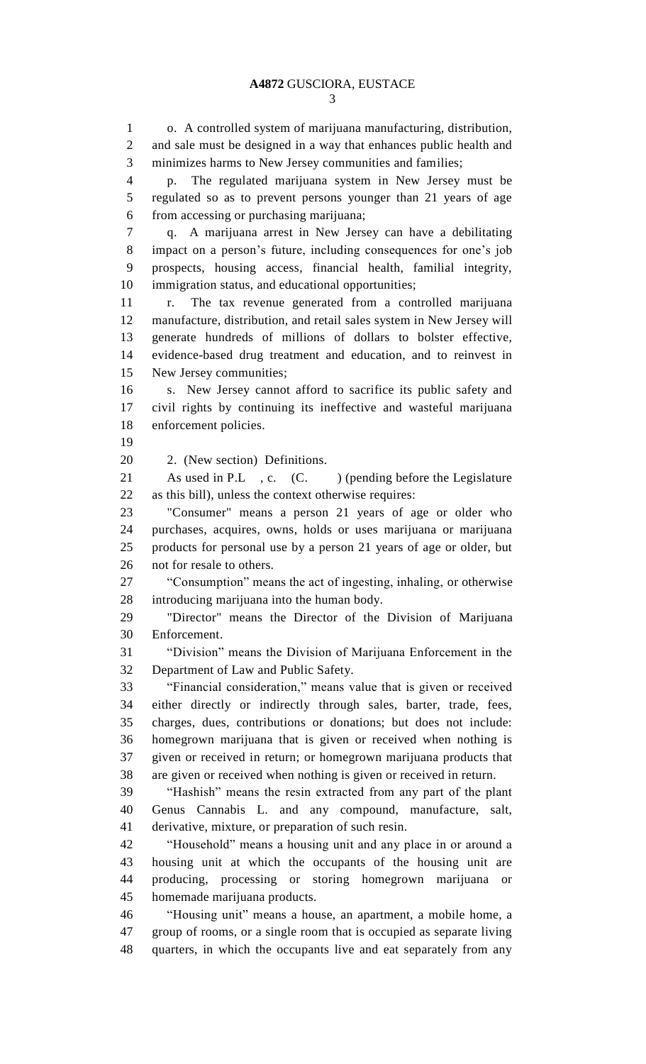o. A controlled system of marijuana manufacturing, distribution, and sale must be designed in a way that enhances public health and minimizes harms to New Jersey communities and families;

p. The regulated marijuana system in New Jersey must be regulated so as to prevent persons younger than 21 years of age from accessing or purchasing marijuana;

q. A marijuana arrest in New Jersey can have a debilitating impact on a person's future, including consequences for one's job prospects, housing access, financial health, familial integrity, immigration status, and educational opportunities;

r. The tax revenue generated from a controlled marijuana manufacture, distribution, and retail sales system in New Jersey will generate hundreds of millions of dollars to bolster effective, evidence-based drug treatment and education, and to reinvest in New Jersey communities;

s. New Jersey cannot afford to sacrifice its public safety and civil rights by continuing its ineffective and wasteful marijuana enforcement policies.

2. (New section) Definitions.

As used in P.L , c. (C. ) (pending before the Legislature as this bill), unless the context otherwise requires:

"Consumer" means a person 21 years of age or older who purchases, acquires, owns, holds or uses marijuana or marijuana products for personal use by a person 21 years of age or older, but not for resale to others.

"Consumption" means the act of ingesting, inhaling, or otherwise introducing marijuana into the human body.

"Director" means the Director of the Division of Marijuana Enforcement.

"Division" means the Division of Marijuana Enforcement in the Department of Law and Public Safety.

"Financial consideration," means value that is given or received either directly or indirectly through sales, barter, trade, fees, charges, dues, contributions or donations; but does not include: homegrown marijuana that is given or received when nothing is given or received in return; or homegrown marijuana products that are given or received when nothing is given or received in return.

"Hashish" means the resin extracted from any part of the plant Genus Cannabis L. and any compound, manufacture, salt, derivative, mixture, or preparation of such resin.

"Household" means a housing unit and any place in or around a housing unit at which the occupants of the housing unit are producing, processing or storing homegrown marijuana or homemade marijuana products.

"Housing unit" means a house, an apartment, a mobile home, a group of rooms, or a single room that is occupied as separate living quarters, in which the occupants live and eat separately from any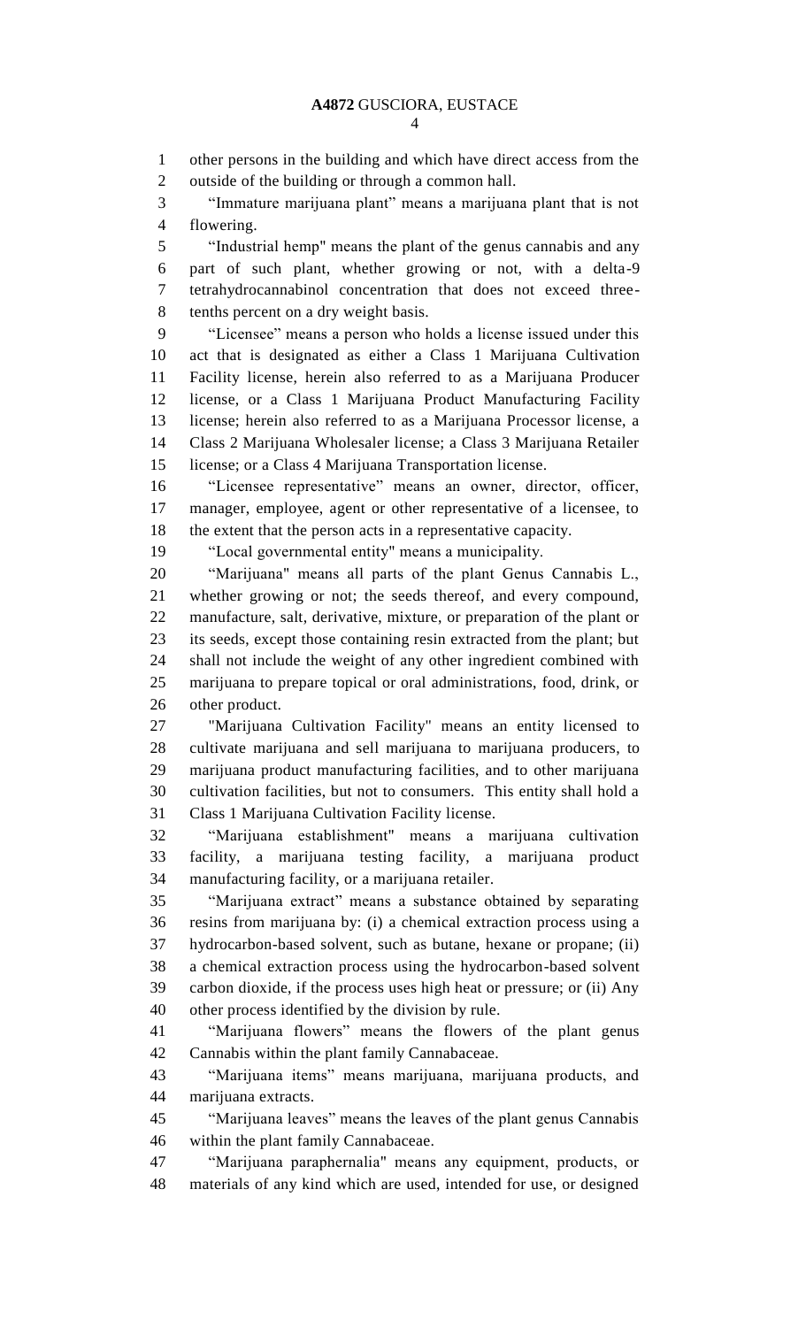other persons in the building and which have direct access from the outside of the building or through a common hall.

"Immature marijuana plant" means a marijuana plant that is not flowering.

"Industrial hemp" means the plant of the genus cannabis and any part of such plant, whether growing or not, with a delta-9 tetrahydrocannabinol concentration that does not exceed three-tenths percent on a dry weight basis.

"Licensee" means a person who holds a license issued under this act that is designated as either a Class 1 Marijuana Cultivation Facility license, herein also referred to as a Marijuana Producer license, or a Class 1 Marijuana Product Manufacturing Facility license; herein also referred to as a Marijuana Processor license, a Class 2 Marijuana Wholesaler license; a Class 3 Marijuana Retailer license; or a Class 4 Marijuana Transportation license.

"Licensee representative" means an owner, director, officer, manager, employee, agent or other representative of a licensee, to the extent that the person acts in a representative capacity.

"Local governmental entity" means a municipality.

"Marijuana" means all parts of the plant Genus Cannabis L., whether growing or not; the seeds thereof, and every compound, manufacture, salt, derivative, mixture, or preparation of the plant or its seeds, except those containing resin extracted from the plant; but shall not include the weight of any other ingredient combined with marijuana to prepare topical or oral administrations, food, drink, or other product.

"Marijuana Cultivation Facility" means an entity licensed to cultivate marijuana and sell marijuana to marijuana producers, to marijuana product manufacturing facilities, and to other marijuana cultivation facilities, but not to consumers. This entity shall hold a Class 1 Marijuana Cultivation Facility license.

"Marijuana establishment" means a marijuana cultivation facility, a marijuana testing facility, a marijuana product manufacturing facility, or a marijuana retailer.

"Marijuana extract" means a substance obtained by separating resins from marijuana by: (i) a chemical extraction process using a hydrocarbon-based solvent, such as butane, hexane or propane; (ii) a chemical extraction process using the hydrocarbon-based solvent carbon dioxide, if the process uses high heat or pressure; or (ii) Any other process identified by the division by rule.

"Marijuana flowers" means the flowers of the plant genus Cannabis within the plant family Cannabaceae.

"Marijuana items" means marijuana, marijuana products, and marijuana extracts.

"Marijuana leaves" means the leaves of the plant genus Cannabis within the plant family Cannabaceae.

"Marijuana paraphernalia" means any equipment, products, or materials of any kind which are used, intended for use, or designed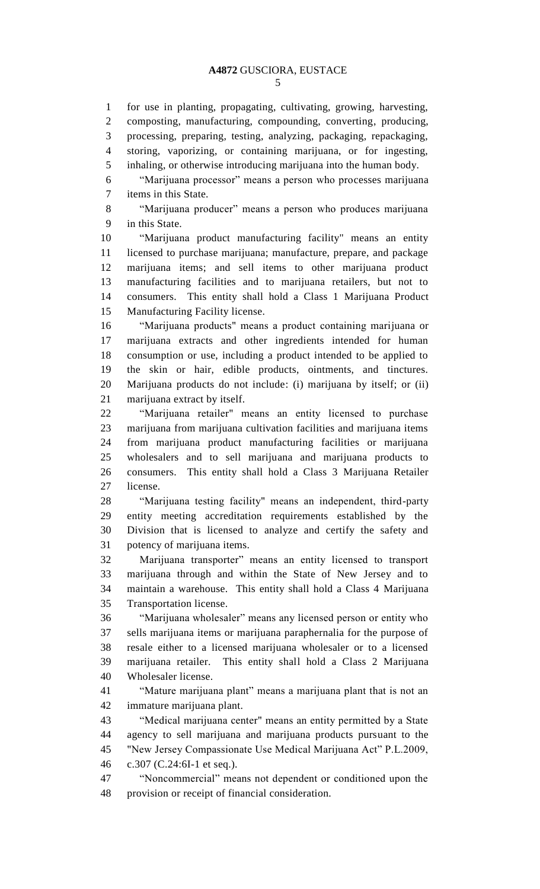for use in planting, propagating, cultivating, growing, harvesting, composting, manufacturing, compounding, converting, producing, processing, preparing, testing, analyzing, packaging, repackaging, storing, vaporizing, or containing marijuana, or for ingesting, inhaling, or otherwise introducing marijuana into the human body.

"Marijuana processor" means a person who processes marijuana items in this State.

"Marijuana producer" means a person who produces marijuana in this State.

"Marijuana product manufacturing facility" means an entity licensed to purchase marijuana; manufacture, prepare, and package marijuana items; and sell items to other marijuana product manufacturing facilities and to marijuana retailers, but not to consumers. This entity shall hold a Class 1 Marijuana Product Manufacturing Facility license.

"Marijuana products" means a product containing marijuana or marijuana extracts and other ingredients intended for human consumption or use, including a product intended to be applied to the skin or hair, edible products, ointments, and tinctures. Marijuana products do not include: (i) marijuana by itself; or (ii) marijuana extract by itself.

"Marijuana retailer" means an entity licensed to purchase marijuana from marijuana cultivation facilities and marijuana items from marijuana product manufacturing facilities or marijuana wholesalers and to sell marijuana and marijuana products to consumers. This entity shall hold a Class 3 Marijuana Retailer license.

"Marijuana testing facility" means an independent, third-party entity meeting accreditation requirements established by the Division that is licensed to analyze and certify the safety and potency of marijuana items.

Marijuana transporter" means an entity licensed to transport marijuana through and within the State of New Jersey and to maintain a warehouse. This entity shall hold a Class 4 Marijuana Transportation license.

"Marijuana wholesaler" means any licensed person or entity who sells marijuana items or marijuana paraphernalia for the purpose of resale either to a licensed marijuana wholesaler or to a licensed marijuana retailer. This entity shall hold a Class 2 Marijuana Wholesaler license.

"Mature marijuana plant" means a marijuana plant that is not an immature marijuana plant.

"Medical marijuana center" means an entity permitted by a State agency to sell marijuana and marijuana products pursuant to the "New Jersey Compassionate Use Medical Marijuana Act" P.L.2009, c.307 (C.24:6I-1 et seq.).

"Noncommercial" means not dependent or conditioned upon the provision or receipt of financial consideration.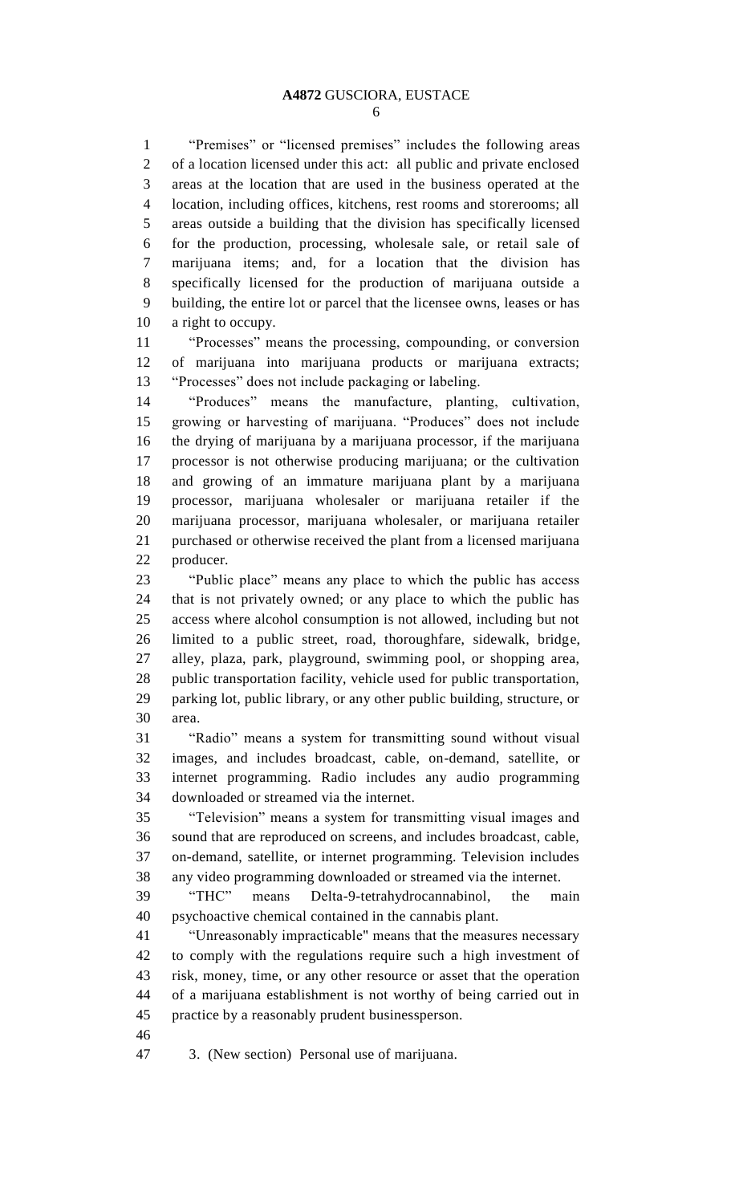"Premises" or "licensed premises" includes the following areas of a location licensed under this act: all public and private enclosed areas at the location that are used in the business operated at the location, including offices, kitchens, rest rooms and storerooms; all areas outside a building that the division has specifically licensed for the production, processing, wholesale sale, or retail sale of marijuana items; and, for a location that the division has specifically licensed for the production of marijuana outside a building, the entire lot or parcel that the licensee owns, leases or has a right to occupy.

"Processes" means the processing, compounding, or conversion of marijuana into marijuana products or marijuana extracts; "Processes" does not include packaging or labeling.

"Produces" means the manufacture, planting, cultivation, growing or harvesting of marijuana. "Produces" does not include the drying of marijuana by a marijuana processor, if the marijuana processor is not otherwise producing marijuana; or the cultivation and growing of an immature marijuana plant by a marijuana processor, marijuana wholesaler or marijuana retailer if the marijuana processor, marijuana wholesaler, or marijuana retailer purchased or otherwise received the plant from a licensed marijuana producer.

"Public place" means any place to which the public has access that is not privately owned; or any place to which the public has access where alcohol consumption is not allowed, including but not limited to a public street, road, thoroughfare, sidewalk, bridge, alley, plaza, park, playground, swimming pool, or shopping area, public transportation facility, vehicle used for public transportation, parking lot, public library, or any other public building, structure, or area.

"Radio" means a system for transmitting sound without visual images, and includes broadcast, cable, on-demand, satellite, or internet programming. Radio includes any audio programming downloaded or streamed via the internet.

"Television" means a system for transmitting visual images and sound that are reproduced on screens, and includes broadcast, cable, on-demand, satellite, or internet programming. Television includes any video programming downloaded or streamed via the internet.

"THC" means Delta-9-tetrahydrocannabinol, the main psychoactive chemical contained in the cannabis plant.

"Unreasonably impracticable" means that the measures necessary to comply with the regulations require such a high investment of risk, money, time, or any other resource or asset that the operation of a marijuana establishment is not worthy of being carried out in practice by a reasonably prudent businessperson.

3. (New section) Personal use of marijuana.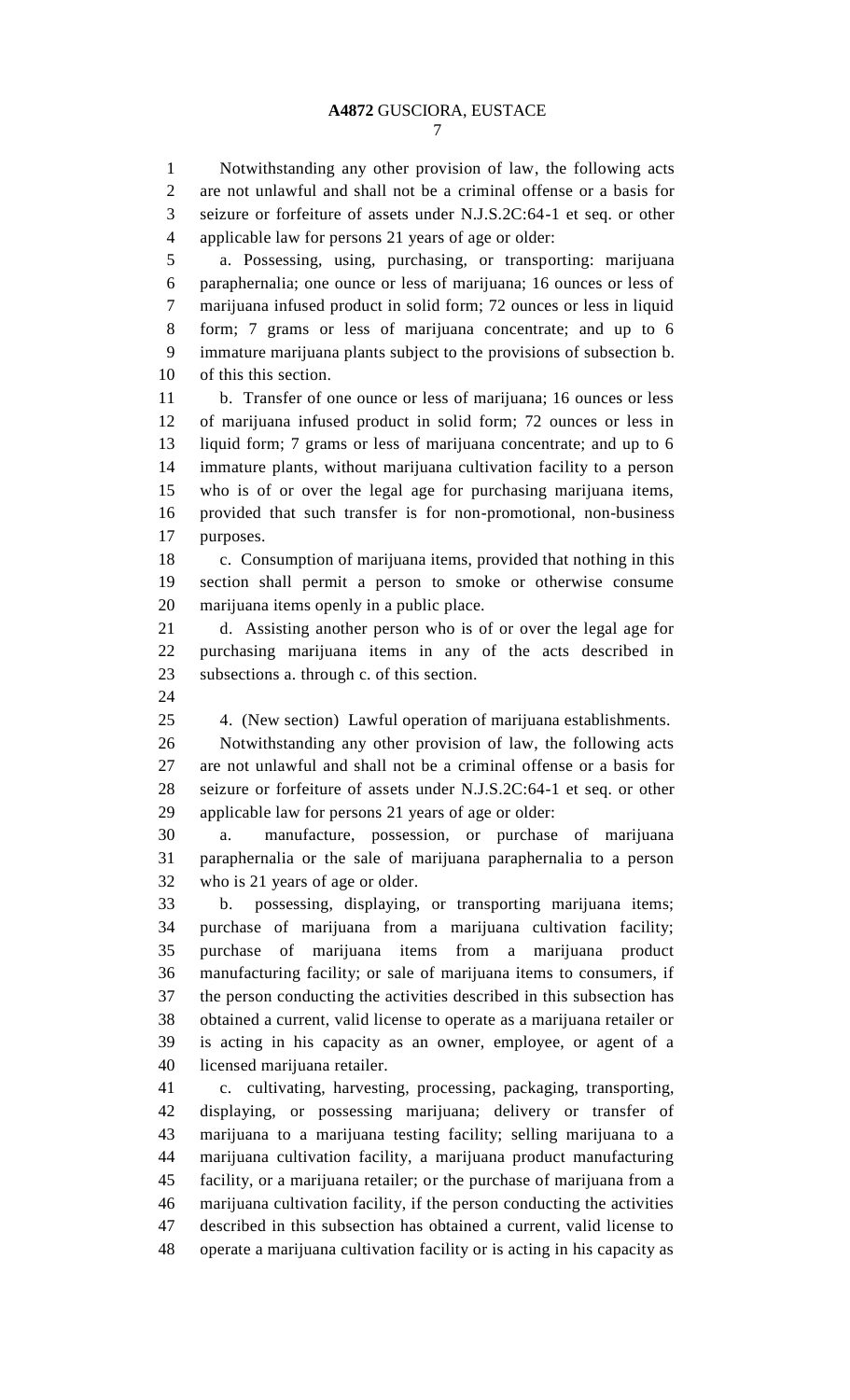Notwithstanding any other provision of law, the following acts are not unlawful and shall not be a criminal offense or a basis for seizure or forfeiture of assets under N.J.S.2C:64-1 et seq. or other applicable law for persons 21 years of age or older:

a. Possessing, using, purchasing, or transporting: marijuana paraphernalia; one ounce or less of marijuana; 16 ounces or less of marijuana infused product in solid form; 72 ounces or less in liquid form; 7 grams or less of marijuana concentrate; and up to 6 immature marijuana plants subject to the provisions of subsection b. of this this section.

b. Transfer of one ounce or less of marijuana; 16 ounces or less of marijuana infused product in solid form; 72 ounces or less in liquid form; 7 grams or less of marijuana concentrate; and up to 6 immature plants, without marijuana cultivation facility to a person who is of or over the legal age for purchasing marijuana items, provided that such transfer is for non-promotional, non-business purposes.

c. Consumption of marijuana items, provided that nothing in this section shall permit a person to smoke or otherwise consume marijuana items openly in a public place.

d. Assisting another person who is of or over the legal age for purchasing marijuana items in any of the acts described in subsections a. through c. of this section.

4. (New section) Lawful operation of marijuana establishments.

Notwithstanding any other provision of law, the following acts are not unlawful and shall not be a criminal offense or a basis for seizure or forfeiture of assets under N.J.S.2C:64-1 et seq. or other applicable law for persons 21 years of age or older:

a. manufacture, possession, or purchase of marijuana paraphernalia or the sale of marijuana paraphernalia to a person who is 21 years of age or older.

b. possessing, displaying, or transporting marijuana items; purchase of marijuana from a marijuana cultivation facility; purchase of marijuana items from a marijuana product manufacturing facility; or sale of marijuana items to consumers, if the person conducting the activities described in this subsection has obtained a current, valid license to operate as a marijuana retailer or is acting in his capacity as an owner, employee, or agent of a licensed marijuana retailer.

c. cultivating, harvesting, processing, packaging, transporting, displaying, or possessing marijuana; delivery or transfer of marijuana to a marijuana testing facility; selling marijuana to a marijuana cultivation facility, a marijuana product manufacturing facility, or a marijuana retailer; or the purchase of marijuana from a marijuana cultivation facility, if the person conducting the activities described in this subsection has obtained a current, valid license to operate a marijuana cultivation facility or is acting in his capacity as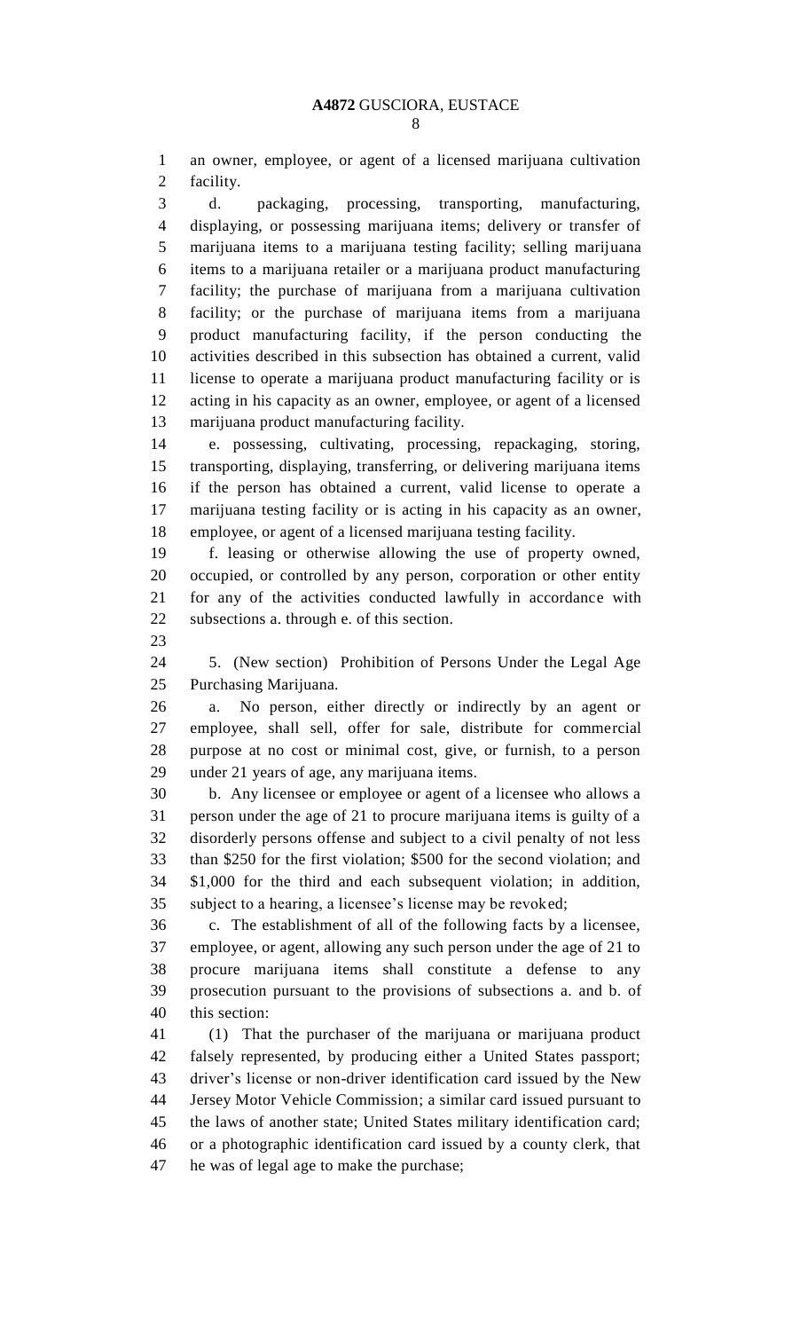an owner, employee, or agent of a licensed marijuana cultivation facility.

d. packaging, processing, transporting, manufacturing, displaying, or possessing marijuana items; delivery or transfer of marijuana items to a marijuana testing facility; selling marijuana items to a marijuana retailer or a marijuana product manufacturing facility; the purchase of marijuana from a marijuana cultivation facility; or the purchase of marijuana items from a marijuana product manufacturing facility, if the person conducting the activities described in this subsection has obtained a current, valid license to operate a marijuana product manufacturing facility or is acting in his capacity as an owner, employee, or agent of a licensed marijuana product manufacturing facility.

e. possessing, cultivating, processing, repackaging, storing, transporting, displaying, transferring, or delivering marijuana items if the person has obtained a current, valid license to operate a marijuana testing facility or is acting in his capacity as an owner, employee, or agent of a licensed marijuana testing facility.

f. leasing or otherwise allowing the use of property owned, occupied, or controlled by any person, corporation or other entity for any of the activities conducted lawfully in accordance with subsections a. through e. of this section.

5. (New section) Prohibition of Persons Under the Legal Age Purchasing Marijuana.

a. No person, either directly or indirectly by an agent or employee, shall sell, offer for sale, distribute for commercial purpose at no cost or minimal cost, give, or furnish, to a person under 21 years of age, any marijuana items.

b. Any licensee or employee or agent of a licensee who allows a person under the age of 21 to procure marijuana items is guilty of a disorderly persons offense and subject to a civil penalty of not less than $250 for the first violation; $500 for the second violation; and $1,000 for the third and each subsequent violation; in addition, subject to a hearing, a licensee's license may be revoked;

c. The establishment of all of the following facts by a licensee, employee, or agent, allowing any such person under the age of 21 to procure marijuana items shall constitute a defense to any prosecution pursuant to the provisions of subsections a. and b. of this section:

(1) That the purchaser of the marijuana or marijuana product falsely represented, by producing either a United States passport; driver's license or non-driver identification card issued by the New Jersey Motor Vehicle Commission; a similar card issued pursuant to the laws of another state; United States military identification card; or a photographic identification card issued by a county clerk, that he was of legal age to make the purchase;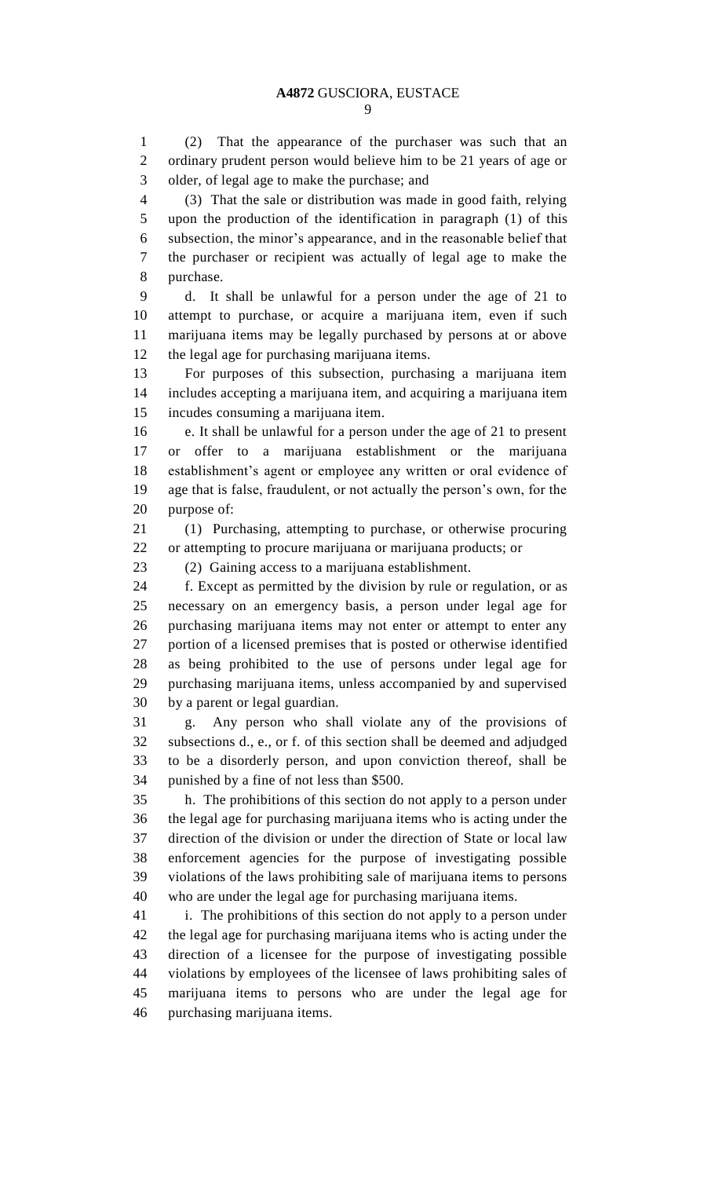(2) That the appearance of the purchaser was such that an ordinary prudent person would believe him to be 21 years of age or older, of legal age to make the purchase; and

(3) That the sale or distribution was made in good faith, relying upon the production of the identification in paragraph (1) of this subsection, the minor's appearance, and in the reasonable belief that the purchaser or recipient was actually of legal age to make the purchase.

d. It shall be unlawful for a person under the age of 21 to attempt to purchase, or acquire a marijuana item, even if such marijuana items may be legally purchased by persons at or above the legal age for purchasing marijuana items.

For purposes of this subsection, purchasing a marijuana item includes accepting a marijuana item, and acquiring a marijuana item incudes consuming a marijuana item.

e. It shall be unlawful for a person under the age of 21 to present or offer to a marijuana establishment or the marijuana establishment's agent or employee any written or oral evidence of age that is false, fraudulent, or not actually the person's own, for the purpose of:

(1) Purchasing, attempting to purchase, or otherwise procuring or attempting to procure marijuana or marijuana products; or

(2) Gaining access to a marijuana establishment.

f. Except as permitted by the division by rule or regulation, or as necessary on an emergency basis, a person under legal age for purchasing marijuana items may not enter or attempt to enter any portion of a licensed premises that is posted or otherwise identified as being prohibited to the use of persons under legal age for purchasing marijuana items, unless accompanied by and supervised by a parent or legal guardian.

g. Any person who shall violate any of the provisions of subsections d., e., or f. of this section shall be deemed and adjudged to be a disorderly person, and upon conviction thereof, shall be punished by a fine of not less than $500.

h. The prohibitions of this section do not apply to a person under the legal age for purchasing marijuana items who is acting under the direction of the division or under the direction of State or local law enforcement agencies for the purpose of investigating possible violations of the laws prohibiting sale of marijuana items to persons who are under the legal age for purchasing marijuana items.

i. The prohibitions of this section do not apply to a person under the legal age for purchasing marijuana items who is acting under the direction of a licensee for the purpose of investigating possible violations by employees of the licensee of laws prohibiting sales of marijuana items to persons who are under the legal age for purchasing marijuana items.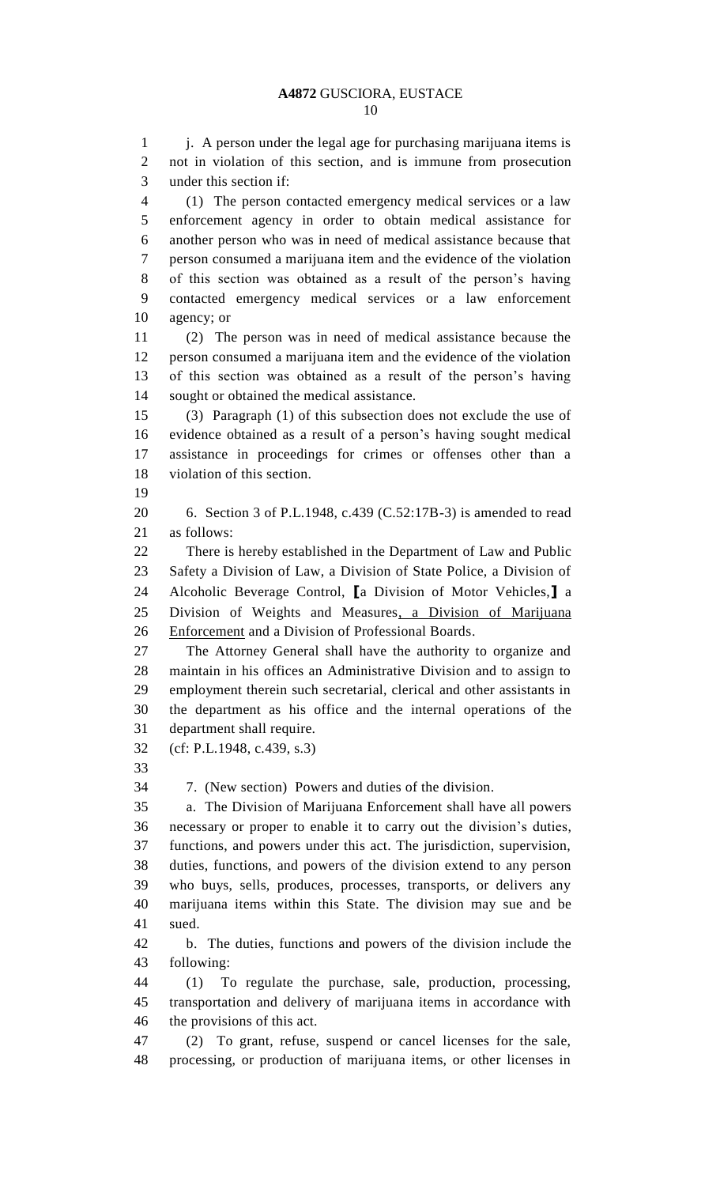j. A person under the legal age for purchasing marijuana items is not in violation of this section, and is immune from prosecution under this section if:

(1) The person contacted emergency medical services or a law enforcement agency in order to obtain medical assistance for another person who was in need of medical assistance because that person consumed a marijuana item and the evidence of the violation of this section was obtained as a result of the person's having contacted emergency medical services or a law enforcement agency; or

(2) The person was in need of medical assistance because the person consumed a marijuana item and the evidence of the violation of this section was obtained as a result of the person's having sought or obtained the medical assistance.

(3) Paragraph (1) of this subsection does not exclude the use of evidence obtained as a result of a person's having sought medical assistance in proceedings for crimes or offenses other than a violation of this section.

6. Section 3 of P.L.1948, c.439 (C.52:17B-3) is amended to read as follows:

There is hereby established in the Department of Law and Public Safety a Division of Law, a Division of State Police, a Division of Alcoholic Beverage Control, [a Division of Motor Vehicles,] a Division of Weights and Measures<u>, a Division of Marijuana Enforcement</u> and a Division of Professional Boards.

The Attorney General shall have the authority to organize and maintain in his offices an Administrative Division and to assign to employment therein such secretarial, clerical and other assistants in the department as his office and the internal operations of the department shall require.

(cf: P.L.1948, c.439, s.3)

7. (New section) Powers and duties of the division.

a. The Division of Marijuana Enforcement shall have all powers necessary or proper to enable it to carry out the division's duties, functions, and powers under this act. The jurisdiction, supervision, duties, functions, and powers of the division extend to any person who buys, sells, produces, processes, transports, or delivers any marijuana items within this State. The division may sue and be sued.

b. The duties, functions and powers of the division include the following:

(1) To regulate the purchase, sale, production, processing, transportation and delivery of marijuana items in accordance with the provisions of this act.

(2) To grant, refuse, suspend or cancel licenses for the sale, processing, or production of marijuana items, or other licenses in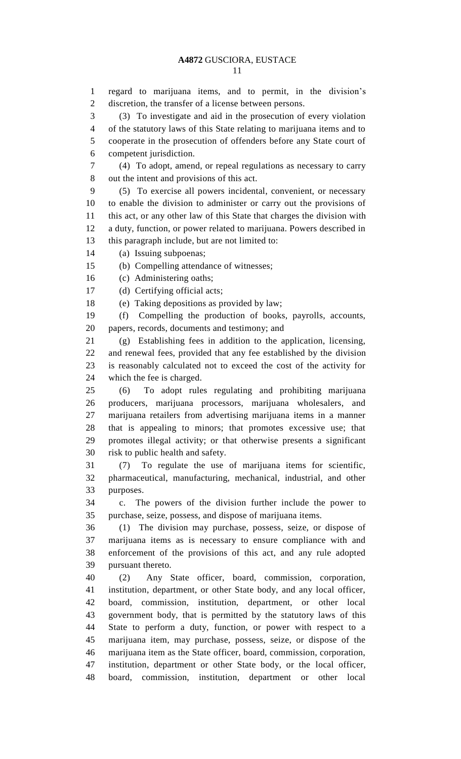regard to marijuana items, and to permit, in the division's discretion, the transfer of a license between persons.

(3) To investigate and aid in the prosecution of every violation of the statutory laws of this State relating to marijuana items and to cooperate in the prosecution of offenders before any State court of competent jurisdiction.

(4) To adopt, amend, or repeal regulations as necessary to carry out the intent and provisions of this act.

(5) To exercise all powers incidental, convenient, or necessary to enable the division to administer or carry out the provisions of this act, or any other law of this State that charges the division with a duty, function, or power related to marijuana. Powers described in this paragraph include, but are not limited to:

(a) Issuing subpoenas;

(b) Compelling attendance of witnesses;

(c) Administering oaths;

(d) Certifying official acts;

(e) Taking depositions as provided by law;

(f) Compelling the production of books, payrolls, accounts, papers, records, documents and testimony; and

(g) Establishing fees in addition to the application, licensing, and renewal fees, provided that any fee established by the division is reasonably calculated not to exceed the cost of the activity for which the fee is charged.

(6) To adopt rules regulating and prohibiting marijuana producers, marijuana processors, marijuana wholesalers, and marijuana retailers from advertising marijuana items in a manner that is appealing to minors; that promotes excessive use; that promotes illegal activity; or that otherwise presents a significant risk to public health and safety.

(7) To regulate the use of marijuana items for scientific, pharmaceutical, manufacturing, mechanical, industrial, and other purposes.

c. The powers of the division further include the power to purchase, seize, possess, and dispose of marijuana items.

(1) The division may purchase, possess, seize, or dispose of marijuana items as is necessary to ensure compliance with and enforcement of the provisions of this act, and any rule adopted pursuant thereto.

(2) Any State officer, board, commission, corporation, institution, department, or other State body, and any local officer, board, commission, institution, department, or other local government body, that is permitted by the statutory laws of this State to perform a duty, function, or power with respect to a marijuana item, may purchase, possess, seize, or dispose of the marijuana item as the State officer, board, commission, corporation, institution, department or other State body, or the local officer, board, commission, institution, department or other local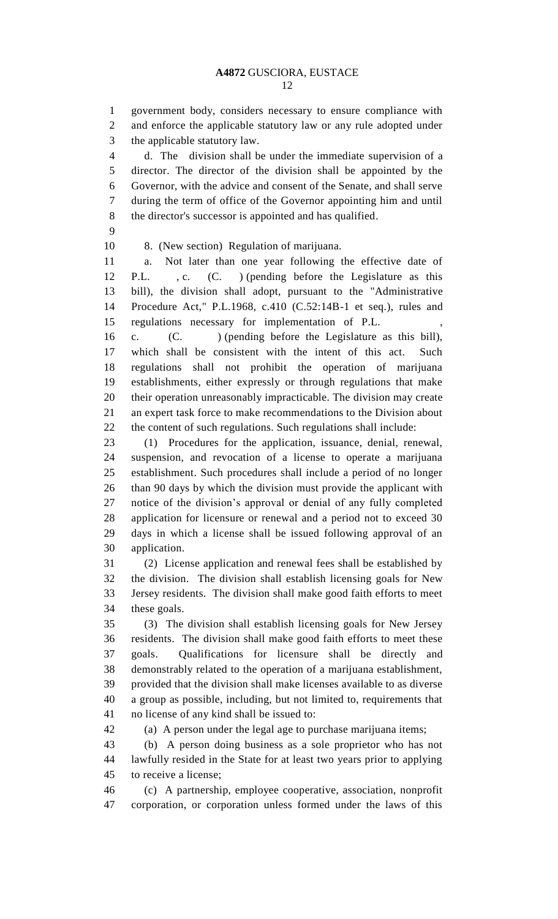government body, considers necessary to ensure compliance with and enforce the applicable statutory law or any rule adopted under the applicable statutory law.

d. The division shall be under the immediate supervision of a director. The director of the division shall be appointed by the Governor, with the advice and consent of the Senate, and shall serve during the term of office of the Governor appointing him and until the director's successor is appointed and has qualified.

8. (New section) Regulation of marijuana.

a. Not later than one year following the effective date of P.L. , c. (C. ) (pending before the Legislature as this bill), the division shall adopt, pursuant to the "Administrative Procedure Act," P.L.1968, c.410 (C.52:14B-1 et seq.), rules and regulations necessary for implementation of P.L. , c. (C. ) (pending before the Legislature as this bill), which shall be consistent with the intent of this act. Such regulations shall not prohibit the operation of marijuana establishments, either expressly or through regulations that make their operation unreasonably impracticable. The division may create an expert task force to make recommendations to the Division about the content of such regulations. Such regulations shall include:

(1) Procedures for the application, issuance, denial, renewal, suspension, and revocation of a license to operate a marijuana establishment. Such procedures shall include a period of no longer than 90 days by which the division must provide the applicant with notice of the division's approval or denial of any fully completed application for licensure or renewal and a period not to exceed 30 days in which a license shall be issued following approval of an application.

(2) License application and renewal fees shall be established by the division. The division shall establish licensing goals for New Jersey residents. The division shall make good faith efforts to meet these goals.

(3) The division shall establish licensing goals for New Jersey residents. The division shall make good faith efforts to meet these goals. Qualifications for licensure shall be directly and demonstrably related to the operation of a marijuana establishment, provided that the division shall make licenses available to as diverse a group as possible, including, but not limited to, requirements that no license of any kind shall be issued to:

(a) A person under the legal age to purchase marijuana items;

(b) A person doing business as a sole proprietor who has not lawfully resided in the State for at least two years prior to applying to receive a license;

(c) A partnership, employee cooperative, association, nonprofit corporation, or corporation unless formed under the laws of this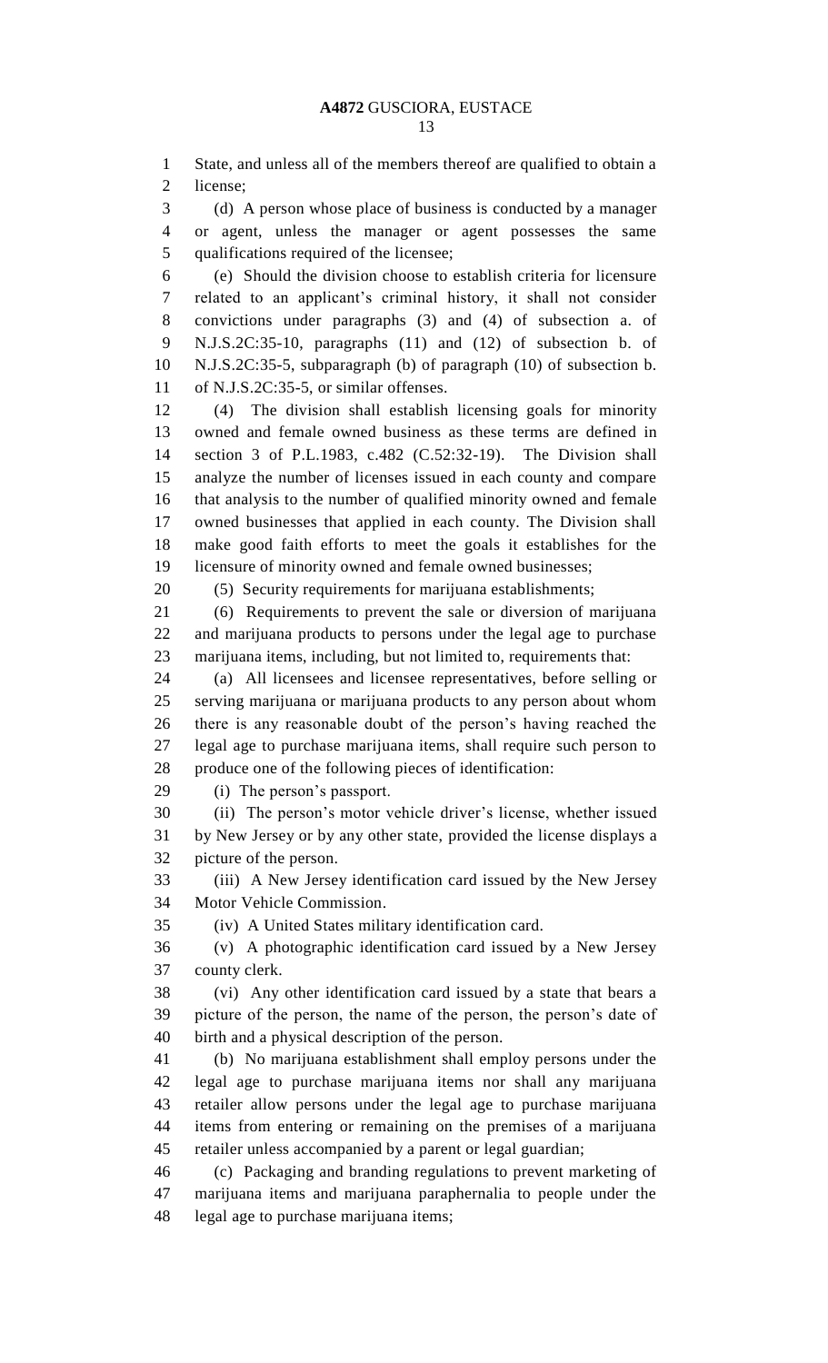State, and unless all of the members thereof are qualified to obtain a license;

(d) A person whose place of business is conducted by a manager or agent, unless the manager or agent possesses the same qualifications required of the licensee;

(e) Should the division choose to establish criteria for licensure related to an applicant's criminal history, it shall not consider convictions under paragraphs (3) and (4) of subsection a. of N.J.S.2C:35-10, paragraphs (11) and (12) of subsection b. of N.J.S.2C:35-5, subparagraph (b) of paragraph (10) of subsection b. of N.J.S.2C:35-5, or similar offenses.

(4) The division shall establish licensing goals for minority owned and female owned business as these terms are defined in section 3 of P.L.1983, c.482 (C.52:32-19). The Division shall analyze the number of licenses issued in each county and compare that analysis to the number of qualified minority owned and female owned businesses that applied in each county. The Division shall make good faith efforts to meet the goals it establishes for the licensure of minority owned and female owned businesses;

(5) Security requirements for marijuana establishments;

(6) Requirements to prevent the sale or diversion of marijuana and marijuana products to persons under the legal age to purchase marijuana items, including, but not limited to, requirements that:

(a) All licensees and licensee representatives, before selling or serving marijuana or marijuana products to any person about whom there is any reasonable doubt of the person's having reached the legal age to purchase marijuana items, shall require such person to produce one of the following pieces of identification:

(i) The person's passport.

(ii) The person's motor vehicle driver's license, whether issued by New Jersey or by any other state, provided the license displays a picture of the person.

(iii) A New Jersey identification card issued by the New Jersey Motor Vehicle Commission.

(iv) A United States military identification card.

(v) A photographic identification card issued by a New Jersey county clerk.

(vi) Any other identification card issued by a state that bears a picture of the person, the name of the person, the person's date of birth and a physical description of the person.

(b) No marijuana establishment shall employ persons under the legal age to purchase marijuana items nor shall any marijuana retailer allow persons under the legal age to purchase marijuana items from entering or remaining on the premises of a marijuana retailer unless accompanied by a parent or legal guardian;

(c) Packaging and branding regulations to prevent marketing of marijuana items and marijuana paraphernalia to people under the legal age to purchase marijuana items;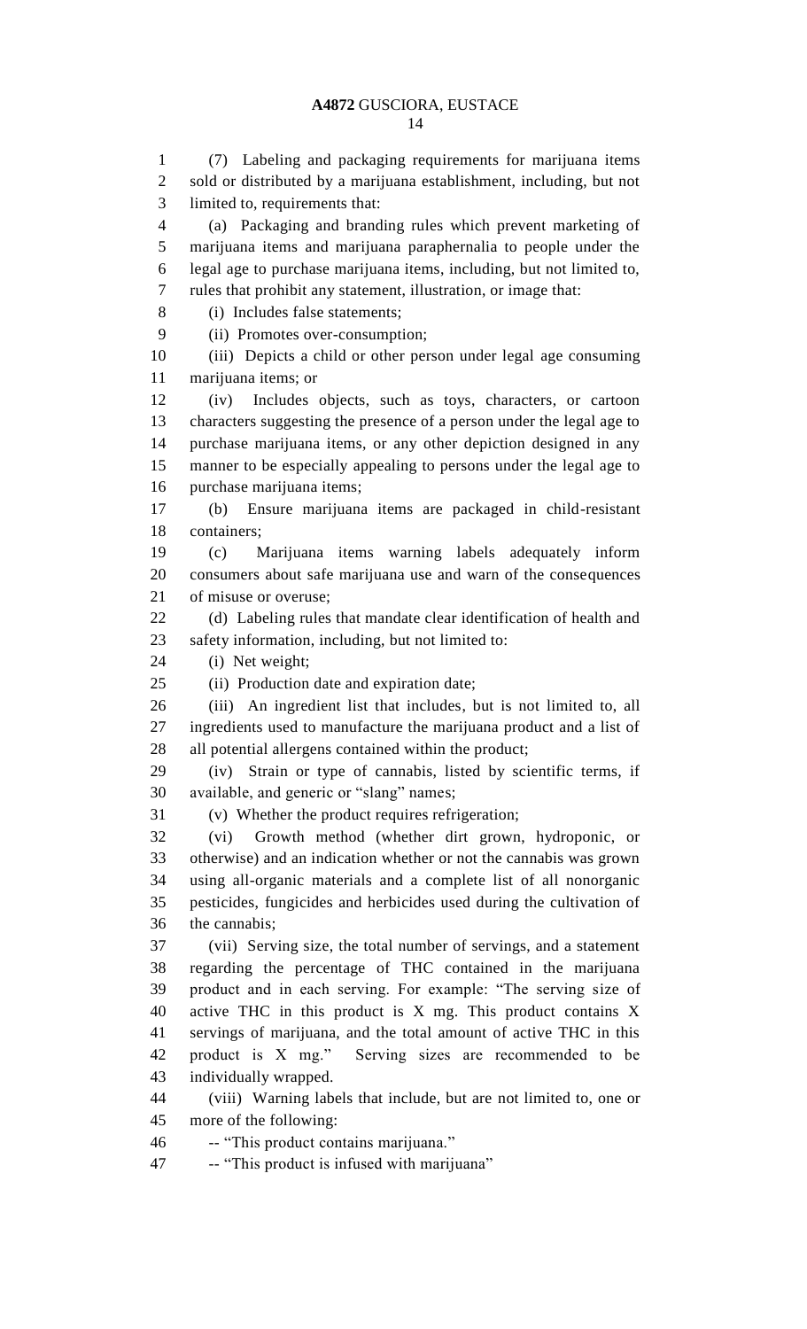(7) Labeling and packaging requirements for marijuana items sold or distributed by a marijuana establishment, including, but not limited to, requirements that:

(a) Packaging and branding rules which prevent marketing of marijuana items and marijuana paraphernalia to people under the legal age to purchase marijuana items, including, but not limited to, rules that prohibit any statement, illustration, or image that:

(i) Includes false statements;

(ii) Promotes over-consumption;

(iii) Depicts a child or other person under legal age consuming marijuana items; or

(iv) Includes objects, such as toys, characters, or cartoon characters suggesting the presence of a person under the legal age to purchase marijuana items, or any other depiction designed in any manner to be especially appealing to persons under the legal age to purchase marijuana items;

(b) Ensure marijuana items are packaged in child-resistant containers;

(c) Marijuana items warning labels adequately inform consumers about safe marijuana use and warn of the consequences of misuse or overuse;

(d) Labeling rules that mandate clear identification of health and safety information, including, but not limited to:

(i) Net weight;

(ii) Production date and expiration date;

(iii) An ingredient list that includes, but is not limited to, all ingredients used to manufacture the marijuana product and a list of all potential allergens contained within the product;

(iv) Strain or type of cannabis, listed by scientific terms, if available, and generic or "slang" names;

(v) Whether the product requires refrigeration;

(vi) Growth method (whether dirt grown, hydroponic, or otherwise) and an indication whether or not the cannabis was grown using all-organic materials and a complete list of all nonorganic pesticides, fungicides and herbicides used during the cultivation of the cannabis;

(vii) Serving size, the total number of servings, and a statement regarding the percentage of THC contained in the marijuana product and in each serving. For example: "The serving size of active THC in this product is X mg. This product contains X servings of marijuana, and the total amount of active THC in this product is X mg." Serving sizes are recommended to be individually wrapped.

(viii) Warning labels that include, but are not limited to, one or more of the following:

-- "This product contains marijuana."

-- "This product is infused with marijuana"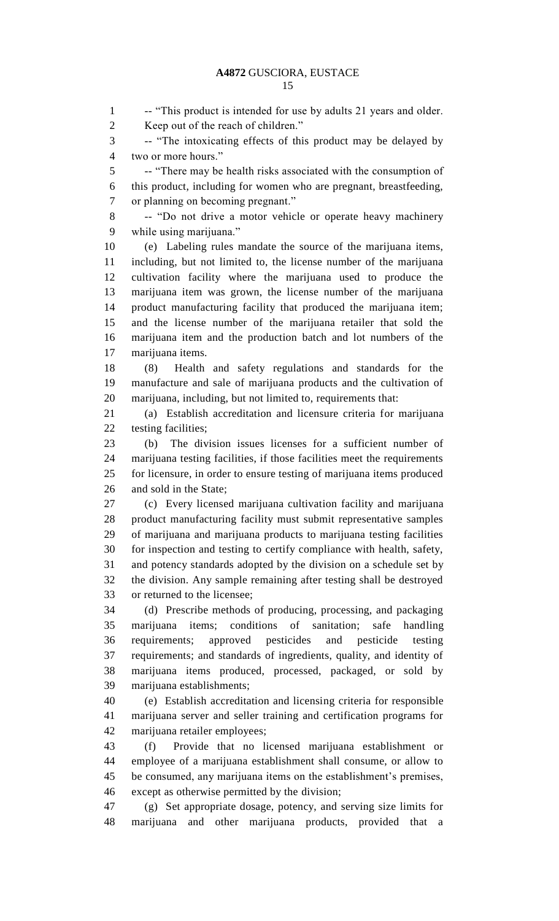-- "This product is intended for use by adults 21 years and older. Keep out of the reach of children."

-- "The intoxicating effects of this product may be delayed by two or more hours."

-- "There may be health risks associated with the consumption of this product, including for women who are pregnant, breastfeeding, or planning on becoming pregnant."

-- "Do not drive a motor vehicle or operate heavy machinery while using marijuana."

(e) Labeling rules mandate the source of the marijuana items, including, but not limited to, the license number of the marijuana cultivation facility where the marijuana used to produce the marijuana item was grown, the license number of the marijuana product manufacturing facility that produced the marijuana item; and the license number of the marijuana retailer that sold the marijuana item and the production batch and lot numbers of the marijuana items.

(8) Health and safety regulations and standards for the manufacture and sale of marijuana products and the cultivation of marijuana, including, but not limited to, requirements that:

(a) Establish accreditation and licensure criteria for marijuana testing facilities;

(b) The division issues licenses for a sufficient number of marijuana testing facilities, if those facilities meet the requirements for licensure, in order to ensure testing of marijuana items produced and sold in the State;

(c) Every licensed marijuana cultivation facility and marijuana product manufacturing facility must submit representative samples of marijuana and marijuana products to marijuana testing facilities for inspection and testing to certify compliance with health, safety, and potency standards adopted by the division on a schedule set by the division. Any sample remaining after testing shall be destroyed or returned to the licensee;

(d) Prescribe methods of producing, processing, and packaging marijuana items; conditions of sanitation; safe handling requirements; approved pesticides and pesticide testing requirements; and standards of ingredients, quality, and identity of marijuana items produced, processed, packaged, or sold by marijuana establishments;

(e) Establish accreditation and licensing criteria for responsible marijuana server and seller training and certification programs for marijuana retailer employees;

(f) Provide that no licensed marijuana establishment or employee of a marijuana establishment shall consume, or allow to be consumed, any marijuana items on the establishment's premises, except as otherwise permitted by the division;

(g) Set appropriate dosage, potency, and serving size limits for marijuana and other marijuana products, provided that a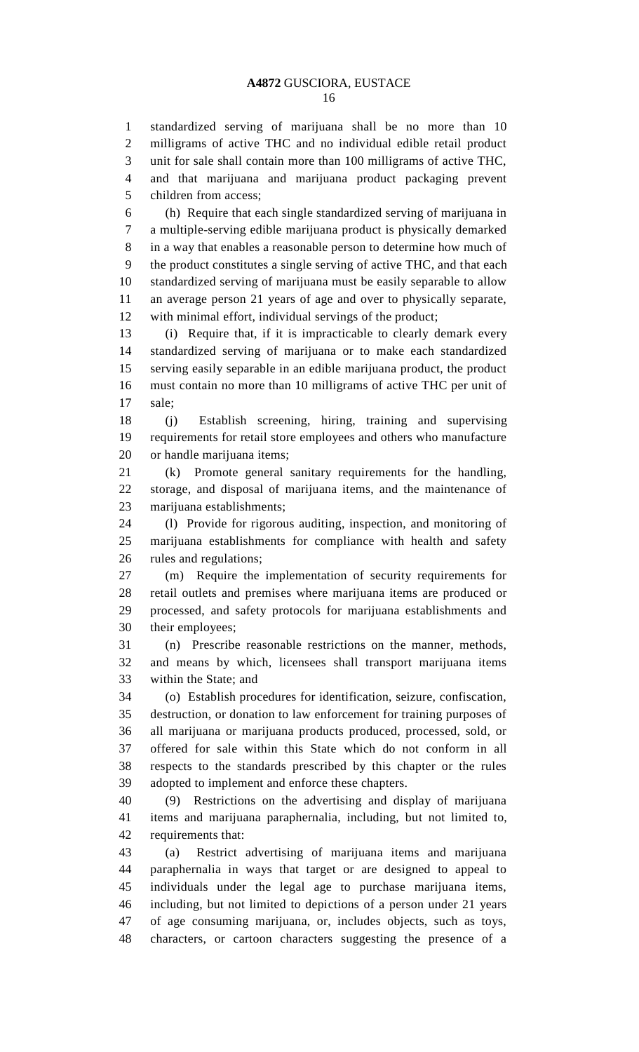standardized serving of marijuana shall be no more than 10 milligrams of active THC and no individual edible retail product unit for sale shall contain more than 100 milligrams of active THC, and that marijuana and marijuana product packaging prevent children from access;

(h) Require that each single standardized serving of marijuana in a multiple-serving edible marijuana product is physically demarked in a way that enables a reasonable person to determine how much of the product constitutes a single serving of active THC, and that each standardized serving of marijuana must be easily separable to allow an average person 21 years of age and over to physically separate, with minimal effort, individual servings of the product;

(i) Require that, if it is impracticable to clearly demark every standardized serving of marijuana or to make each standardized serving easily separable in an edible marijuana product, the product must contain no more than 10 milligrams of active THC per unit of sale;

(j) Establish screening, hiring, training and supervising requirements for retail store employees and others who manufacture or handle marijuana items;

(k) Promote general sanitary requirements for the handling, storage, and disposal of marijuana items, and the maintenance of marijuana establishments;

(l) Provide for rigorous auditing, inspection, and monitoring of marijuana establishments for compliance with health and safety rules and regulations;

(m) Require the implementation of security requirements for retail outlets and premises where marijuana items are produced or processed, and safety protocols for marijuana establishments and their employees;

(n) Prescribe reasonable restrictions on the manner, methods, and means by which, licensees shall transport marijuana items within the State; and

(o) Establish procedures for identification, seizure, confiscation, destruction, or donation to law enforcement for training purposes of all marijuana or marijuana products produced, processed, sold, or offered for sale within this State which do not conform in all respects to the standards prescribed by this chapter or the rules adopted to implement and enforce these chapters.

(9) Restrictions on the advertising and display of marijuana items and marijuana paraphernalia, including, but not limited to, requirements that:

(a) Restrict advertising of marijuana items and marijuana paraphernalia in ways that target or are designed to appeal to individuals under the legal age to purchase marijuana items, including, but not limited to depictions of a person under 21 years of age consuming marijuana, or, includes objects, such as toys, characters, or cartoon characters suggesting the presence of a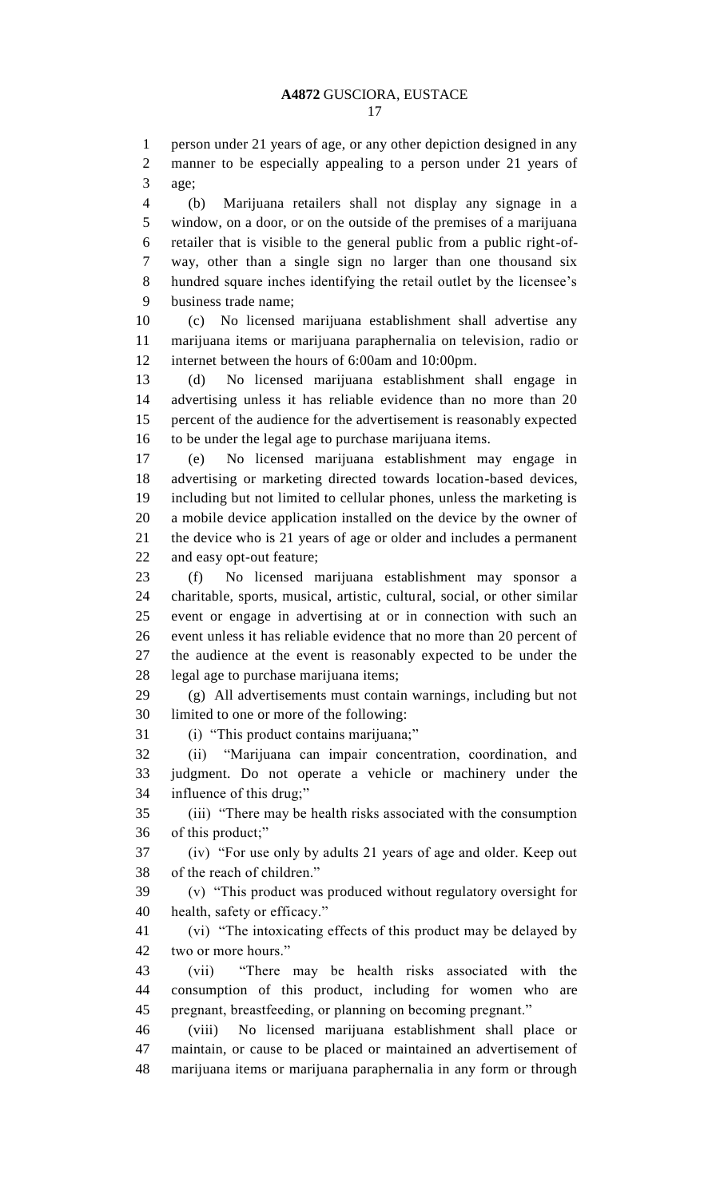person under 21 years of age, or any other depiction designed in any manner to be especially appealing to a person under 21 years of age;

(b) Marijuana retailers shall not display any signage in a window, on a door, or on the outside of the premises of a marijuana retailer that is visible to the general public from a public right-of-way, other than a single sign no larger than one thousand six hundred square inches identifying the retail outlet by the licensee's business trade name;

(c) No licensed marijuana establishment shall advertise any marijuana items or marijuana paraphernalia on television, radio or internet between the hours of 6:00am and 10:00pm.

(d) No licensed marijuana establishment shall engage in advertising unless it has reliable evidence than no more than 20 percent of the audience for the advertisement is reasonably expected to be under the legal age to purchase marijuana items.

(e) No licensed marijuana establishment may engage in advertising or marketing directed towards location-based devices, including but not limited to cellular phones, unless the marketing is a mobile device application installed on the device by the owner of the device who is 21 years of age or older and includes a permanent and easy opt-out feature;

(f) No licensed marijuana establishment may sponsor a charitable, sports, musical, artistic, cultural, social, or other similar event or engage in advertising at or in connection with such an event unless it has reliable evidence that no more than 20 percent of the audience at the event is reasonably expected to be under the legal age to purchase marijuana items;

(g) All advertisements must contain warnings, including but not limited to one or more of the following:

(i) "This product contains marijuana;"

(ii) "Marijuana can impair concentration, coordination, and judgment. Do not operate a vehicle or machinery under the influence of this drug;"

(iii) "There may be health risks associated with the consumption of this product;"

(iv) "For use only by adults 21 years of age and older. Keep out of the reach of children."

(v) "This product was produced without regulatory oversight for health, safety or efficacy."

(vi) "The intoxicating effects of this product may be delayed by two or more hours."

(vii) "There may be health risks associated with the consumption of this product, including for women who are pregnant, breastfeeding, or planning on becoming pregnant."

(viii) No licensed marijuana establishment shall place or maintain, or cause to be placed or maintained an advertisement of marijuana items or marijuana paraphernalia in any form or through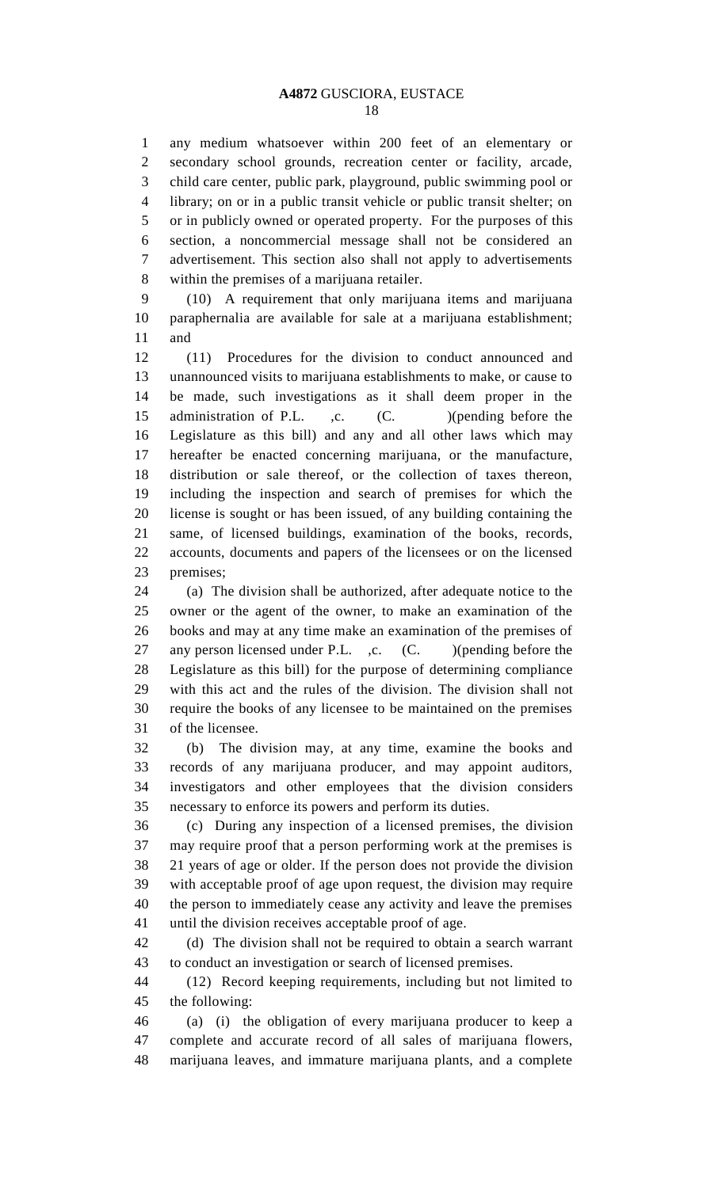any medium whatsoever within 200 feet of an elementary or secondary school grounds, recreation center or facility, arcade, child care center, public park, playground, public swimming pool or library; on or in a public transit vehicle or public transit shelter; on or in publicly owned or operated property. For the purposes of this section, a noncommercial message shall not be considered an advertisement. This section also shall not apply to advertisements within the premises of a marijuana retailer.

(10) A requirement that only marijuana items and marijuana paraphernalia are available for sale at a marijuana establishment; and

(11) Procedures for the division to conduct announced and unannounced visits to marijuana establishments to make, or cause to be made, such investigations as it shall deem proper in the administration of P.L. ,c. (C. )(pending before the Legislature as this bill) and any and all other laws which may hereafter be enacted concerning marijuana, or the manufacture, distribution or sale thereof, or the collection of taxes thereon, including the inspection and search of premises for which the license is sought or has been issued, of any building containing the same, of licensed buildings, examination of the books, records, accounts, documents and papers of the licensees or on the licensed premises;

(a) The division shall be authorized, after adequate notice to the owner or the agent of the owner, to make an examination of the books and may at any time make an examination of the premises of any person licensed under P.L. ,c. (C. )(pending before the Legislature as this bill) for the purpose of determining compliance with this act and the rules of the division. The division shall not require the books of any licensee to be maintained on the premises of the licensee.

(b) The division may, at any time, examine the books and records of any marijuana producer, and may appoint auditors, investigators and other employees that the division considers necessary to enforce its powers and perform its duties.

(c) During any inspection of a licensed premises, the division may require proof that a person performing work at the premises is 21 years of age or older. If the person does not provide the division with acceptable proof of age upon request, the division may require the person to immediately cease any activity and leave the premises until the division receives acceptable proof of age.

(d) The division shall not be required to obtain a search warrant to conduct an investigation or search of licensed premises.

(12) Record keeping requirements, including but not limited to the following:

(a) (i) the obligation of every marijuana producer to keep a complete and accurate record of all sales of marijuana flowers, marijuana leaves, and immature marijuana plants, and a complete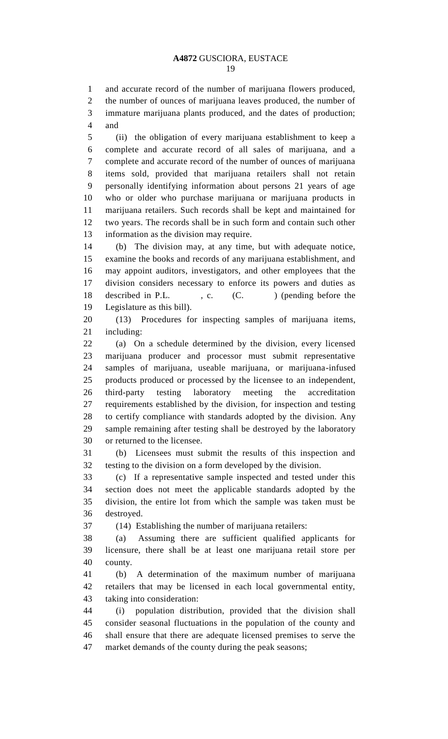and accurate record of the number of marijuana flowers produced, the number of ounces of marijuana leaves produced, the number of immature marijuana plants produced, and the dates of production; and

(ii) the obligation of every marijuana establishment to keep a complete and accurate record of all sales of marijuana, and a complete and accurate record of the number of ounces of marijuana items sold, provided that marijuana retailers shall not retain personally identifying information about persons 21 years of age who or older who purchase marijuana or marijuana products in marijuana retailers. Such records shall be kept and maintained for two years. The records shall be in such form and contain such other information as the division may require.

(b) The division may, at any time, but with adequate notice, examine the books and records of any marijuana establishment, and may appoint auditors, investigators, and other employees that the division considers necessary to enforce its powers and duties as described in P.L. , c. (C. ) (pending before the Legislature as this bill).

(13) Procedures for inspecting samples of marijuana items, including:

(a) On a schedule determined by the division, every licensed marijuana producer and processor must submit representative samples of marijuana, useable marijuana, or marijuana-infused products produced or processed by the licensee to an independent, third-party testing laboratory meeting the accreditation requirements established by the division, for inspection and testing to certify compliance with standards adopted by the division. Any sample remaining after testing shall be destroyed by the laboratory or returned to the licensee.

(b) Licensees must submit the results of this inspection and testing to the division on a form developed by the division.

(c) If a representative sample inspected and tested under this section does not meet the applicable standards adopted by the division, the entire lot from which the sample was taken must be destroyed.

(14) Establishing the number of marijuana retailers:

(a) Assuming there are sufficient qualified applicants for licensure, there shall be at least one marijuana retail store per county.

(b) A determination of the maximum number of marijuana retailers that may be licensed in each local governmental entity, taking into consideration:

(i) population distribution, provided that the division shall consider seasonal fluctuations in the population of the county and shall ensure that there are adequate licensed premises to serve the market demands of the county during the peak seasons;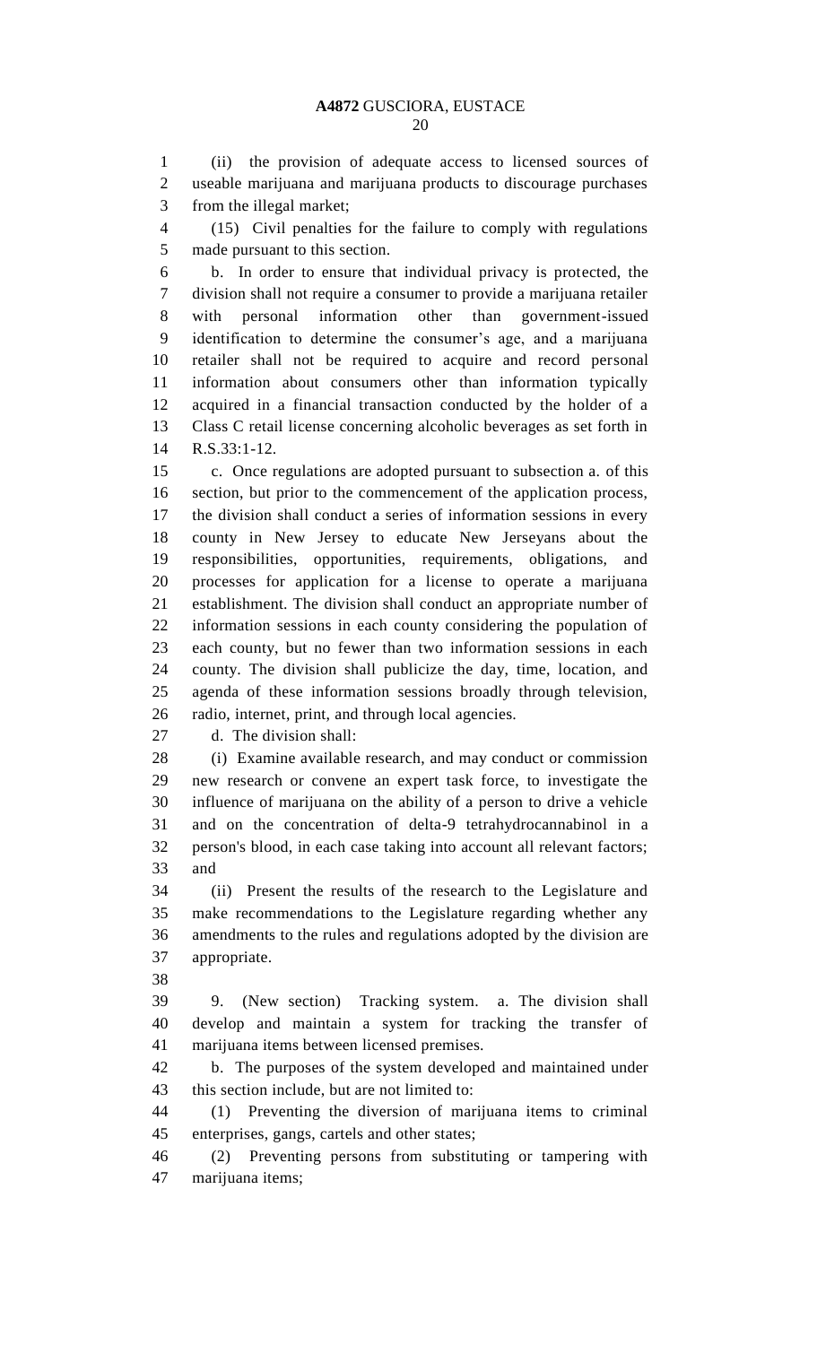(ii) the provision of adequate access to licensed sources of useable marijuana and marijuana products to discourage purchases from the illegal market;

(15) Civil penalties for the failure to comply with regulations made pursuant to this section.

b. In order to ensure that individual privacy is protected, the division shall not require a consumer to provide a marijuana retailer with personal information other than government-issued identification to determine the consumer's age, and a marijuana retailer shall not be required to acquire and record personal information about consumers other than information typically acquired in a financial transaction conducted by the holder of a Class C retail license concerning alcoholic beverages as set forth in R.S.33:1-12.

c. Once regulations are adopted pursuant to subsection a. of this section, but prior to the commencement of the application process, the division shall conduct a series of information sessions in every county in New Jersey to educate New Jerseyans about the responsibilities, opportunities, requirements, obligations, and processes for application for a license to operate a marijuana establishment. The division shall conduct an appropriate number of information sessions in each county considering the population of each county, but no fewer than two information sessions in each county. The division shall publicize the day, time, location, and agenda of these information sessions broadly through television, radio, internet, print, and through local agencies.

d. The division shall:

(i) Examine available research, and may conduct or commission new research or convene an expert task force, to investigate the influence of marijuana on the ability of a person to drive a vehicle and on the concentration of delta-9 tetrahydrocannabinol in a person's blood, in each case taking into account all relevant factors; and

(ii) Present the results of the research to the Legislature and make recommendations to the Legislature regarding whether any amendments to the rules and regulations adopted by the division are appropriate.

9. (New section) Tracking system. a. The division shall develop and maintain a system for tracking the transfer of marijuana items between licensed premises.

b. The purposes of the system developed and maintained under this section include, but are not limited to:

(1) Preventing the diversion of marijuana items to criminal enterprises, gangs, cartels and other states;

(2) Preventing persons from substituting or tampering with marijuana items;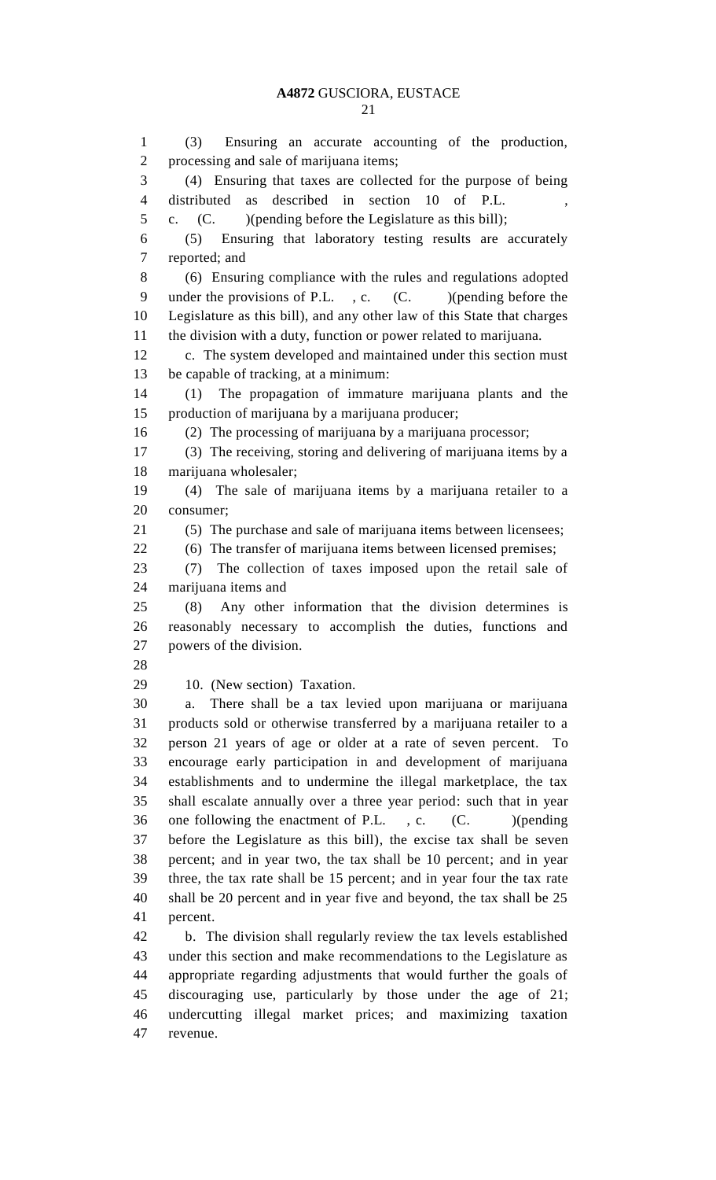(3) Ensuring an accurate accounting of the production, processing and sale of marijuana items;

(4) Ensuring that taxes are collected for the purpose of being distributed as described in section 10 of P.L. , c. (C. )(pending before the Legislature as this bill);

(5) Ensuring that laboratory testing results are accurately reported; and

(6) Ensuring compliance with the rules and regulations adopted under the provisions of P.L. , c. (C. )(pending before the Legislature as this bill), and any other law of this State that charges the division with a duty, function or power related to marijuana.

c. The system developed and maintained under this section must be capable of tracking, at a minimum:

(1) The propagation of immature marijuana plants and the production of marijuana by a marijuana producer;

(2) The processing of marijuana by a marijuana processor;

(3) The receiving, storing and delivering of marijuana items by a marijuana wholesaler;

(4) The sale of marijuana items by a marijuana retailer to a consumer;

(5) The purchase and sale of marijuana items between licensees;

(6) The transfer of marijuana items between licensed premises;

(7) The collection of taxes imposed upon the retail sale of marijuana items and

(8) Any other information that the division determines is reasonably necessary to accomplish the duties, functions and powers of the division.

10. (New section) Taxation.

a. There shall be a tax levied upon marijuana or marijuana products sold or otherwise transferred by a marijuana retailer to a person 21 years of age or older at a rate of seven percent. To encourage early participation in and development of marijuana establishments and to undermine the illegal marketplace, the tax shall escalate annually over a three year period: such that in year one following the enactment of P.L. , c. (C. )(pending before the Legislature as this bill), the excise tax shall be seven percent; and in year two, the tax shall be 10 percent; and in year three, the tax rate shall be 15 percent; and in year four the tax rate shall be 20 percent and in year five and beyond, the tax shall be 25 percent.

b. The division shall regularly review the tax levels established under this section and make recommendations to the Legislature as appropriate regarding adjustments that would further the goals of discouraging use, particularly by those under the age of 21; undercutting illegal market prices; and maximizing taxation revenue.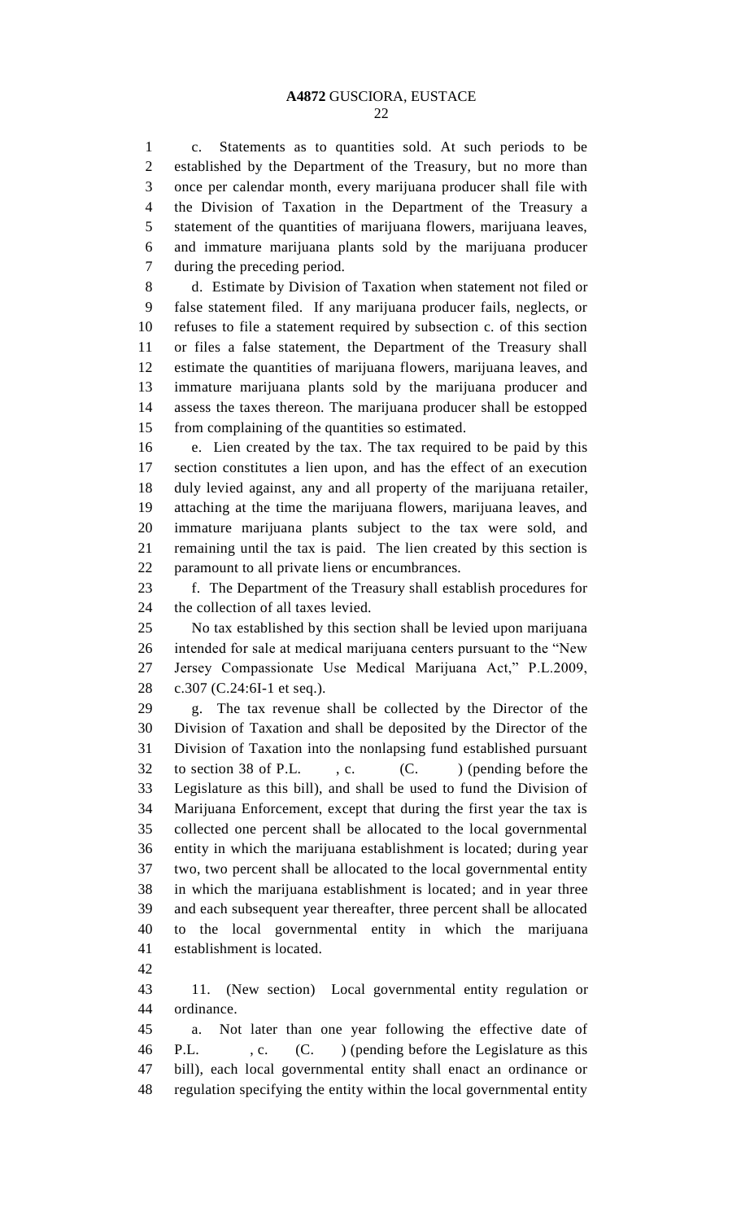c. Statements as to quantities sold. At such periods to be established by the Department of the Treasury, but no more than once per calendar month, every marijuana producer shall file with the Division of Taxation in the Department of the Treasury a statement of the quantities of marijuana flowers, marijuana leaves, and immature marijuana plants sold by the marijuana producer during the preceding period.

d. Estimate by Division of Taxation when statement not filed or false statement filed. If any marijuana producer fails, neglects, or refuses to file a statement required by subsection c. of this section or files a false statement, the Department of the Treasury shall estimate the quantities of marijuana flowers, marijuana leaves, and immature marijuana plants sold by the marijuana producer and assess the taxes thereon. The marijuana producer shall be estopped from complaining of the quantities so estimated.

e. Lien created by the tax. The tax required to be paid by this section constitutes a lien upon, and has the effect of an execution duly levied against, any and all property of the marijuana retailer, attaching at the time the marijuana flowers, marijuana leaves, and immature marijuana plants subject to the tax were sold, and remaining until the tax is paid. The lien created by this section is paramount to all private liens or encumbrances.

f. The Department of the Treasury shall establish procedures for the collection of all taxes levied.

No tax established by this section shall be levied upon marijuana intended for sale at medical marijuana centers pursuant to the "New Jersey Compassionate Use Medical Marijuana Act," P.L.2009, c.307 (C.24:6I-1 et seq.).

g. The tax revenue shall be collected by the Director of the Division of Taxation and shall be deposited by the Director of the Division of Taxation into the nonlapsing fund established pursuant to section 38 of P.L. , c. (C. ) (pending before the Legislature as this bill), and shall be used to fund the Division of Marijuana Enforcement, except that during the first year the tax is collected one percent shall be allocated to the local governmental entity in which the marijuana establishment is located; during year two, two percent shall be allocated to the local governmental entity in which the marijuana establishment is located; and in year three and each subsequent year thereafter, three percent shall be allocated to the local governmental entity in which the marijuana establishment is located.

11. (New section) Local governmental entity regulation or ordinance.

a. Not later than one year following the effective date of P.L. , c. (C. ) (pending before the Legislature as this bill), each local governmental entity shall enact an ordinance or regulation specifying the entity within the local governmental entity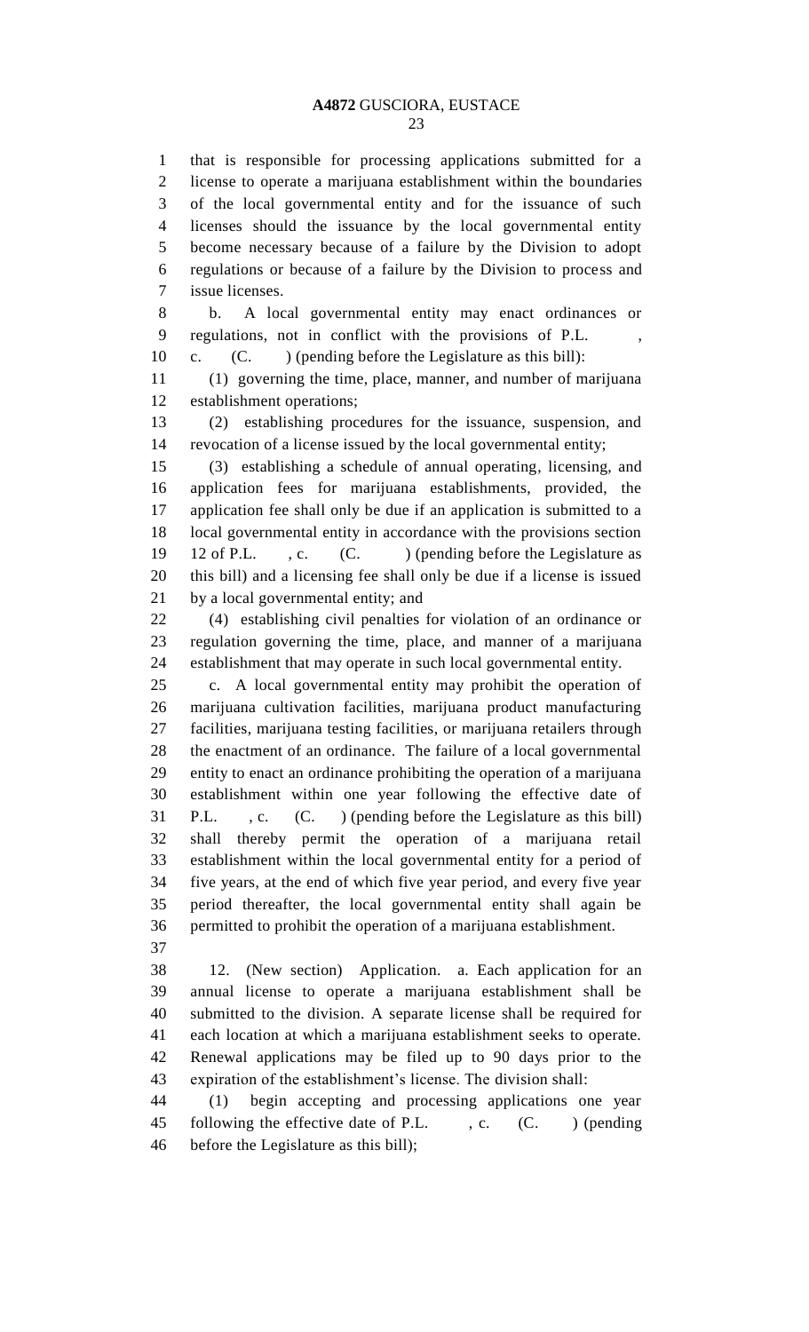that is responsible for processing applications submitted for a license to operate a marijuana establishment within the boundaries of the local governmental entity and for the issuance of such licenses should the issuance by the local governmental entity become necessary because of a failure by the Division to adopt regulations or because of a failure by the Division to process and issue licenses.

b. A local governmental entity may enact ordinances or regulations, not in conflict with the provisions of P.L. , c. (C. ) (pending before the Legislature as this bill):

(1) governing the time, place, manner, and number of marijuana establishment operations;

(2) establishing procedures for the issuance, suspension, and revocation of a license issued by the local governmental entity;

(3) establishing a schedule of annual operating, licensing, and application fees for marijuana establishments, provided, the application fee shall only be due if an application is submitted to a local governmental entity in accordance with the provisions section 12 of P.L. , c. (C. ) (pending before the Legislature as this bill) and a licensing fee shall only be due if a license is issued by a local governmental entity; and

(4) establishing civil penalties for violation of an ordinance or regulation governing the time, place, and manner of a marijuana establishment that may operate in such local governmental entity.

c. A local governmental entity may prohibit the operation of marijuana cultivation facilities, marijuana product manufacturing facilities, marijuana testing facilities, or marijuana retailers through the enactment of an ordinance. The failure of a local governmental entity to enact an ordinance prohibiting the operation of a marijuana establishment within one year following the effective date of P.L. , c. (C. ) (pending before the Legislature as this bill) shall thereby permit the operation of a marijuana retail establishment within the local governmental entity for a period of five years, at the end of which five year period, and every five year period thereafter, the local governmental entity shall again be permitted to prohibit the operation of a marijuana establishment.

12. (New section) Application. a. Each application for an annual license to operate a marijuana establishment shall be submitted to the division. A separate license shall be required for each location at which a marijuana establishment seeks to operate. Renewal applications may be filed up to 90 days prior to the expiration of the establishment's license. The division shall:

(1) begin accepting and processing applications one year following the effective date of P.L. , c. (C. ) (pending before the Legislature as this bill);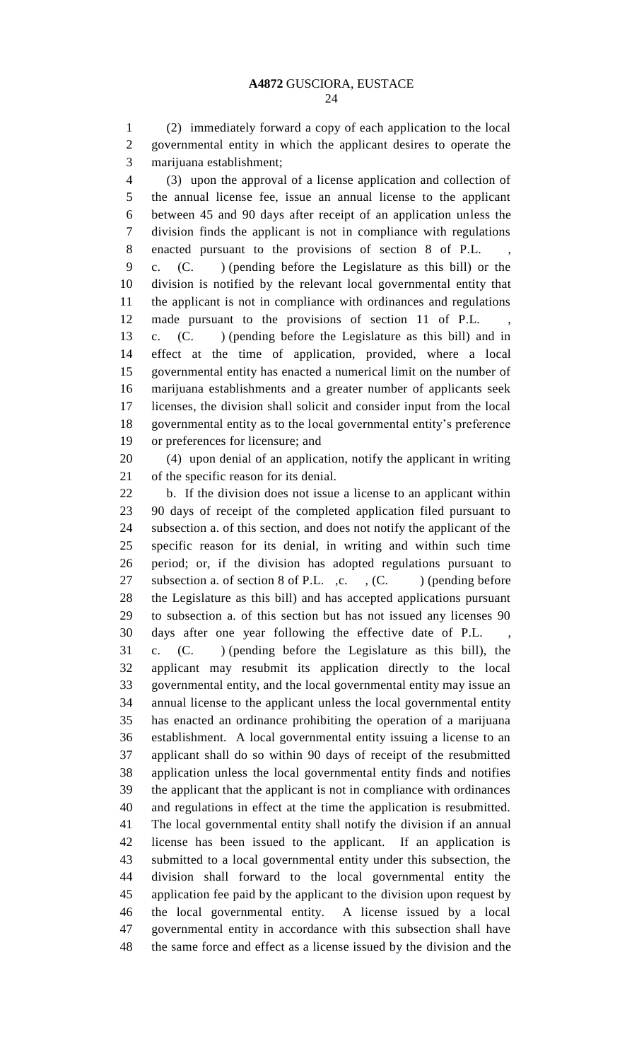(2) immediately forward a copy of each application to the local governmental entity in which the applicant desires to operate the marijuana establishment;

(3) upon the approval of a license application and collection of the annual license fee, issue an annual license to the applicant between 45 and 90 days after receipt of an application unless the division finds the applicant is not in compliance with regulations enacted pursuant to the provisions of section 8 of P.L. , c. (C. ) (pending before the Legislature as this bill) or the division is notified by the relevant local governmental entity that the applicant is not in compliance with ordinances and regulations made pursuant to the provisions of section 11 of P.L. , c. (C. ) (pending before the Legislature as this bill) and in effect at the time of application, provided, where a local governmental entity has enacted a numerical limit on the number of marijuana establishments and a greater number of applicants seek licenses, the division shall solicit and consider input from the local governmental entity as to the local governmental entity's preference or preferences for licensure; and

(4) upon denial of an application, notify the applicant in writing of the specific reason for its denial.

b. If the division does not issue a license to an applicant within 90 days of receipt of the completed application filed pursuant to subsection a. of this section, and does not notify the applicant of the specific reason for its denial, in writing and within such time period; or, if the division has adopted regulations pursuant to subsection a. of section 8 of P.L. ,c. , (C. ) (pending before the Legislature as this bill) and has accepted applications pursuant to subsection a. of this section but has not issued any licenses 90 days after one year following the effective date of P.L. , c. (C. ) (pending before the Legislature as this bill), the applicant may resubmit its application directly to the local governmental entity, and the local governmental entity may issue an annual license to the applicant unless the local governmental entity has enacted an ordinance prohibiting the operation of a marijuana establishment. A local governmental entity issuing a license to an applicant shall do so within 90 days of receipt of the resubmitted application unless the local governmental entity finds and notifies the applicant that the applicant is not in compliance with ordinances and regulations in effect at the time the application is resubmitted. The local governmental entity shall notify the division if an annual license has been issued to the applicant. If an application is submitted to a local governmental entity under this subsection, the division shall forward to the local governmental entity the application fee paid by the applicant to the division upon request by the local governmental entity. A license issued by a local governmental entity in accordance with this subsection shall have the same force and effect as a license issued by the division and the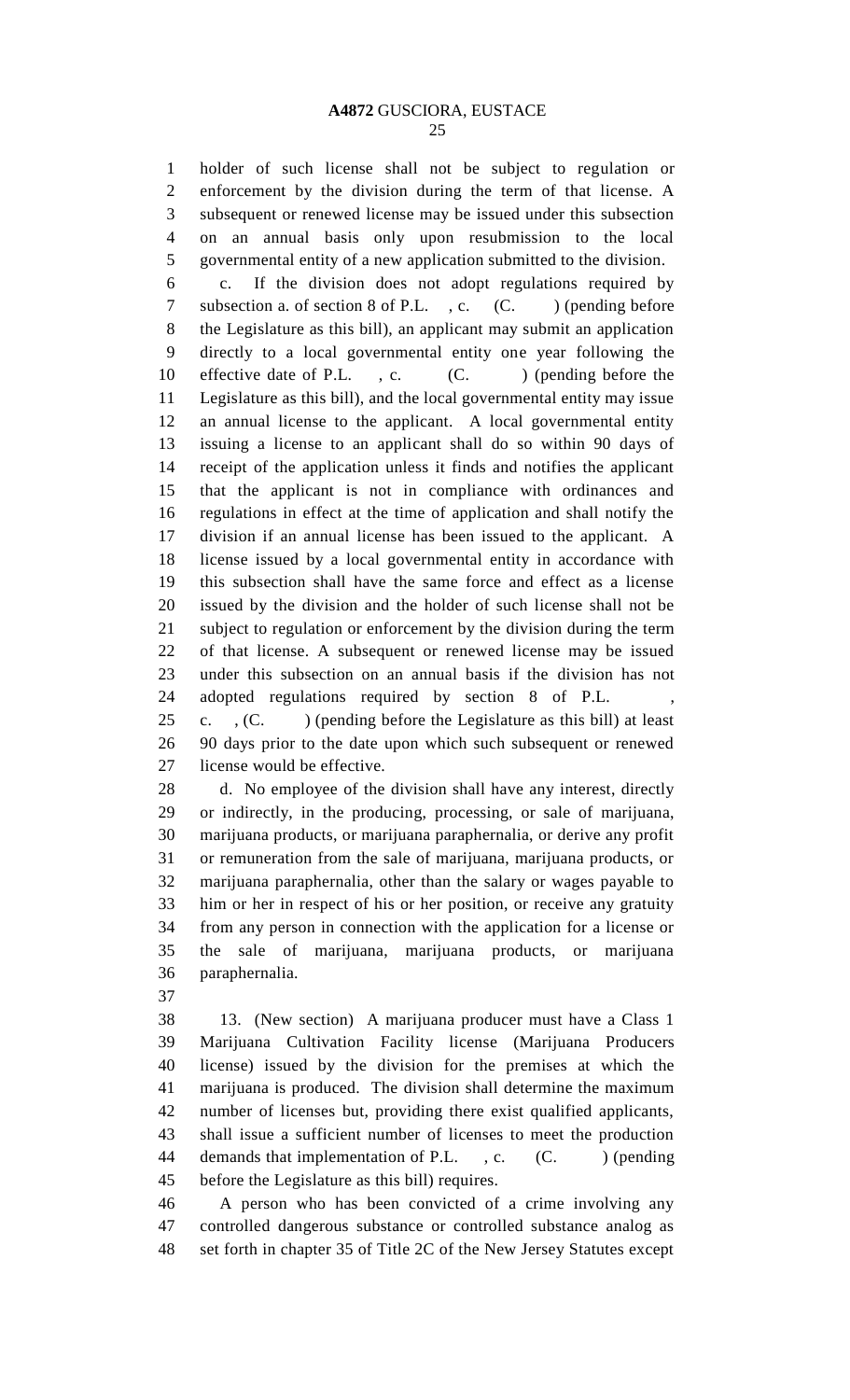holder of such license shall not be subject to regulation or enforcement by the division during the term of that license. A subsequent or renewed license may be issued under this subsection on an annual basis only upon resubmission to the local governmental entity of a new application submitted to the division.

c. If the division does not adopt regulations required by subsection a. of section 8 of P.L. , c. (C. ) (pending before the Legislature as this bill), an applicant may submit an application directly to a local governmental entity one year following the effective date of P.L. , c. (C. ) (pending before the Legislature as this bill), and the local governmental entity may issue an annual license to the applicant. A local governmental entity issuing a license to an applicant shall do so within 90 days of receipt of the application unless it finds and notifies the applicant that the applicant is not in compliance with ordinances and regulations in effect at the time of application and shall notify the division if an annual license has been issued to the applicant. A license issued by a local governmental entity in accordance with this subsection shall have the same force and effect as a license issued by the division and the holder of such license shall not be subject to regulation or enforcement by the division during the term of that license. A subsequent or renewed license may be issued under this subsection on an annual basis if the division has not adopted regulations required by section 8 of P.L. , c. , (C. ) (pending before the Legislature as this bill) at least 90 days prior to the date upon which such subsequent or renewed license would be effective.

d. No employee of the division shall have any interest, directly or indirectly, in the producing, processing, or sale of marijuana, marijuana products, or marijuana paraphernalia, or derive any profit or remuneration from the sale of marijuana, marijuana products, or marijuana paraphernalia, other than the salary or wages payable to him or her in respect of his or her position, or receive any gratuity from any person in connection with the application for a license or the sale of marijuana, marijuana products, or marijuana paraphernalia.

13. (New section) A marijuana producer must have a Class 1 Marijuana Cultivation Facility license (Marijuana Producers license) issued by the division for the premises at which the marijuana is produced. The division shall determine the maximum number of licenses but, providing there exist qualified applicants, shall issue a sufficient number of licenses to meet the production demands that implementation of P.L. , c. (C. ) (pending before the Legislature as this bill) requires.

A person who has been convicted of a crime involving any controlled dangerous substance or controlled substance analog as set forth in chapter 35 of Title 2C of the New Jersey Statutes except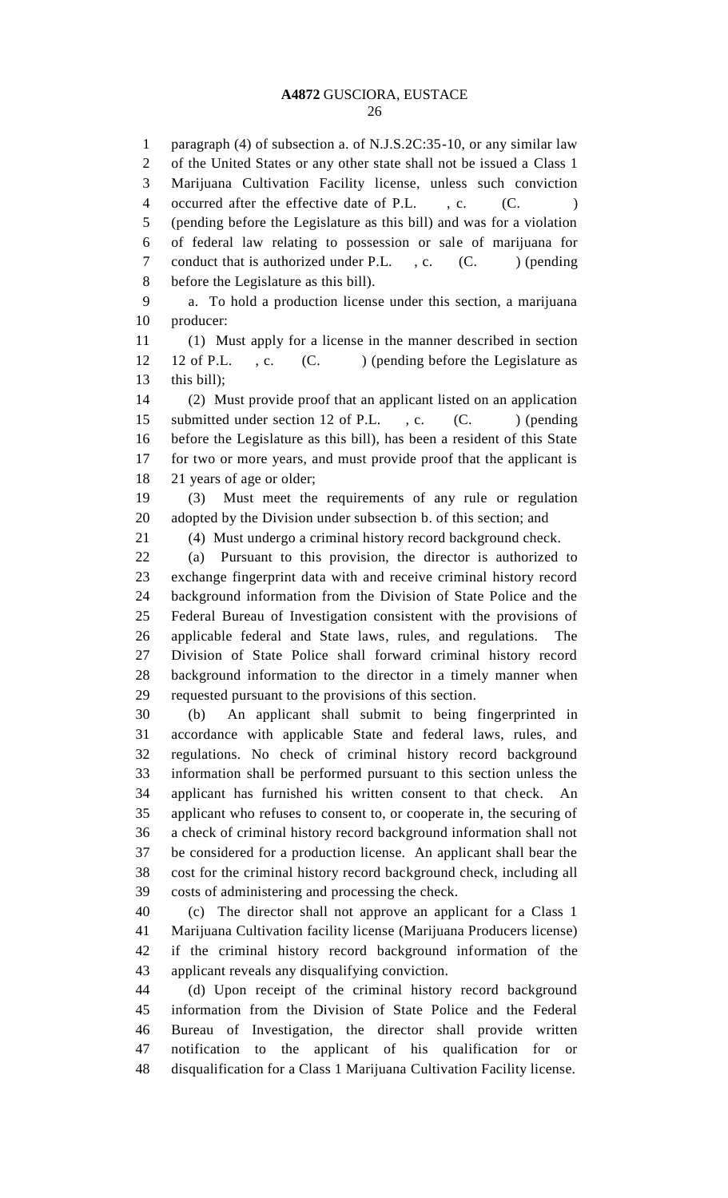paragraph (4) of subsection a. of N.J.S.2C:35-10, or any similar law of the United States or any other state shall not be issued a Class 1 Marijuana Cultivation Facility license, unless such conviction occurred after the effective date of P.L. , c. (C. ) (pending before the Legislature as this bill) and was for a violation of federal law relating to possession or sale of marijuana for conduct that is authorized under P.L. , c. (C. ) (pending before the Legislature as this bill).

a. To hold a production license under this section, a marijuana producer:

(1) Must apply for a license in the manner described in section 12 of P.L. , c. (C. ) (pending before the Legislature as this bill);

(2) Must provide proof that an applicant listed on an application submitted under section 12 of P.L. , c. (C. ) (pending before the Legislature as this bill), has been a resident of this State for two or more years, and must provide proof that the applicant is 21 years of age or older;

(3) Must meet the requirements of any rule or regulation adopted by the Division under subsection b. of this section; and

(4) Must undergo a criminal history record background check.

(a) Pursuant to this provision, the director is authorized to exchange fingerprint data with and receive criminal history record background information from the Division of State Police and the Federal Bureau of Investigation consistent with the provisions of applicable federal and State laws, rules, and regulations. The Division of State Police shall forward criminal history record background information to the director in a timely manner when requested pursuant to the provisions of this section.

(b) An applicant shall submit to being fingerprinted in accordance with applicable State and federal laws, rules, and regulations. No check of criminal history record background information shall be performed pursuant to this section unless the applicant has furnished his written consent to that check. An applicant who refuses to consent to, or cooperate in, the securing of a check of criminal history record background information shall not be considered for a production license. An applicant shall bear the cost for the criminal history record background check, including all costs of administering and processing the check.

(c) The director shall not approve an applicant for a Class 1 Marijuana Cultivation facility license (Marijuana Producers license) if the criminal history record background information of the applicant reveals any disqualifying conviction.

(d) Upon receipt of the criminal history record background information from the Division of State Police and the Federal Bureau of Investigation, the director shall provide written notification to the applicant of his qualification for or disqualification for a Class 1 Marijuana Cultivation Facility license.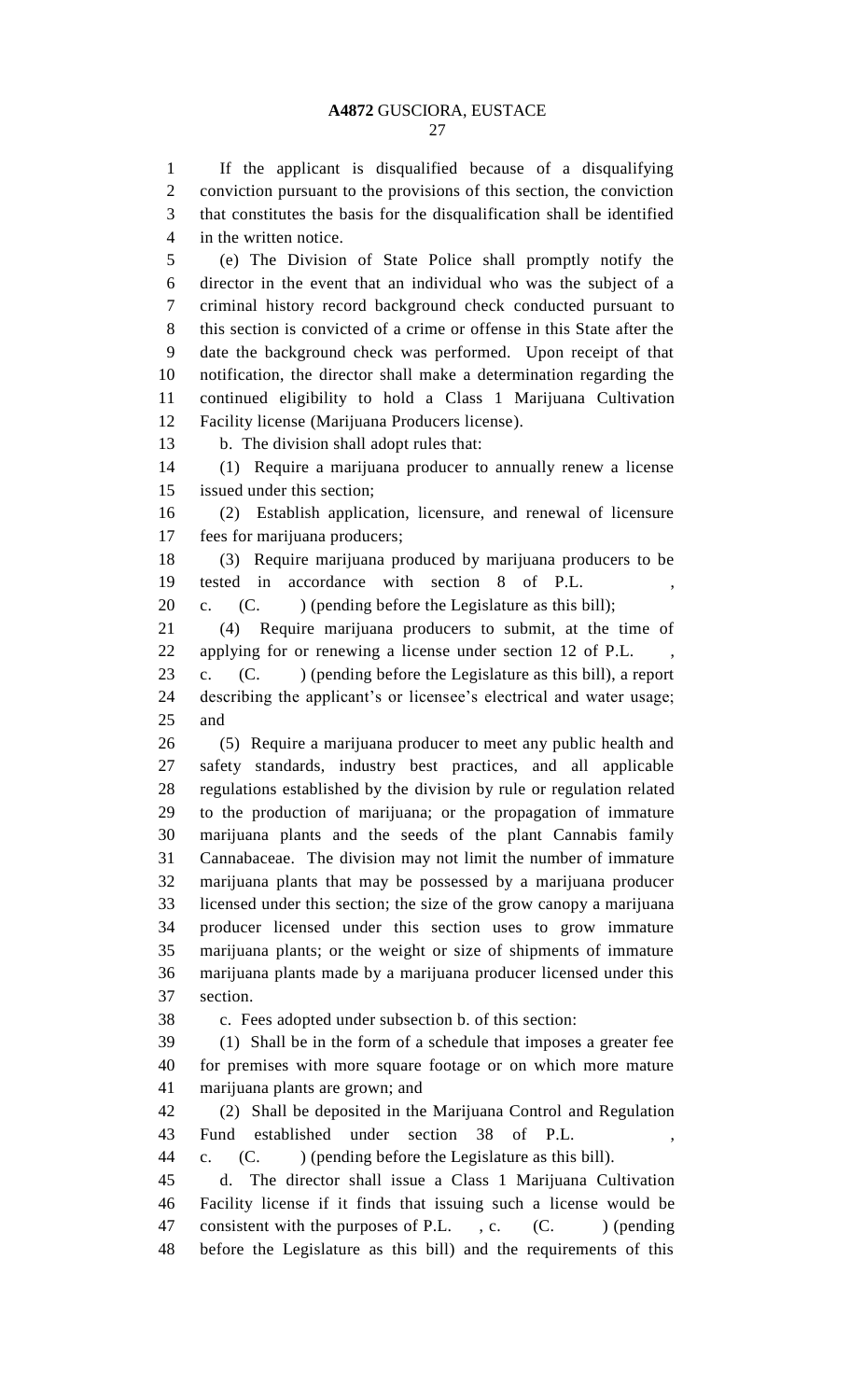If the applicant is disqualified because of a disqualifying conviction pursuant to the provisions of this section, the conviction that constitutes the basis for the disqualification shall be identified in the written notice.

(e) The Division of State Police shall promptly notify the director in the event that an individual who was the subject of a criminal history record background check conducted pursuant to this section is convicted of a crime or offense in this State after the date the background check was performed. Upon receipt of that notification, the director shall make a determination regarding the continued eligibility to hold a Class 1 Marijuana Cultivation Facility license (Marijuana Producers license).

b. The division shall adopt rules that:

(1) Require a marijuana producer to annually renew a license issued under this section;

(2) Establish application, licensure, and renewal of licensure fees for marijuana producers;

(3) Require marijuana produced by marijuana producers to be tested in accordance with section 8 of P.L. , c. (C. ) (pending before the Legislature as this bill);

(4) Require marijuana producers to submit, at the time of applying for or renewing a license under section 12 of P.L. , c. (C. ) (pending before the Legislature as this bill), a report describing the applicant's or licensee's electrical and water usage; and

(5) Require a marijuana producer to meet any public health and safety standards, industry best practices, and all applicable regulations established by the division by rule or regulation related to the production of marijuana; or the propagation of immature marijuana plants and the seeds of the plant Cannabis family Cannabaceae. The division may not limit the number of immature marijuana plants that may be possessed by a marijuana producer licensed under this section; the size of the grow canopy a marijuana producer licensed under this section uses to grow immature marijuana plants; or the weight or size of shipments of immature marijuana plants made by a marijuana producer licensed under this section.

c. Fees adopted under subsection b. of this section:

(1) Shall be in the form of a schedule that imposes a greater fee for premises with more square footage or on which more mature marijuana plants are grown; and

(2) Shall be deposited in the Marijuana Control and Regulation Fund established under section 38 of P.L. , c. (C. ) (pending before the Legislature as this bill).

d. The director shall issue a Class 1 Marijuana Cultivation Facility license if it finds that issuing such a license would be consistent with the purposes of P.L. , c. (C. ) (pending before the Legislature as this bill) and the requirements of this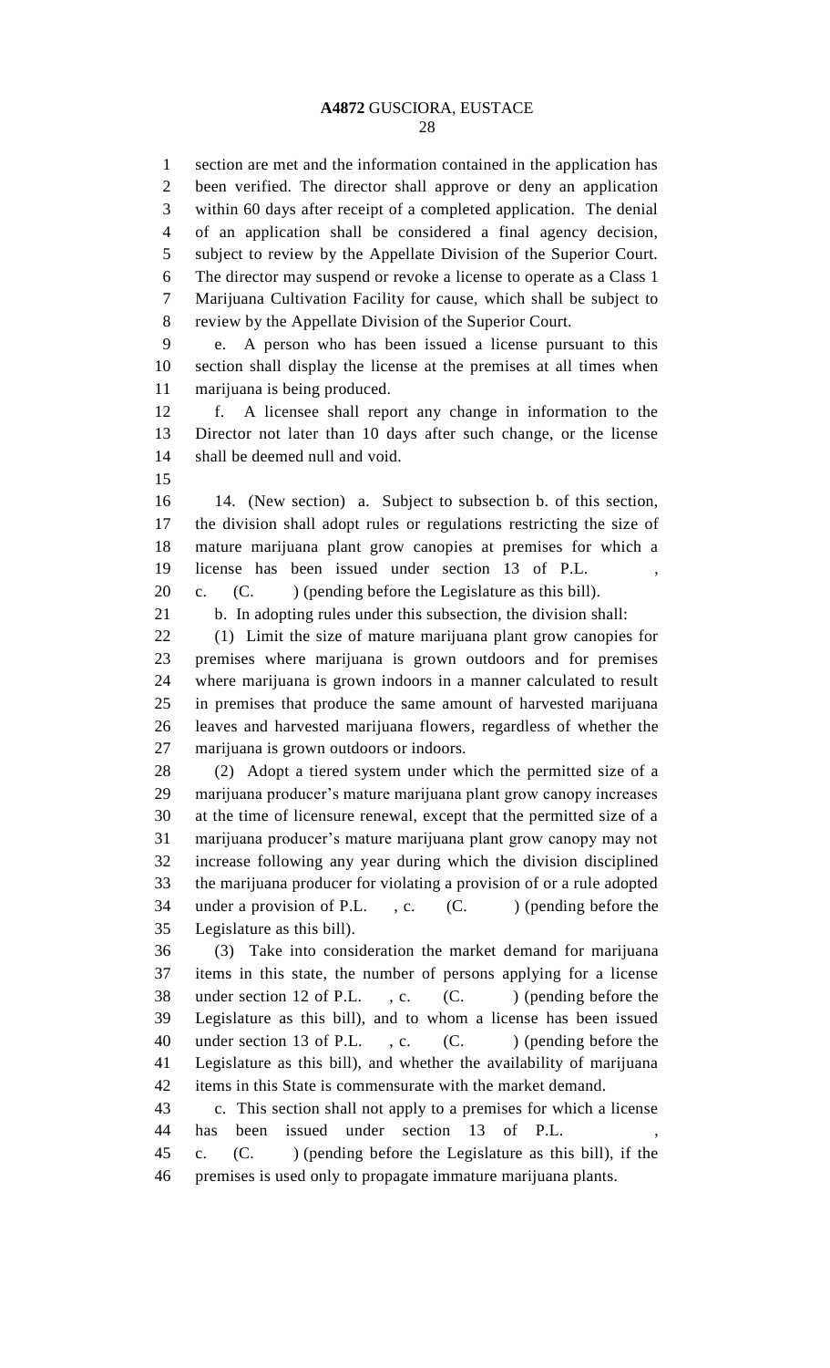section are met and the information contained in the application has been verified. The director shall approve or deny an application within 60 days after receipt of a completed application. The denial of an application shall be considered a final agency decision, subject to review by the Appellate Division of the Superior Court. The director may suspend or revoke a license to operate as a Class 1 Marijuana Cultivation Facility for cause, which shall be subject to review by the Appellate Division of the Superior Court.

e. A person who has been issued a license pursuant to this section shall display the license at the premises at all times when marijuana is being produced.

f. A licensee shall report any change in information to the Director not later than 10 days after such change, or the license shall be deemed null and void.

14. (New section) a. Subject to subsection b. of this section, the division shall adopt rules or regulations restricting the size of mature marijuana plant grow canopies at premises for which a license has been issued under section 13 of P.L. , c. (C. ) (pending before the Legislature as this bill).

b. In adopting rules under this subsection, the division shall:

(1) Limit the size of mature marijuana plant grow canopies for premises where marijuana is grown outdoors and for premises where marijuana is grown indoors in a manner calculated to result in premises that produce the same amount of harvested marijuana leaves and harvested marijuana flowers, regardless of whether the marijuana is grown outdoors or indoors.

(2) Adopt a tiered system under which the permitted size of a marijuana producer's mature marijuana plant grow canopy increases at the time of licensure renewal, except that the permitted size of a marijuana producer's mature marijuana plant grow canopy may not increase following any year during which the division disciplined the marijuana producer for violating a provision of or a rule adopted under a provision of P.L. , c. (C. ) (pending before the Legislature as this bill).

(3) Take into consideration the market demand for marijuana items in this state, the number of persons applying for a license under section 12 of P.L. , c. (C. ) (pending before the Legislature as this bill), and to whom a license has been issued under section 13 of P.L. , c. (C. ) (pending before the Legislature as this bill), and whether the availability of marijuana items in this State is commensurate with the market demand.

c. This section shall not apply to a premises for which a license has been issued under section 13 of P.L. , c. (C. ) (pending before the Legislature as this bill), if the premises is used only to propagate immature marijuana plants.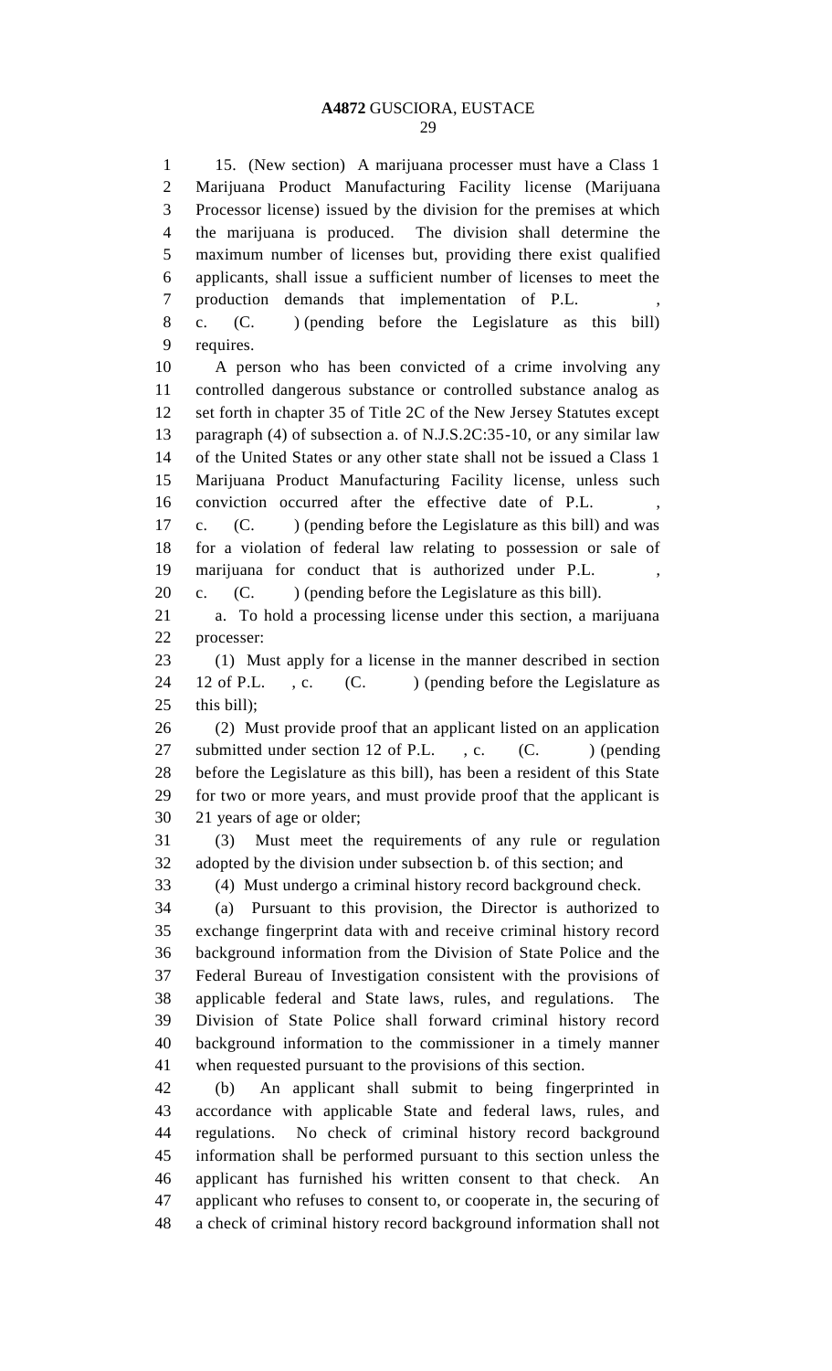15. (New section) A marijuana processer must have a Class 1 Marijuana Product Manufacturing Facility license (Marijuana Processor license) issued by the division for the premises at which the marijuana is produced. The division shall determine the maximum number of licenses but, providing there exist qualified applicants, shall issue a sufficient number of licenses to meet the production demands that implementation of P.L. , c. (C. ) (pending before the Legislature as this bill) requires.

A person who has been convicted of a crime involving any controlled dangerous substance or controlled substance analog as set forth in chapter 35 of Title 2C of the New Jersey Statutes except paragraph (4) of subsection a. of N.J.S.2C:35-10, or any similar law of the United States or any other state shall not be issued a Class 1 Marijuana Product Manufacturing Facility license, unless such conviction occurred after the effective date of P.L. , c. (C. ) (pending before the Legislature as this bill) and was for a violation of federal law relating to possession or sale of marijuana for conduct that is authorized under P.L. , c. (C. ) (pending before the Legislature as this bill).

a. To hold a processing license under this section, a marijuana processer:

(1) Must apply for a license in the manner described in section 12 of P.L. , c. (C. ) (pending before the Legislature as this bill);

(2) Must provide proof that an applicant listed on an application submitted under section 12 of P.L. , c. (C. ) (pending before the Legislature as this bill), has been a resident of this State for two or more years, and must provide proof that the applicant is 21 years of age or older;

(3) Must meet the requirements of any rule or regulation adopted by the division under subsection b. of this section; and

(4) Must undergo a criminal history record background check.

(a) Pursuant to this provision, the Director is authorized to exchange fingerprint data with and receive criminal history record background information from the Division of State Police and the Federal Bureau of Investigation consistent with the provisions of applicable federal and State laws, rules, and regulations. The Division of State Police shall forward criminal history record background information to the commissioner in a timely manner when requested pursuant to the provisions of this section.

(b) An applicant shall submit to being fingerprinted in accordance with applicable State and federal laws, rules, and regulations. No check of criminal history record background information shall be performed pursuant to this section unless the applicant has furnished his written consent to that check. An applicant who refuses to consent to, or cooperate in, the securing of a check of criminal history record background information shall not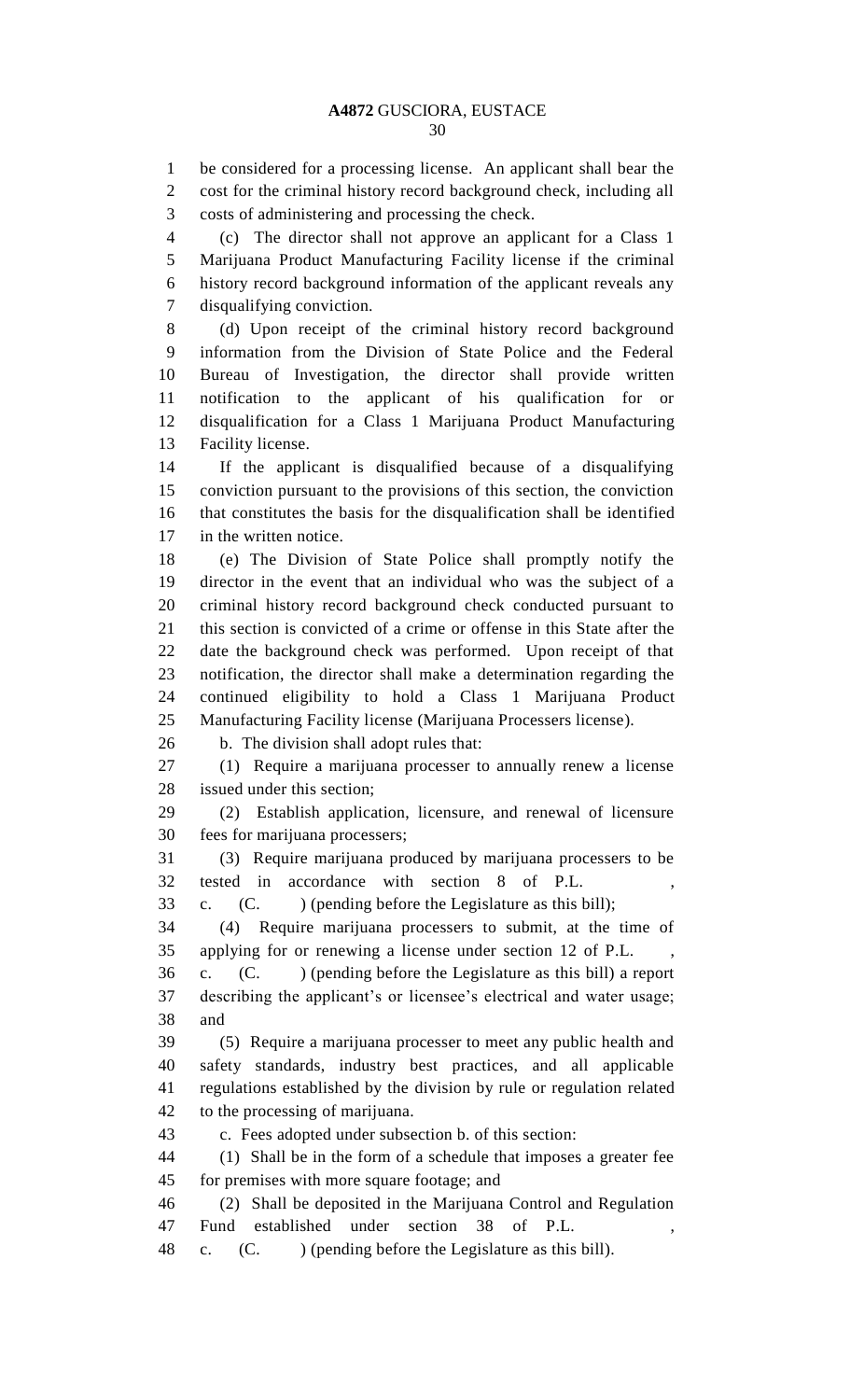be considered for a processing license. An applicant shall bear the cost for the criminal history record background check, including all costs of administering and processing the check.

(c) The director shall not approve an applicant for a Class 1 Marijuana Product Manufacturing Facility license if the criminal history record background information of the applicant reveals any disqualifying conviction.

(d) Upon receipt of the criminal history record background information from the Division of State Police and the Federal Bureau of Investigation, the director shall provide written notification to the applicant of his qualification for or disqualification for a Class 1 Marijuana Product Manufacturing Facility license.

If the applicant is disqualified because of a disqualifying conviction pursuant to the provisions of this section, the conviction that constitutes the basis for the disqualification shall be identified in the written notice.

(e) The Division of State Police shall promptly notify the director in the event that an individual who was the subject of a criminal history record background check conducted pursuant to this section is convicted of a crime or offense in this State after the date the background check was performed. Upon receipt of that notification, the director shall make a determination regarding the continued eligibility to hold a Class 1 Marijuana Product Manufacturing Facility license (Marijuana Processers license).

b. The division shall adopt rules that:

(1) Require a marijuana processer to annually renew a license issued under this section;

(2) Establish application, licensure, and renewal of licensure fees for marijuana processers;

(3) Require marijuana produced by marijuana processers to be tested in accordance with section 8 of P.L. , c. (C. ) (pending before the Legislature as this bill);

(4) Require marijuana processers to submit, at the time of applying for or renewing a license under section 12 of P.L. , c. (C. ) (pending before the Legislature as this bill) a report describing the applicant's or licensee's electrical and water usage; and

(5) Require a marijuana processer to meet any public health and safety standards, industry best practices, and all applicable regulations established by the division by rule or regulation related to the processing of marijuana.

c. Fees adopted under subsection b. of this section:

(1) Shall be in the form of a schedule that imposes a greater fee for premises with more square footage; and

(2) Shall be deposited in the Marijuana Control and Regulation Fund established under section 38 of P.L. , c. (C. ) (pending before the Legislature as this bill).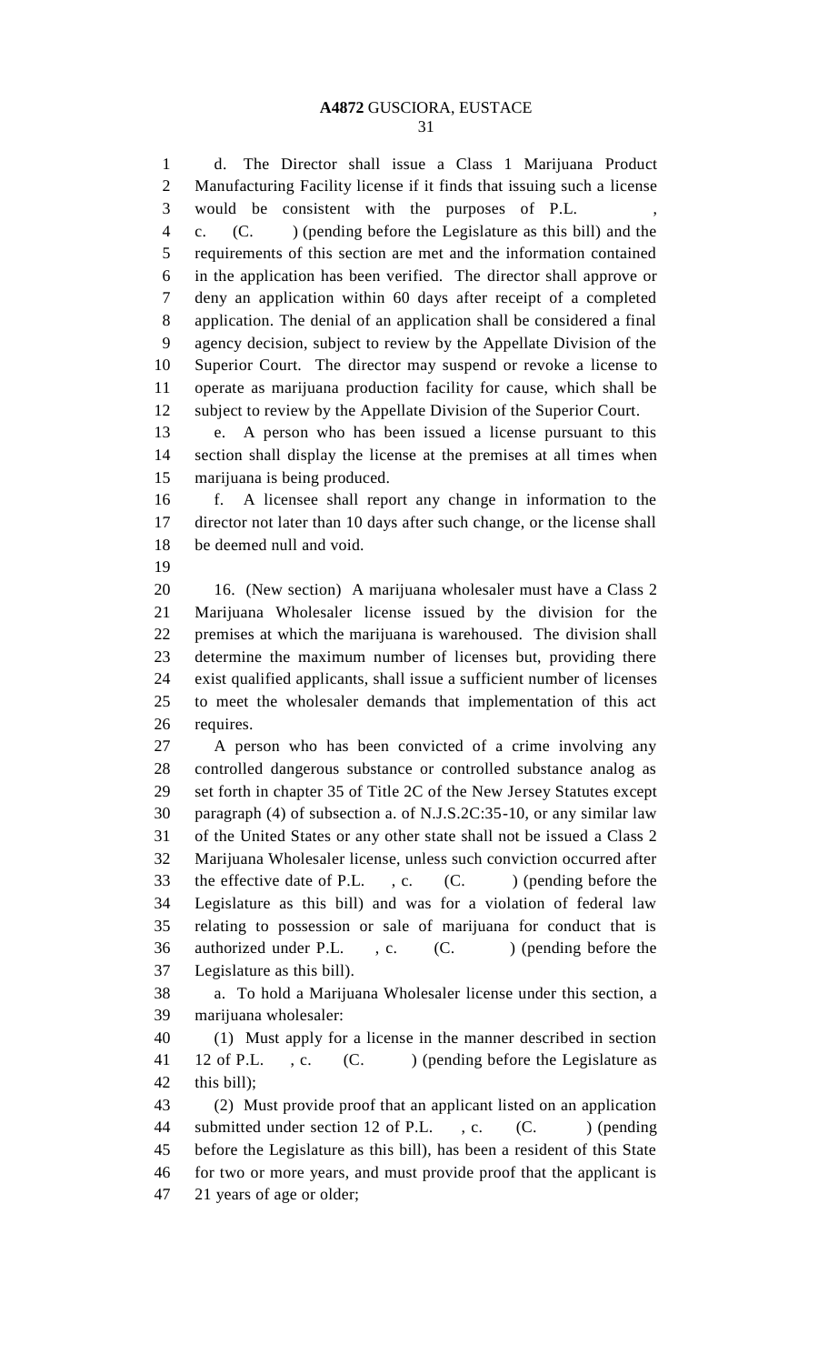d. The Director shall issue a Class 1 Marijuana Product Manufacturing Facility license if it finds that issuing such a license would be consistent with the purposes of P.L. , c. (C. ) (pending before the Legislature as this bill) and the requirements of this section are met and the information contained in the application has been verified. The director shall approve or deny an application within 60 days after receipt of a completed application. The denial of an application shall be considered a final agency decision, subject to review by the Appellate Division of the Superior Court. The director may suspend or revoke a license to operate as marijuana production facility for cause, which shall be subject to review by the Appellate Division of the Superior Court.

e. A person who has been issued a license pursuant to this section shall display the license at the premises at all times when marijuana is being produced.

f. A licensee shall report any change in information to the director not later than 10 days after such change, or the license shall be deemed null and void.

16. (New section) A marijuana wholesaler must have a Class 2 Marijuana Wholesaler license issued by the division for the premises at which the marijuana is warehoused. The division shall determine the maximum number of licenses but, providing there exist qualified applicants, shall issue a sufficient number of licenses to meet the wholesaler demands that implementation of this act requires.

A person who has been convicted of a crime involving any controlled dangerous substance or controlled substance analog as set forth in chapter 35 of Title 2C of the New Jersey Statutes except paragraph (4) of subsection a. of N.J.S.2C:35-10, or any similar law of the United States or any other state shall not be issued a Class 2 Marijuana Wholesaler license, unless such conviction occurred after the effective date of P.L. , c. (C. ) (pending before the Legislature as this bill) and was for a violation of federal law relating to possession or sale of marijuana for conduct that is authorized under P.L. , c. (C. ) (pending before the Legislature as this bill).

a. To hold a Marijuana Wholesaler license under this section, a marijuana wholesaler:

(1) Must apply for a license in the manner described in section 12 of P.L. , c. (C. ) (pending before the Legislature as this bill);

(2) Must provide proof that an applicant listed on an application submitted under section 12 of P.L. , c. (C. ) (pending before the Legislature as this bill), has been a resident of this State for two or more years, and must provide proof that the applicant is 21 years of age or older;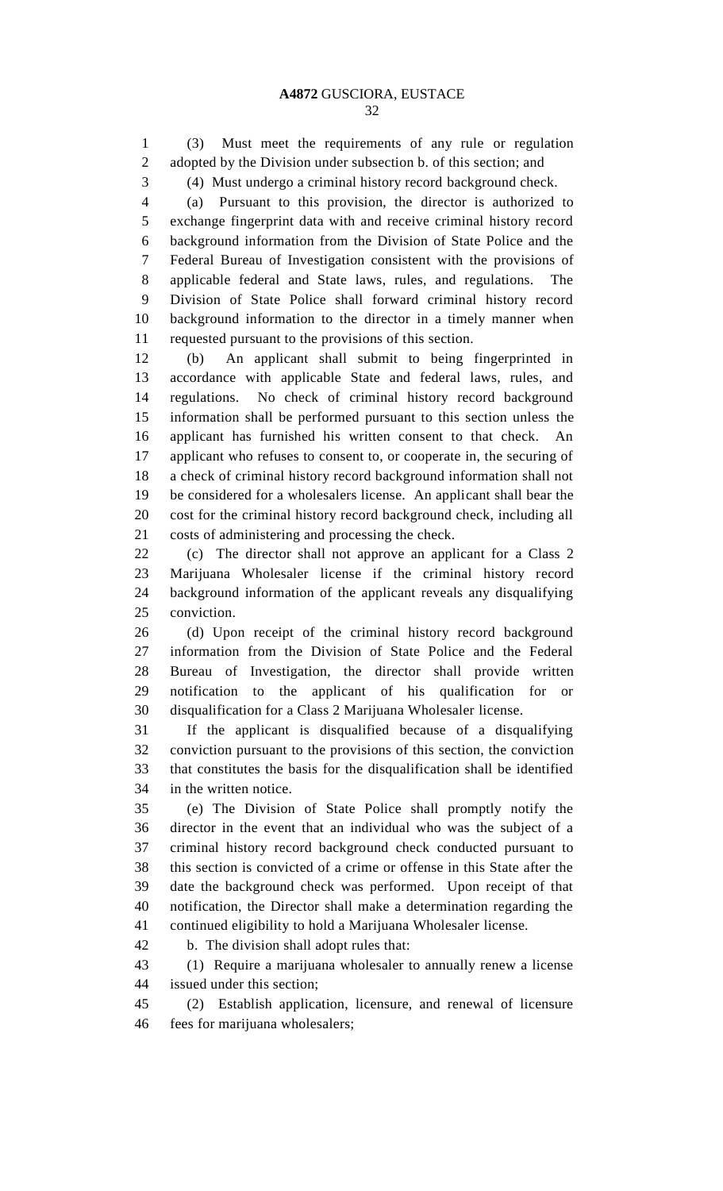(3) Must meet the requirements of any rule or regulation adopted by the Division under subsection b. of this section; and

(4) Must undergo a criminal history record background check.

(a) Pursuant to this provision, the director is authorized to exchange fingerprint data with and receive criminal history record background information from the Division of State Police and the Federal Bureau of Investigation consistent with the provisions of applicable federal and State laws, rules, and regulations. The Division of State Police shall forward criminal history record background information to the director in a timely manner when requested pursuant to the provisions of this section.

(b) An applicant shall submit to being fingerprinted in accordance with applicable State and federal laws, rules, and regulations. No check of criminal history record background information shall be performed pursuant to this section unless the applicant has furnished his written consent to that check. An applicant who refuses to consent to, or cooperate in, the securing of a check of criminal history record background information shall not be considered for a wholesalers license. An applicant shall bear the cost for the criminal history record background check, including all costs of administering and processing the check.

(c) The director shall not approve an applicant for a Class 2 Marijuana Wholesaler license if the criminal history record background information of the applicant reveals any disqualifying conviction.

(d) Upon receipt of the criminal history record background information from the Division of State Police and the Federal Bureau of Investigation, the director shall provide written notification to the applicant of his qualification for or disqualification for a Class 2 Marijuana Wholesaler license.

If the applicant is disqualified because of a disqualifying conviction pursuant to the provisions of this section, the conviction that constitutes the basis for the disqualification shall be identified in the written notice.

(e) The Division of State Police shall promptly notify the director in the event that an individual who was the subject of a criminal history record background check conducted pursuant to this section is convicted of a crime or offense in this State after the date the background check was performed. Upon receipt of that notification, the Director shall make a determination regarding the continued eligibility to hold a Marijuana Wholesaler license.

b. The division shall adopt rules that:

(1) Require a marijuana wholesaler to annually renew a license issued under this section;

(2) Establish application, licensure, and renewal of licensure fees for marijuana wholesalers;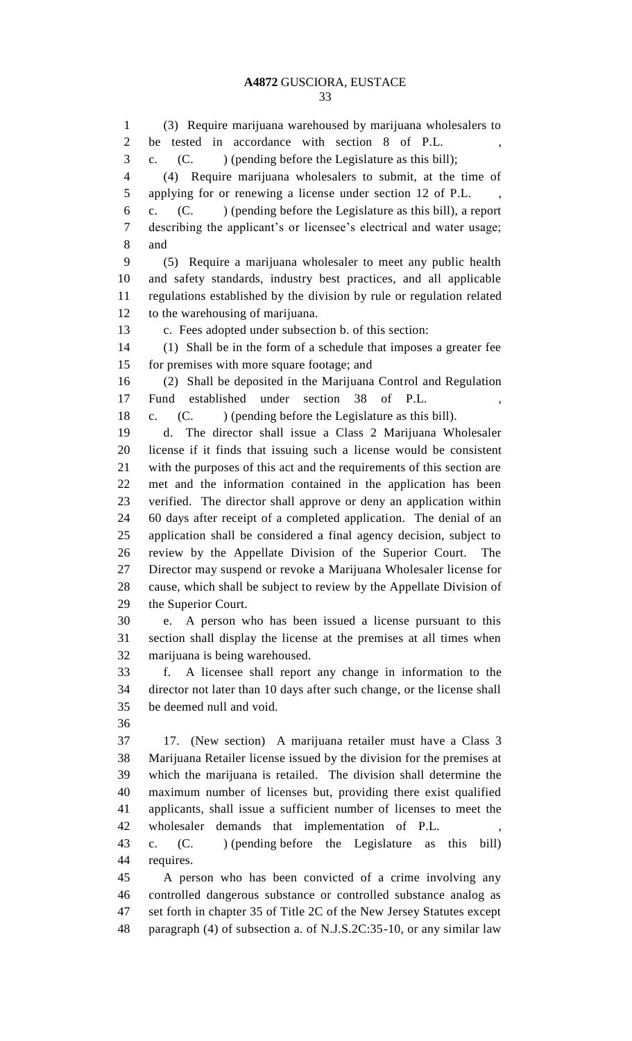(3) Require marijuana warehoused by marijuana wholesalers to be tested in accordance with section 8 of P.L. , c. (C. ) (pending before the Legislature as this bill);

(4) Require marijuana wholesalers to submit, at the time of applying for or renewing a license under section 12 of P.L. , c. (C. ) (pending before the Legislature as this bill), a report describing the applicant's or licensee's electrical and water usage; and

(5) Require a marijuana wholesaler to meet any public health and safety standards, industry best practices, and all applicable regulations established by the division by rule or regulation related to the warehousing of marijuana.

c. Fees adopted under subsection b. of this section:

(1) Shall be in the form of a schedule that imposes a greater fee for premises with more square footage; and

(2) Shall be deposited in the Marijuana Control and Regulation Fund established under section 38 of P.L. , c. (C. ) (pending before the Legislature as this bill).

d. The director shall issue a Class 2 Marijuana Wholesaler license if it finds that issuing such a license would be consistent with the purposes of this act and the requirements of this section are met and the information contained in the application has been verified. The director shall approve or deny an application within 60 days after receipt of a completed application. The denial of an application shall be considered a final agency decision, subject to review by the Appellate Division of the Superior Court. The Director may suspend or revoke a Marijuana Wholesaler license for cause, which shall be subject to review by the Appellate Division of the Superior Court.

e. A person who has been issued a license pursuant to this section shall display the license at the premises at all times when marijuana is being warehoused.

f. A licensee shall report any change in information to the director not later than 10 days after such change, or the license shall be deemed null and void.

17. (New section) A marijuana retailer must have a Class 3 Marijuana Retailer license issued by the division for the premises at which the marijuana is retailed. The division shall determine the maximum number of licenses but, providing there exist qualified applicants, shall issue a sufficient number of licenses to meet the wholesaler demands that implementation of P.L. , c. (C. ) (pending before the Legislature as this bill) requires.

A person who has been convicted of a crime involving any controlled dangerous substance or controlled substance analog as set forth in chapter 35 of Title 2C of the New Jersey Statutes except paragraph (4) of subsection a. of N.J.S.2C:35-10, or any similar law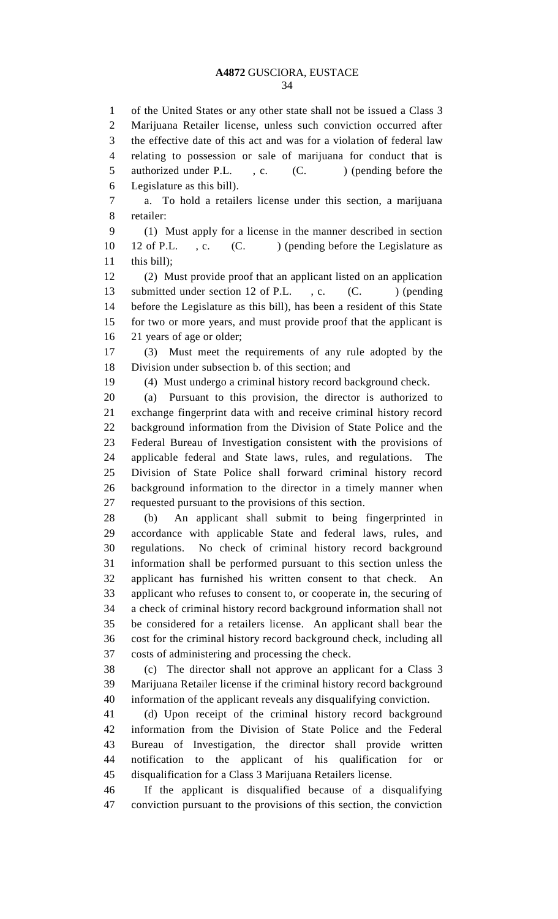of the United States or any other state shall not be issued a Class 3 Marijuana Retailer license, unless such conviction occurred after the effective date of this act and was for a violation of federal law relating to possession or sale of marijuana for conduct that is authorized under P.L. , c. (C. ) (pending before the Legislature as this bill).

a. To hold a retailers license under this section, a marijuana retailer:

(1) Must apply for a license in the manner described in section 12 of P.L. , c. (C. ) (pending before the Legislature as this bill);

(2) Must provide proof that an applicant listed on an application submitted under section 12 of P.L. , c. (C. ) (pending before the Legislature as this bill), has been a resident of this State for two or more years, and must provide proof that the applicant is 21 years of age or older;

(3) Must meet the requirements of any rule adopted by the Division under subsection b. of this section; and

(4) Must undergo a criminal history record background check.

(a) Pursuant to this provision, the director is authorized to exchange fingerprint data with and receive criminal history record background information from the Division of State Police and the Federal Bureau of Investigation consistent with the provisions of applicable federal and State laws, rules, and regulations. The Division of State Police shall forward criminal history record background information to the director in a timely manner when requested pursuant to the provisions of this section.

(b) An applicant shall submit to being fingerprinted in accordance with applicable State and federal laws, rules, and regulations. No check of criminal history record background information shall be performed pursuant to this section unless the applicant has furnished his written consent to that check. An applicant who refuses to consent to, or cooperate in, the securing of a check of criminal history record background information shall not be considered for a retailers license. An applicant shall bear the cost for the criminal history record background check, including all costs of administering and processing the check.

(c) The director shall not approve an applicant for a Class 3 Marijuana Retailer license if the criminal history record background information of the applicant reveals any disqualifying conviction.

(d) Upon receipt of the criminal history record background information from the Division of State Police and the Federal Bureau of Investigation, the director shall provide written notification to the applicant of his qualification for or disqualification for a Class 3 Marijuana Retailers license.

If the applicant is disqualified because of a disqualifying conviction pursuant to the provisions of this section, the conviction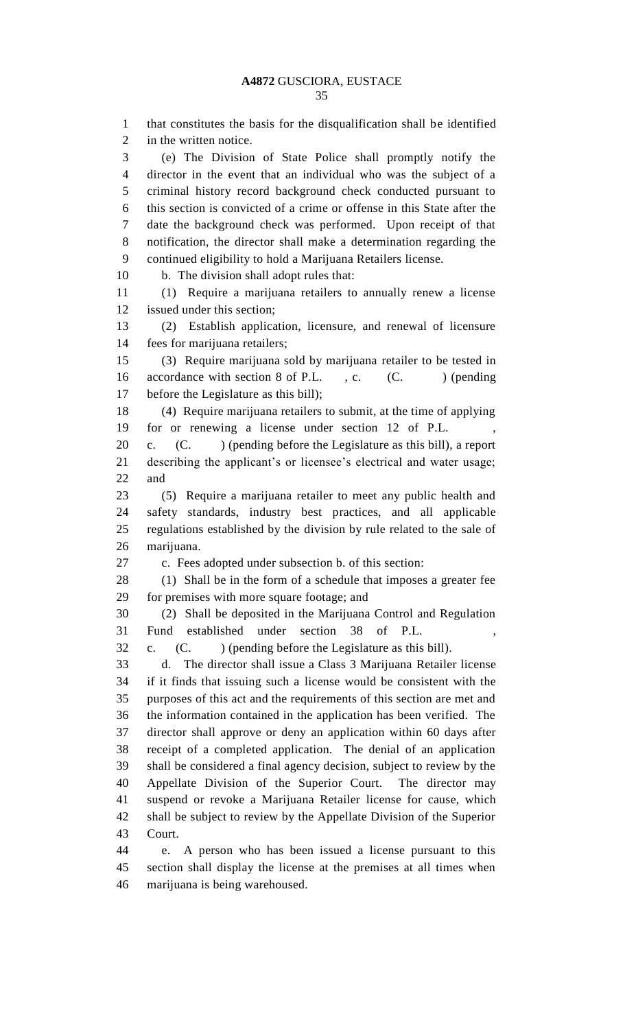that constitutes the basis for the disqualification shall be identified in the written notice.

(e) The Division of State Police shall promptly notify the director in the event that an individual who was the subject of a criminal history record background check conducted pursuant to this section is convicted of a crime or offense in this State after the date the background check was performed. Upon receipt of that notification, the director shall make a determination regarding the continued eligibility to hold a Marijuana Retailers license.

b. The division shall adopt rules that:

(1) Require a marijuana retailers to annually renew a license issued under this section;

(2) Establish application, licensure, and renewal of licensure fees for marijuana retailers;

(3) Require marijuana sold by marijuana retailer to be tested in accordance with section 8 of P.L. , c. (C. ) (pending before the Legislature as this bill);

(4) Require marijuana retailers to submit, at the time of applying for or renewing a license under section 12 of P.L. , c. (C. ) (pending before the Legislature as this bill), a report describing the applicant's or licensee's electrical and water usage; and

(5) Require a marijuana retailer to meet any public health and safety standards, industry best practices, and all applicable regulations established by the division by rule related to the sale of marijuana.

c. Fees adopted under subsection b. of this section:

(1) Shall be in the form of a schedule that imposes a greater fee for premises with more square footage; and

(2) Shall be deposited in the Marijuana Control and Regulation Fund established under section 38 of P.L. , c. (C. ) (pending before the Legislature as this bill).

d. The director shall issue a Class 3 Marijuana Retailer license if it finds that issuing such a license would be consistent with the purposes of this act and the requirements of this section are met and the information contained in the application has been verified. The director shall approve or deny an application within 60 days after receipt of a completed application. The denial of an application shall be considered a final agency decision, subject to review by the Appellate Division of the Superior Court. The director may suspend or revoke a Marijuana Retailer license for cause, which shall be subject to review by the Appellate Division of the Superior Court.

e. A person who has been issued a license pursuant to this section shall display the license at the premises at all times when marijuana is being warehoused.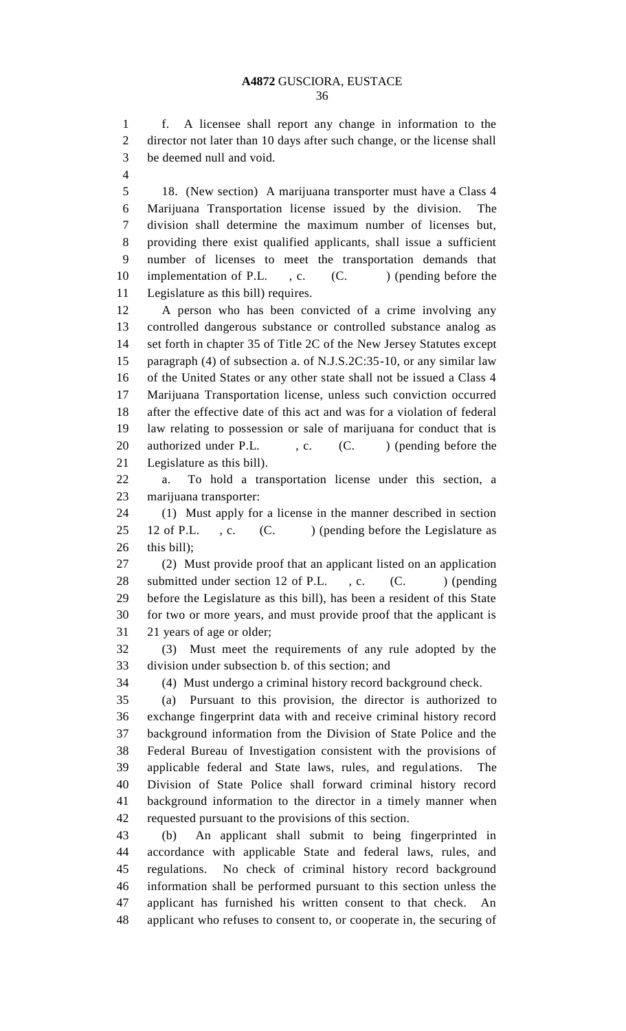f. A licensee shall report any change in information to the director not later than 10 days after such change, or the license shall be deemed null and void.

18. (New section) A marijuana transporter must have a Class 4 Marijuana Transportation license issued by the division. The division shall determine the maximum number of licenses but, providing there exist qualified applicants, shall issue a sufficient number of licenses to meet the transportation demands that implementation of P.L. , c. (C. ) (pending before the Legislature as this bill) requires.

A person who has been convicted of a crime involving any controlled dangerous substance or controlled substance analog as set forth in chapter 35 of Title 2C of the New Jersey Statutes except paragraph (4) of subsection a. of N.J.S.2C:35-10, or any similar law of the United States or any other state shall not be issued a Class 4 Marijuana Transportation license, unless such conviction occurred after the effective date of this act and was for a violation of federal law relating to possession or sale of marijuana for conduct that is authorized under P.L. , c. (C. ) (pending before the Legislature as this bill).

a. To hold a transportation license under this section, a marijuana transporter:

(1) Must apply for a license in the manner described in section 12 of P.L. , c. (C. ) (pending before the Legislature as this bill);

(2) Must provide proof that an applicant listed on an application submitted under section 12 of P.L. , c. (C. ) (pending before the Legislature as this bill), has been a resident of this State for two or more years, and must provide proof that the applicant is 21 years of age or older;

(3) Must meet the requirements of any rule adopted by the division under subsection b. of this section; and

(4) Must undergo a criminal history record background check.

(a) Pursuant to this provision, the director is authorized to exchange fingerprint data with and receive criminal history record background information from the Division of State Police and the Federal Bureau of Investigation consistent with the provisions of applicable federal and State laws, rules, and regulations. The Division of State Police shall forward criminal history record background information to the director in a timely manner when requested pursuant to the provisions of this section.

(b) An applicant shall submit to being fingerprinted in accordance with applicable State and federal laws, rules, and regulations. No check of criminal history record background information shall be performed pursuant to this section unless the applicant has furnished his written consent to that check. An applicant who refuses to consent to, or cooperate in, the securing of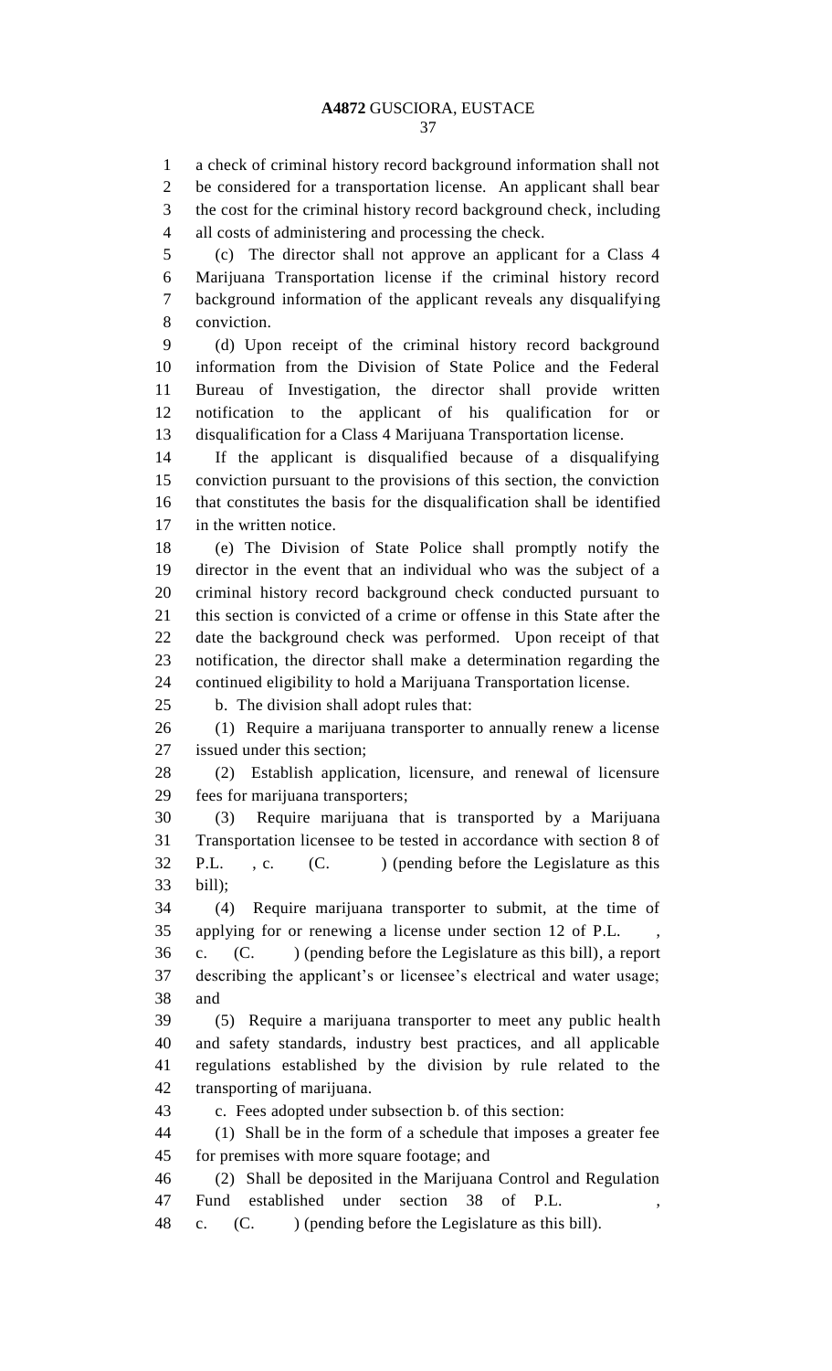a check of criminal history record background information shall not be considered for a transportation license. An applicant shall bear the cost for the criminal history record background check, including all costs of administering and processing the check.

(c) The director shall not approve an applicant for a Class 4 Marijuana Transportation license if the criminal history record background information of the applicant reveals any disqualifying conviction.

(d) Upon receipt of the criminal history record background information from the Division of State Police and the Federal Bureau of Investigation, the director shall provide written notification to the applicant of his qualification for or disqualification for a Class 4 Marijuana Transportation license.

If the applicant is disqualified because of a disqualifying conviction pursuant to the provisions of this section, the conviction that constitutes the basis for the disqualification shall be identified in the written notice.

(e) The Division of State Police shall promptly notify the director in the event that an individual who was the subject of a criminal history record background check conducted pursuant to this section is convicted of a crime or offense in this State after the date the background check was performed. Upon receipt of that notification, the director shall make a determination regarding the continued eligibility to hold a Marijuana Transportation license.

b. The division shall adopt rules that:

(1) Require a marijuana transporter to annually renew a license issued under this section;

(2) Establish application, licensure, and renewal of licensure fees for marijuana transporters;

(3) Require marijuana that is transported by a Marijuana Transportation licensee to be tested in accordance with section 8 of P.L. , c. (C. ) (pending before the Legislature as this bill);

(4) Require marijuana transporter to submit, at the time of applying for or renewing a license under section 12 of P.L. , c. (C. ) (pending before the Legislature as this bill), a report describing the applicant's or licensee's electrical and water usage; and

(5) Require a marijuana transporter to meet any public health and safety standards, industry best practices, and all applicable regulations established by the division by rule related to the transporting of marijuana.

c. Fees adopted under subsection b. of this section:

(1) Shall be in the form of a schedule that imposes a greater fee for premises with more square footage; and

(2) Shall be deposited in the Marijuana Control and Regulation Fund established under section 38 of P.L. , c. (C. ) (pending before the Legislature as this bill).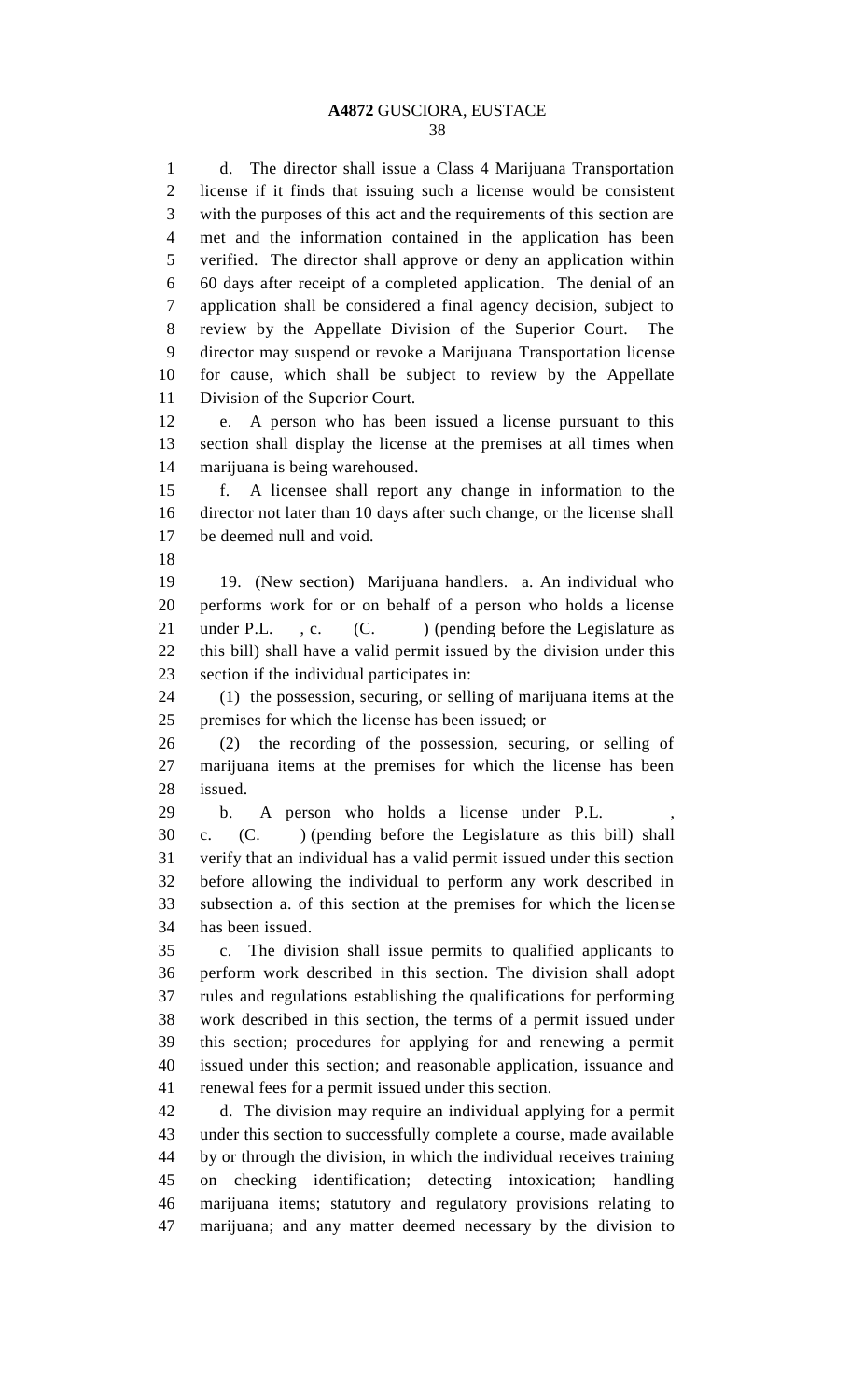d. The director shall issue a Class 4 Marijuana Transportation license if it finds that issuing such a license would be consistent with the purposes of this act and the requirements of this section are met and the information contained in the application has been verified. The director shall approve or deny an application within 60 days after receipt of a completed application. The denial of an application shall be considered a final agency decision, subject to review by the Appellate Division of the Superior Court. The director may suspend or revoke a Marijuana Transportation license for cause, which shall be subject to review by the Appellate Division of the Superior Court.

e. A person who has been issued a license pursuant to this section shall display the license at the premises at all times when marijuana is being warehoused.

f. A licensee shall report any change in information to the director not later than 10 days after such change, or the license shall be deemed null and void.

19. (New section) Marijuana handlers. a. An individual who performs work for or on behalf of a person who holds a license under P.L. , c. (C. ) (pending before the Legislature as this bill) shall have a valid permit issued by the division under this section if the individual participates in:

(1) the possession, securing, or selling of marijuana items at the premises for which the license has been issued; or

(2) the recording of the possession, securing, or selling of marijuana items at the premises for which the license has been issued.

b. A person who holds a license under P.L. , c. (C. ) (pending before the Legislature as this bill) shall verify that an individual has a valid permit issued under this section before allowing the individual to perform any work described in subsection a. of this section at the premises for which the license has been issued.

c. The division shall issue permits to qualified applicants to perform work described in this section. The division shall adopt rules and regulations establishing the qualifications for performing work described in this section, the terms of a permit issued under this section; procedures for applying for and renewing a permit issued under this section; and reasonable application, issuance and renewal fees for a permit issued under this section.

d. The division may require an individual applying for a permit under this section to successfully complete a course, made available by or through the division, in which the individual receives training on checking identification; detecting intoxication; handling marijuana items; statutory and regulatory provisions relating to marijuana; and any matter deemed necessary by the division to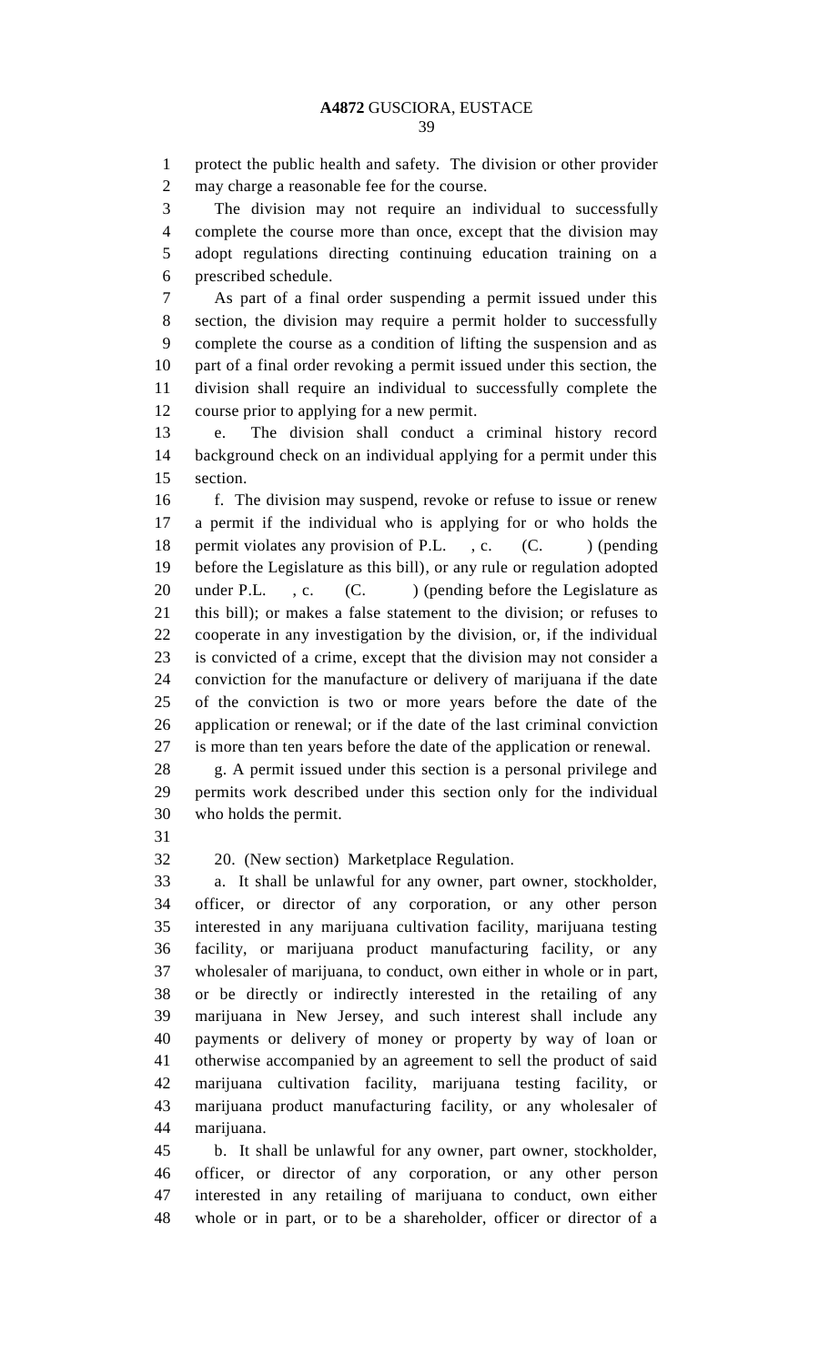protect the public health and safety. The division or other provider may charge a reasonable fee for the course.

The division may not require an individual to successfully complete the course more than once, except that the division may adopt regulations directing continuing education training on a prescribed schedule.

As part of a final order suspending a permit issued under this section, the division may require a permit holder to successfully complete the course as a condition of lifting the suspension and as part of a final order revoking a permit issued under this section, the division shall require an individual to successfully complete the course prior to applying for a new permit.

e. The division shall conduct a criminal history record background check on an individual applying for a permit under this section.

f. The division may suspend, revoke or refuse to issue or renew a permit if the individual who is applying for or who holds the permit violates any provision of P.L. , c. (C. ) (pending before the Legislature as this bill), or any rule or regulation adopted under P.L. , c. (C. ) (pending before the Legislature as this bill); or makes a false statement to the division; or refuses to cooperate in any investigation by the division, or, if the individual is convicted of a crime, except that the division may not consider a conviction for the manufacture or delivery of marijuana if the date of the conviction is two or more years before the date of the application or renewal; or if the date of the last criminal conviction is more than ten years before the date of the application or renewal.

g. A permit issued under this section is a personal privilege and permits work described under this section only for the individual who holds the permit.

20. (New section) Marketplace Regulation.

a. It shall be unlawful for any owner, part owner, stockholder, officer, or director of any corporation, or any other person interested in any marijuana cultivation facility, marijuana testing facility, or marijuana product manufacturing facility, or any wholesaler of marijuana, to conduct, own either in whole or in part, or be directly or indirectly interested in the retailing of any marijuana in New Jersey, and such interest shall include any payments or delivery of money or property by way of loan or otherwise accompanied by an agreement to sell the product of said marijuana cultivation facility, marijuana testing facility, or marijuana product manufacturing facility, or any wholesaler of marijuana.

b. It shall be unlawful for any owner, part owner, stockholder, officer, or director of any corporation, or any other person interested in any retailing of marijuana to conduct, own either whole or in part, or to be a shareholder, officer or director of a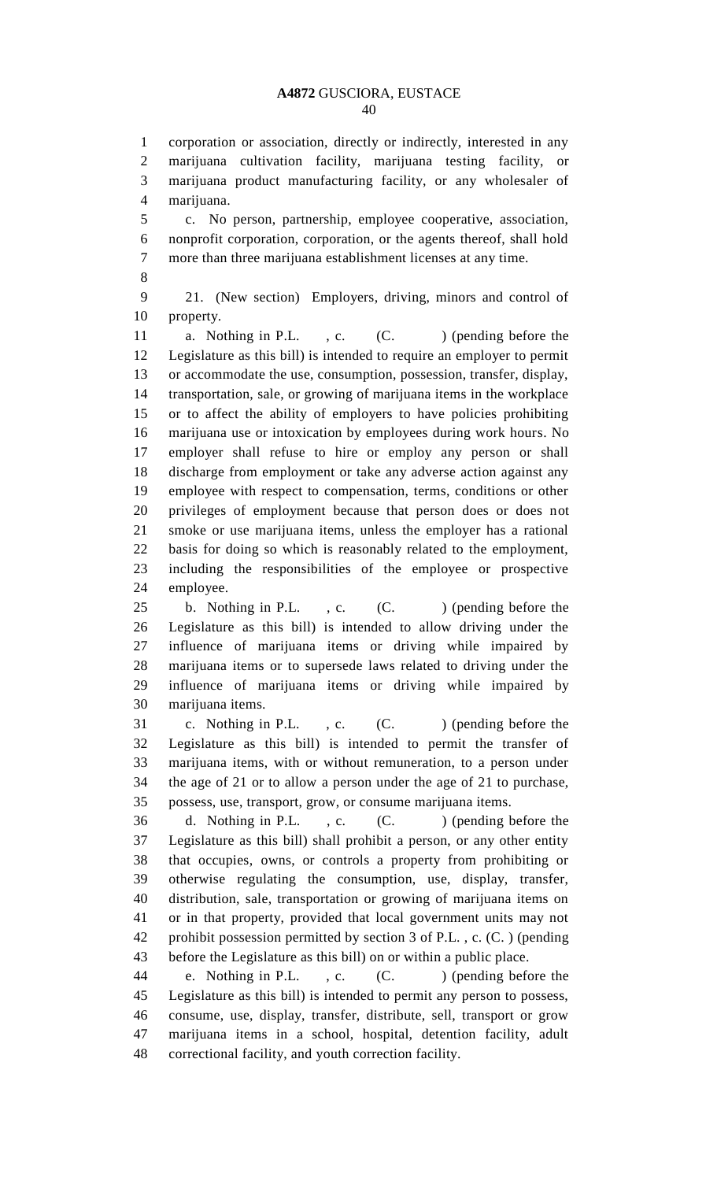corporation or association, directly or indirectly, interested in any marijuana cultivation facility, marijuana testing facility, or marijuana product manufacturing facility, or any wholesaler of marijuana.

c. No person, partnership, employee cooperative, association, nonprofit corporation, corporation, or the agents thereof, shall hold more than three marijuana establishment licenses at any time.

21. (New section) Employers, driving, minors and control of property.

a. Nothing in P.L. , c. (C. ) (pending before the Legislature as this bill) is intended to require an employer to permit or accommodate the use, consumption, possession, transfer, display, transportation, sale, or growing of marijuana items in the workplace or to affect the ability of employers to have policies prohibiting marijuana use or intoxication by employees during work hours. No employer shall refuse to hire or employ any person or shall discharge from employment or take any adverse action against any employee with respect to compensation, terms, conditions or other privileges of employment because that person does or does not smoke or use marijuana items, unless the employer has a rational basis for doing so which is reasonably related to the employment, including the responsibilities of the employee or prospective employee.

b. Nothing in P.L. , c. (C. ) (pending before the Legislature as this bill) is intended to allow driving under the influence of marijuana items or driving while impaired by marijuana items or to supersede laws related to driving under the influence of marijuana items or driving while impaired by marijuana items.

c. Nothing in P.L. , c. (C. ) (pending before the Legislature as this bill) is intended to permit the transfer of marijuana items, with or without remuneration, to a person under the age of 21 or to allow a person under the age of 21 to purchase, possess, use, transport, grow, or consume marijuana items.

d. Nothing in P.L. , c. (C. ) (pending before the Legislature as this bill) shall prohibit a person, or any other entity that occupies, owns, or controls a property from prohibiting or otherwise regulating the consumption, use, display, transfer, distribution, sale, transportation or growing of marijuana items on or in that property, provided that local government units may not prohibit possession permitted by section 3 of P.L. , c. (C. ) (pending before the Legislature as this bill) on or within a public place.

e. Nothing in P.L. , c. (C. ) (pending before the Legislature as this bill) is intended to permit any person to possess, consume, use, display, transfer, distribute, sell, transport or grow marijuana items in a school, hospital, detention facility, adult correctional facility, and youth correction facility.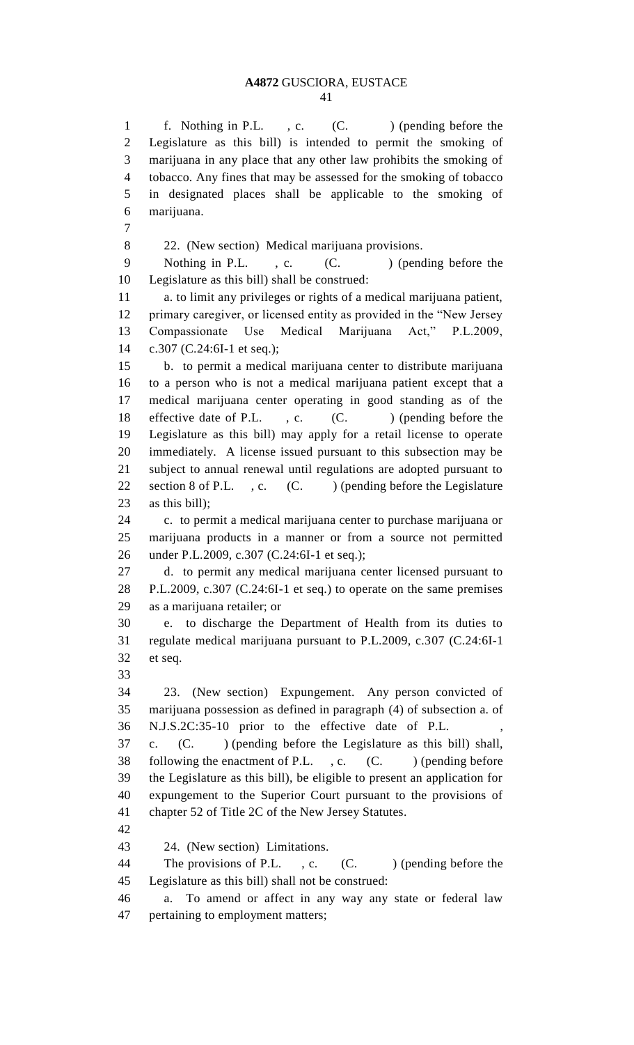f. Nothing in P.L. , c. (C. ) (pending before the Legislature as this bill) is intended to permit the smoking of marijuana in any place that any other law prohibits the smoking of tobacco. Any fines that may be assessed for the smoking of tobacco in designated places shall be applicable to the smoking of marijuana.

22. (New section) Medical marijuana provisions.

Nothing in P.L. , c. (C. ) (pending before the Legislature as this bill) shall be construed:

a. to limit any privileges or rights of a medical marijuana patient, primary caregiver, or licensed entity as provided in the "New Jersey Compassionate Use Medical Marijuana Act," P.L.2009, c.307 (C.24:6I-1 et seq.);

b. to permit a medical marijuana center to distribute marijuana to a person who is not a medical marijuana patient except that a medical marijuana center operating in good standing as of the effective date of P.L. , c. (C. ) (pending before the Legislature as this bill) may apply for a retail license to operate immediately. A license issued pursuant to this subsection may be subject to annual renewal until regulations are adopted pursuant to section 8 of P.L. , c. (C. ) (pending before the Legislature as this bill);

c. to permit a medical marijuana center to purchase marijuana or marijuana products in a manner or from a source not permitted under P.L.2009, c.307 (C.24:6I-1 et seq.);

d. to permit any medical marijuana center licensed pursuant to P.L.2009, c.307 (C.24:6I-1 et seq.) to operate on the same premises as a marijuana retailer; or

e. to discharge the Department of Health from its duties to regulate medical marijuana pursuant to P.L.2009, c.307 (C.24:6I-1 et seq.

23. (New section) Expungement. Any person convicted of marijuana possession as defined in paragraph (4) of subsection a. of N.J.S.2C:35-10 prior to the effective date of P.L. , c. (C. ) (pending before the Legislature as this bill) shall, following the enactment of P.L. , c. (C. ) (pending before the Legislature as this bill), be eligible to present an application for expungement to the Superior Court pursuant to the provisions of chapter 52 of Title 2C of the New Jersey Statutes.

24. (New section) Limitations.

The provisions of P.L. , c. (C. ) (pending before the Legislature as this bill) shall not be construed:

a. To amend or affect in any way any state or federal law pertaining to employment matters;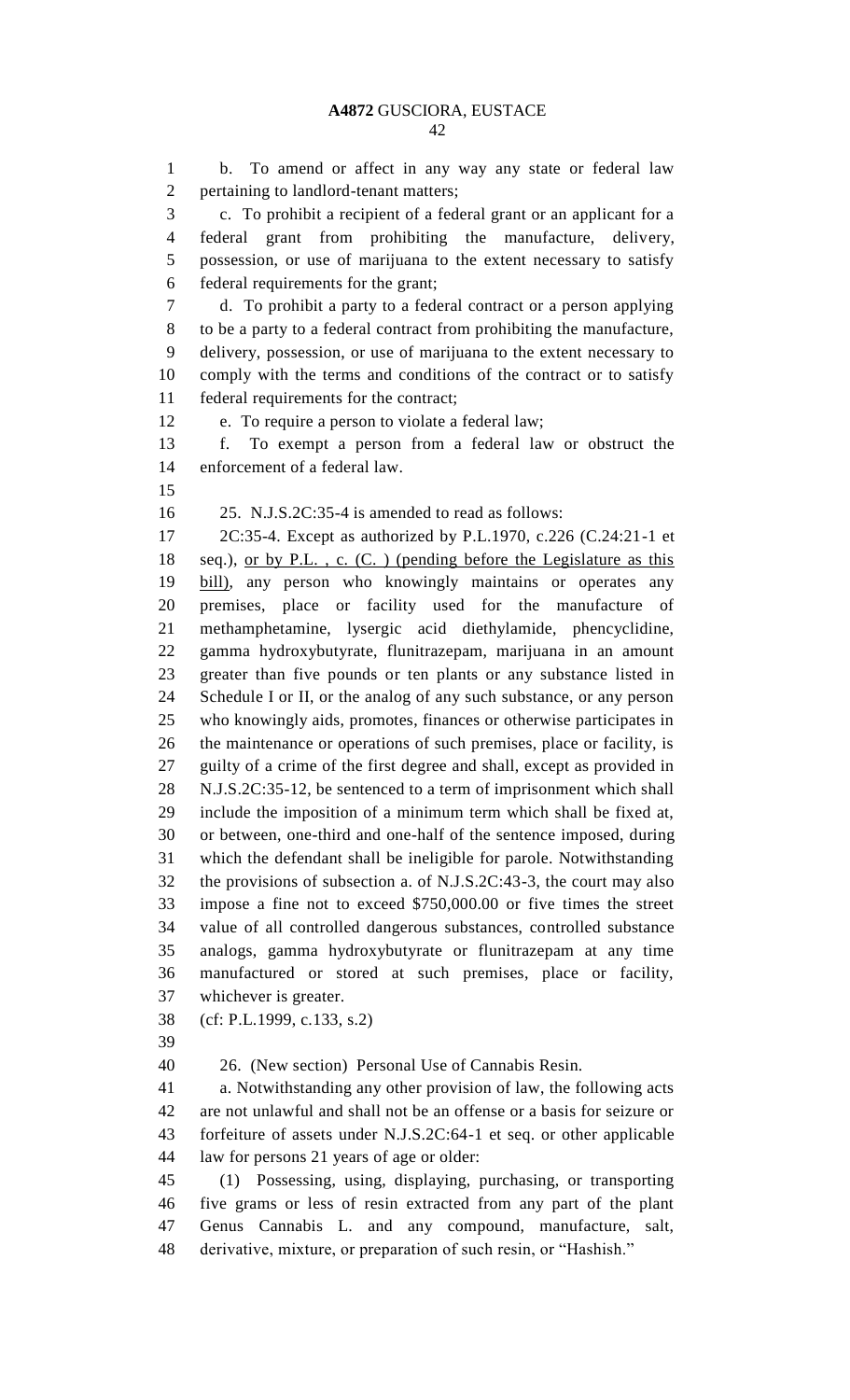b. To amend or affect in any way any state or federal law pertaining to landlord-tenant matters;

c. To prohibit a recipient of a federal grant or an applicant for a federal grant from prohibiting the manufacture, delivery, possession, or use of marijuana to the extent necessary to satisfy federal requirements for the grant;

d. To prohibit a party to a federal contract or a person applying to be a party to a federal contract from prohibiting the manufacture, delivery, possession, or use of marijuana to the extent necessary to comply with the terms and conditions of the contract or to satisfy federal requirements for the contract;

e. To require a person to violate a federal law;

f. To exempt a person from a federal law or obstruct the enforcement of a federal law.

25. N.J.S.2C:35-4 is amended to read as follows:

2C:35-4. Except as authorized by P.L.1970, c.226 (C.24:21-1 et seq.), <u>or by P.L. , c. (C. ) (pending before the Legislature as this bill)</u>, any person who knowingly maintains or operates any premises, place or facility used for the manufacture of methamphetamine, lysergic acid diethylamide, phencyclidine, gamma hydroxybutyrate, flunitrazepam, marijuana in an amount greater than five pounds or ten plants or any substance listed in Schedule I or II, or the analog of any such substance, or any person who knowingly aids, promotes, finances or otherwise participates in the maintenance or operations of such premises, place or facility, is guilty of a crime of the first degree and shall, except as provided in N.J.S.2C:35-12, be sentenced to a term of imprisonment which shall include the imposition of a minimum term which shall be fixed at, or between, one-third and one-half of the sentence imposed, during which the defendant shall be ineligible for parole. Notwithstanding the provisions of subsection a. of N.J.S.2C:43-3, the court may also impose a fine not to exceed $750,000.00 or five times the street value of all controlled dangerous substances, controlled substance analogs, gamma hydroxybutyrate or flunitrazepam at any time manufactured or stored at such premises, place or facility, whichever is greater.

(cf: P.L.1999, c.133, s.2)

26. (New section) Personal Use of Cannabis Resin.

a. Notwithstanding any other provision of law, the following acts are not unlawful and shall not be an offense or a basis for seizure or forfeiture of assets under N.J.S.2C:64-1 et seq. or other applicable law for persons 21 years of age or older:

(1) Possessing, using, displaying, purchasing, or transporting five grams or less of resin extracted from any part of the plant Genus Cannabis L. and any compound, manufacture, salt, derivative, mixture, or preparation of such resin, or "Hashish."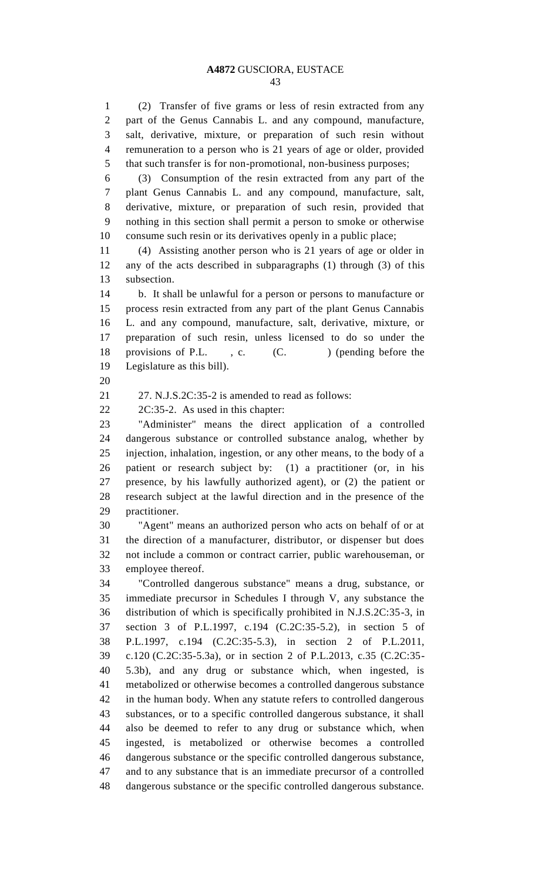(2) Transfer of five grams or less of resin extracted from any part of the Genus Cannabis L. and any compound, manufacture, salt, derivative, mixture, or preparation of such resin without remuneration to a person who is 21 years of age or older, provided that such transfer is for non-promotional, non-business purposes;

(3) Consumption of the resin extracted from any part of the plant Genus Cannabis L. and any compound, manufacture, salt, derivative, mixture, or preparation of such resin, provided that nothing in this section shall permit a person to smoke or otherwise consume such resin or its derivatives openly in a public place;

(4) Assisting another person who is 21 years of age or older in any of the acts described in subparagraphs (1) through (3) of this subsection.

b. It shall be unlawful for a person or persons to manufacture or process resin extracted from any part of the plant Genus Cannabis L. and any compound, manufacture, salt, derivative, mixture, or preparation of such resin, unless licensed to do so under the provisions of P.L. , c. (C. ) (pending before the Legislature as this bill).

27. N.J.S.2C:35-2 is amended to read as follows:

2C:35-2. As used in this chapter:

"Administer" means the direct application of a controlled dangerous substance or controlled substance analog, whether by injection, inhalation, ingestion, or any other means, to the body of a patient or research subject by: (1) a practitioner (or, in his presence, by his lawfully authorized agent), or (2) the patient or research subject at the lawful direction and in the presence of the practitioner.

"Agent" means an authorized person who acts on behalf of or at the direction of a manufacturer, distributor, or dispenser but does not include a common or contract carrier, public warehouseman, or employee thereof.

"Controlled dangerous substance" means a drug, substance, or immediate precursor in Schedules I through V, any substance the distribution of which is specifically prohibited in N.J.S.2C:35-3, in section 3 of P.L.1997, c.194 (C.2C:35-5.2), in section 5 of P.L.1997, c.194 (C.2C:35-5.3), in section 2 of P.L.2011, c.120 (C.2C:35-5.3a), or in section 2 of P.L.2013, c.35 (C.2C:35-5.3b), and any drug or substance which, when ingested, is metabolized or otherwise becomes a controlled dangerous substance in the human body. When any statute refers to controlled dangerous substances, or to a specific controlled dangerous substance, it shall also be deemed to refer to any drug or substance which, when ingested, is metabolized or otherwise becomes a controlled dangerous substance or the specific controlled dangerous substance, and to any substance that is an immediate precursor of a controlled dangerous substance or the specific controlled dangerous substance.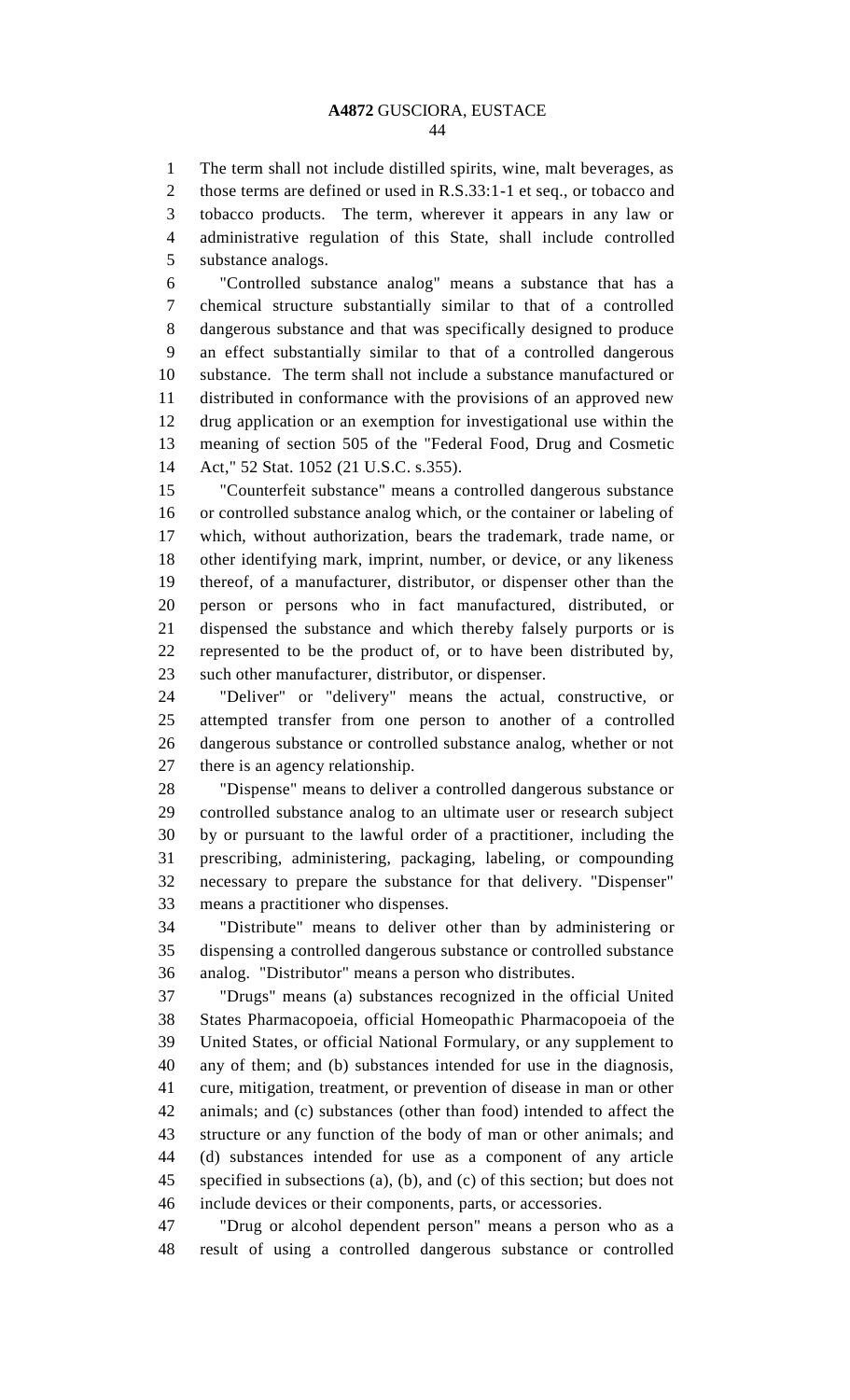The term shall not include distilled spirits, wine, malt beverages, as those terms are defined or used in R.S.33:1-1 et seq., or tobacco and tobacco products. The term, wherever it appears in any law or administrative regulation of this State, shall include controlled substance analogs.

"Controlled substance analog" means a substance that has a chemical structure substantially similar to that of a controlled dangerous substance and that was specifically designed to produce an effect substantially similar to that of a controlled dangerous substance. The term shall not include a substance manufactured or distributed in conformance with the provisions of an approved new drug application or an exemption for investigational use within the meaning of section 505 of the "Federal Food, Drug and Cosmetic Act," 52 Stat. 1052 (21 U.S.C. s.355).

"Counterfeit substance" means a controlled dangerous substance or controlled substance analog which, or the container or labeling of which, without authorization, bears the trademark, trade name, or other identifying mark, imprint, number, or device, or any likeness thereof, of a manufacturer, distributor, or dispenser other than the person or persons who in fact manufactured, distributed, or dispensed the substance and which thereby falsely purports or is represented to be the product of, or to have been distributed by, such other manufacturer, distributor, or dispenser.

"Deliver" or "delivery" means the actual, constructive, or attempted transfer from one person to another of a controlled dangerous substance or controlled substance analog, whether or not there is an agency relationship.

"Dispense" means to deliver a controlled dangerous substance or controlled substance analog to an ultimate user or research subject by or pursuant to the lawful order of a practitioner, including the prescribing, administering, packaging, labeling, or compounding necessary to prepare the substance for that delivery. "Dispenser" means a practitioner who dispenses.

"Distribute" means to deliver other than by administering or dispensing a controlled dangerous substance or controlled substance analog. "Distributor" means a person who distributes.

"Drugs" means (a) substances recognized in the official United States Pharmacopoeia, official Homeopathic Pharmacopoeia of the United States, or official National Formulary, or any supplement to any of them; and (b) substances intended for use in the diagnosis, cure, mitigation, treatment, or prevention of disease in man or other animals; and (c) substances (other than food) intended to affect the structure or any function of the body of man or other animals; and (d) substances intended for use as a component of any article specified in subsections (a), (b), and (c) of this section; but does not include devices or their components, parts, or accessories.

"Drug or alcohol dependent person" means a person who as a result of using a controlled dangerous substance or controlled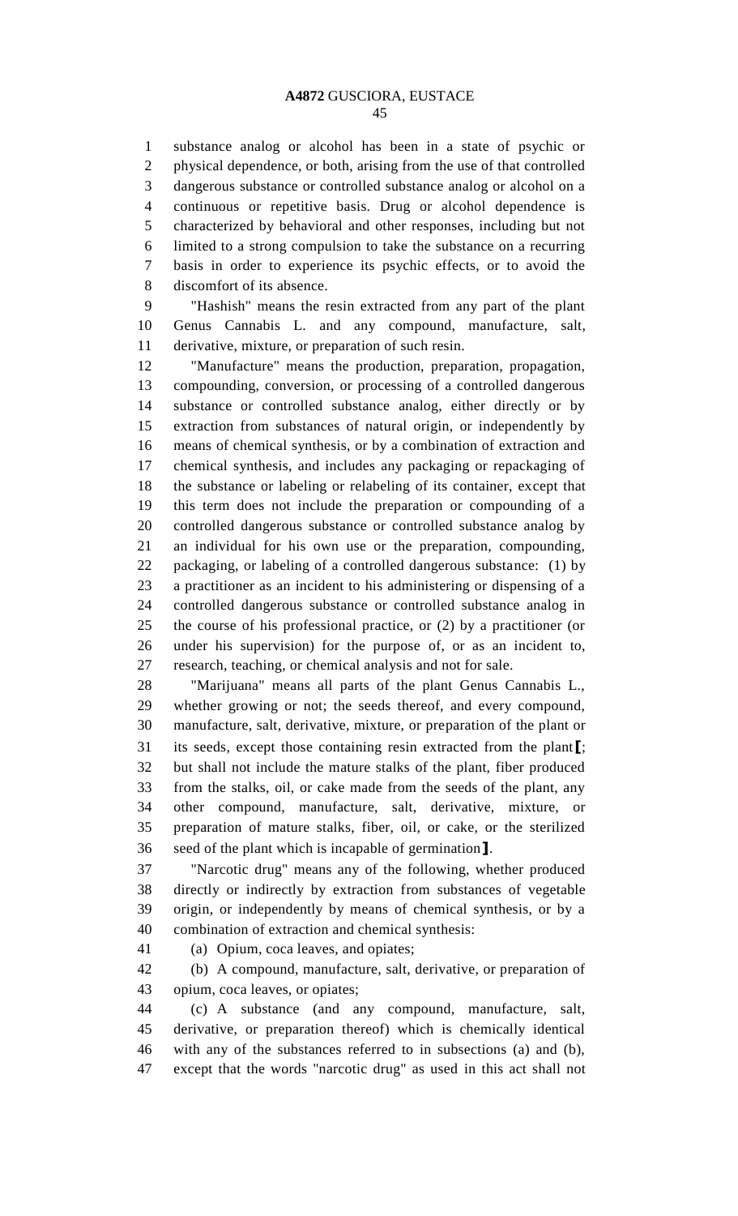substance analog or alcohol has been in a state of psychic or physical dependence, or both, arising from the use of that controlled dangerous substance or controlled substance analog or alcohol on a continuous or repetitive basis. Drug or alcohol dependence is characterized by behavioral and other responses, including but not limited to a strong compulsion to take the substance on a recurring basis in order to experience its psychic effects, or to avoid the discomfort of its absence.

"Hashish" means the resin extracted from any part of the plant Genus Cannabis L. and any compound, manufacture, salt, derivative, mixture, or preparation of such resin.

"Manufacture" means the production, preparation, propagation, compounding, conversion, or processing of a controlled dangerous substance or controlled substance analog, either directly or by extraction from substances of natural origin, or independently by means of chemical synthesis, or by a combination of extraction and chemical synthesis, and includes any packaging or repackaging of the substance or labeling or relabeling of its container, except that this term does not include the preparation or compounding of a controlled dangerous substance or controlled substance analog by an individual for his own use or the preparation, compounding, packaging, or labeling of a controlled dangerous substance: (1) by a practitioner as an incident to his administering or dispensing of a controlled dangerous substance or controlled substance analog in the course of his professional practice, or (2) by a practitioner (or under his supervision) for the purpose of, or as an incident to, research, teaching, or chemical analysis and not for sale.

"Marijuana" means all parts of the plant Genus Cannabis L., whether growing or not; the seeds thereof, and every compound, manufacture, salt, derivative, mixture, or preparation of the plant or its seeds, except those containing resin extracted from the plant【; but shall not include the mature stalks of the plant, fiber produced from the stalks, oil, or cake made from the seeds of the plant, any other compound, manufacture, salt, derivative, mixture, or preparation of mature stalks, fiber, oil, or cake, or the sterilized seed of the plant which is incapable of germination】.

"Narcotic drug" means any of the following, whether produced directly or indirectly by extraction from substances of vegetable origin, or independently by means of chemical synthesis, or by a combination of extraction and chemical synthesis:

(a) Opium, coca leaves, and opiates;

(b) A compound, manufacture, salt, derivative, or preparation of opium, coca leaves, or opiates;

(c) A substance (and any compound, manufacture, salt, derivative, or preparation thereof) which is chemically identical with any of the substances referred to in subsections (a) and (b), except that the words "narcotic drug" as used in this act shall not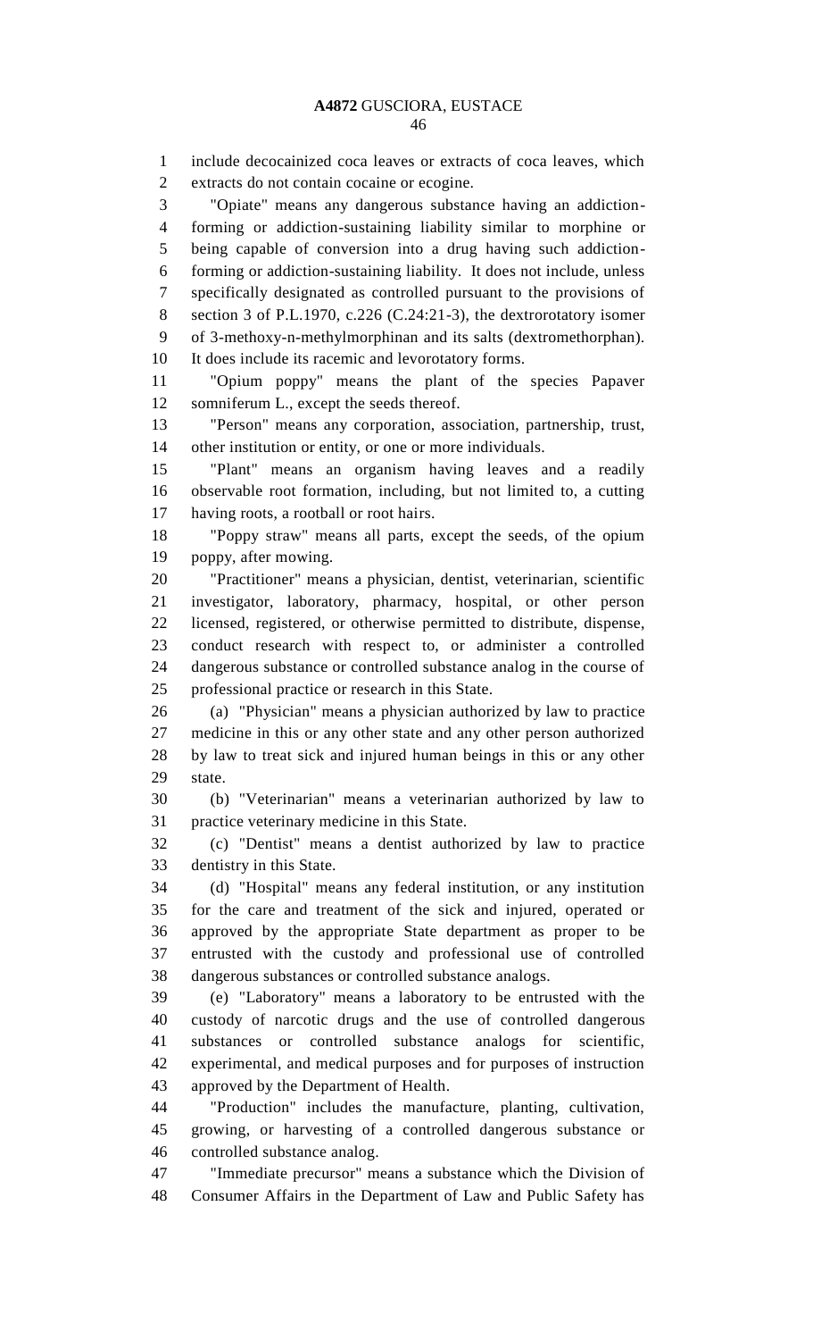include decocainized coca leaves or extracts of coca leaves, which extracts do not contain cocaine or ecogine.

"Opiate" means any dangerous substance having an addiction-forming or addiction-sustaining liability similar to morphine or being capable of conversion into a drug having such addiction-forming or addiction-sustaining liability. It does not include, unless specifically designated as controlled pursuant to the provisions of section 3 of P.L.1970, c.226 (C.24:21-3), the dextrorotatory isomer of 3-methoxy-n-methylmorphinan and its salts (dextromethorphan). It does include its racemic and levorotatory forms.

"Opium poppy" means the plant of the species Papaver somniferum L., except the seeds thereof.

"Person" means any corporation, association, partnership, trust, other institution or entity, or one or more individuals.

"Plant" means an organism having leaves and a readily observable root formation, including, but not limited to, a cutting having roots, a rootball or root hairs.

"Poppy straw" means all parts, except the seeds, of the opium poppy, after mowing.

"Practitioner" means a physician, dentist, veterinarian, scientific investigator, laboratory, pharmacy, hospital, or other person licensed, registered, or otherwise permitted to distribute, dispense, conduct research with respect to, or administer a controlled dangerous substance or controlled substance analog in the course of professional practice or research in this State.

(a) "Physician" means a physician authorized by law to practice medicine in this or any other state and any other person authorized by law to treat sick and injured human beings in this or any other state.

(b) "Veterinarian" means a veterinarian authorized by law to practice veterinary medicine in this State.

(c) "Dentist" means a dentist authorized by law to practice dentistry in this State.

(d) "Hospital" means any federal institution, or any institution for the care and treatment of the sick and injured, operated or approved by the appropriate State department as proper to be entrusted with the custody and professional use of controlled dangerous substances or controlled substance analogs.

(e) "Laboratory" means a laboratory to be entrusted with the custody of narcotic drugs and the use of controlled dangerous substances or controlled substance analogs for scientific, experimental, and medical purposes and for purposes of instruction approved by the Department of Health.

"Production" includes the manufacture, planting, cultivation, growing, or harvesting of a controlled dangerous substance or controlled substance analog.

"Immediate precursor" means a substance which the Division of Consumer Affairs in the Department of Law and Public Safety has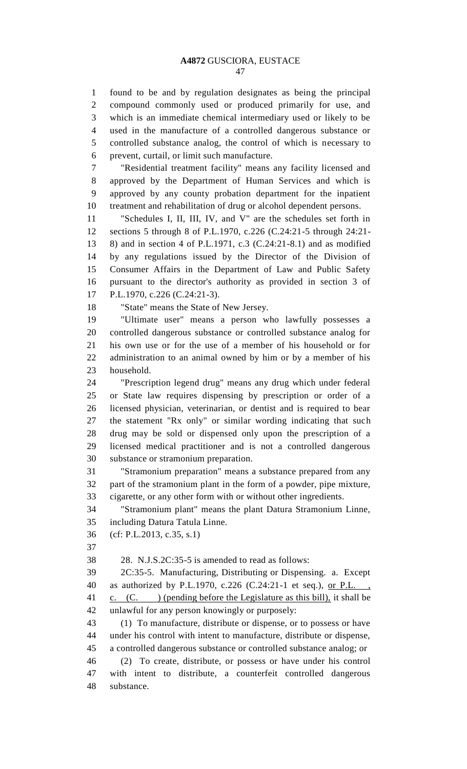found to be and by regulation designates as being the principal compound commonly used or produced primarily for use, and which is an immediate chemical intermediary used or likely to be used in the manufacture of a controlled dangerous substance or controlled substance analog, the control of which is necessary to prevent, curtail, or limit such manufacture.

"Residential treatment facility" means any facility licensed and approved by the Department of Human Services and which is approved by any county probation department for the inpatient treatment and rehabilitation of drug or alcohol dependent persons.

"Schedules I, II, III, IV, and V" are the schedules set forth in sections 5 through 8 of P.L.1970, c.226 (C.24:21-5 through 24:21-8) and in section 4 of P.L.1971, c.3 (C.24:21-8.1) and as modified by any regulations issued by the Director of the Division of Consumer Affairs in the Department of Law and Public Safety pursuant to the director's authority as provided in section 3 of P.L.1970, c.226 (C.24:21-3).

"State" means the State of New Jersey.

"Ultimate user" means a person who lawfully possesses a controlled dangerous substance or controlled substance analog for his own use or for the use of a member of his household or for administration to an animal owned by him or by a member of his household.

"Prescription legend drug" means any drug which under federal or State law requires dispensing by prescription or order of a licensed physician, veterinarian, or dentist and is required to bear the statement "Rx only" or similar wording indicating that such drug may be sold or dispensed only upon the prescription of a licensed medical practitioner and is not a controlled dangerous substance or stramonium preparation.

"Stramonium preparation" means a substance prepared from any part of the stramonium plant in the form of a powder, pipe mixture, cigarette, or any other form with or without other ingredients.

"Stramonium plant" means the plant Datura Stramonium Linne, including Datura Tatula Linne.

(cf: P.L.2013, c.35, s.1)

28. N.J.S.2C:35-5 is amended to read as follows:

2C:35-5. Manufacturing, Distributing or Dispensing. a. Except as authorized by P.L.1970, c.226 (C.24:21-1 et seq.), or P.L. , c. (C. ) (pending before the Legislature as this bill), it shall be unlawful for any person knowingly or purposely:

(1) To manufacture, distribute or dispense, or to possess or have under his control with intent to manufacture, distribute or dispense, a controlled dangerous substance or controlled substance analog; or

(2) To create, distribute, or possess or have under his control with intent to distribute, a counterfeit controlled dangerous substance.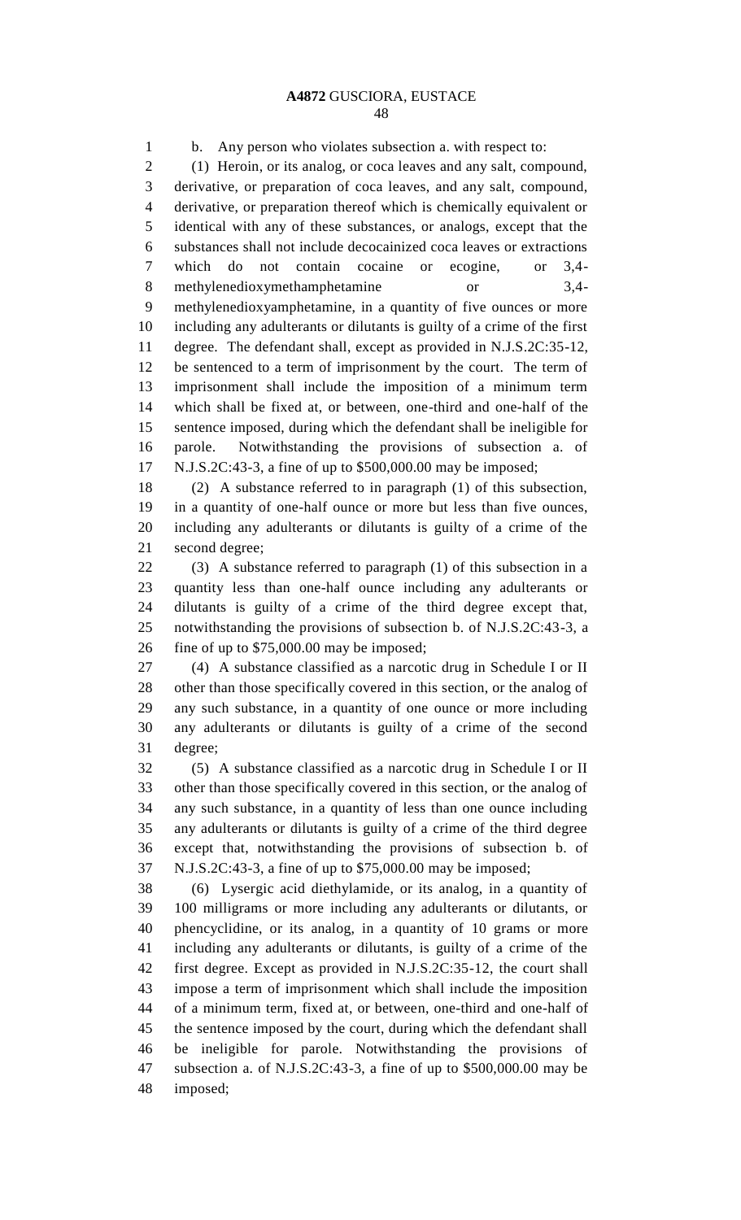b. Any person who violates subsection a. with respect to:

(1) Heroin, or its analog, or coca leaves and any salt, compound, derivative, or preparation of coca leaves, and any salt, compound, derivative, or preparation thereof which is chemically equivalent or identical with any of these substances, or analogs, except that the substances shall not include decocainized coca leaves or extractions which do not contain cocaine or ecogine, or 3,4-methylenedioxymethamphetamine or 3,4-methylenedioxyamphetamine, in a quantity of five ounces or more including any adulterants or dilutants is guilty of a crime of the first degree. The defendant shall, except as provided in N.J.S.2C:35-12, be sentenced to a term of imprisonment by the court. The term of imprisonment shall include the imposition of a minimum term which shall be fixed at, or between, one-third and one-half of the sentence imposed, during which the defendant shall be ineligible for parole. Notwithstanding the provisions of subsection a. of N.J.S.2C:43-3, a fine of up to $500,000.00 may be imposed;

(2) A substance referred to in paragraph (1) of this subsection, in a quantity of one-half ounce or more but less than five ounces, including any adulterants or dilutants is guilty of a crime of the second degree;

(3) A substance referred to paragraph (1) of this subsection in a quantity less than one-half ounce including any adulterants or dilutants is guilty of a crime of the third degree except that, notwithstanding the provisions of subsection b. of N.J.S.2C:43-3, a fine of up to $75,000.00 may be imposed;

(4) A substance classified as a narcotic drug in Schedule I or II other than those specifically covered in this section, or the analog of any such substance, in a quantity of one ounce or more including any adulterants or dilutants is guilty of a crime of the second degree;

(5) A substance classified as a narcotic drug in Schedule I or II other than those specifically covered in this section, or the analog of any such substance, in a quantity of less than one ounce including any adulterants or dilutants is guilty of a crime of the third degree except that, notwithstanding the provisions of subsection b. of N.J.S.2C:43-3, a fine of up to $75,000.00 may be imposed;

(6) Lysergic acid diethylamide, or its analog, in a quantity of 100 milligrams or more including any adulterants or dilutants, or phencyclidine, or its analog, in a quantity of 10 grams or more including any adulterants or dilutants, is guilty of a crime of the first degree. Except as provided in N.J.S.2C:35-12, the court shall impose a term of imprisonment which shall include the imposition of a minimum term, fixed at, or between, one-third and one-half of the sentence imposed by the court, during which the defendant shall be ineligible for parole. Notwithstanding the provisions of subsection a. of N.J.S.2C:43-3, a fine of up to $500,000.00 may be imposed;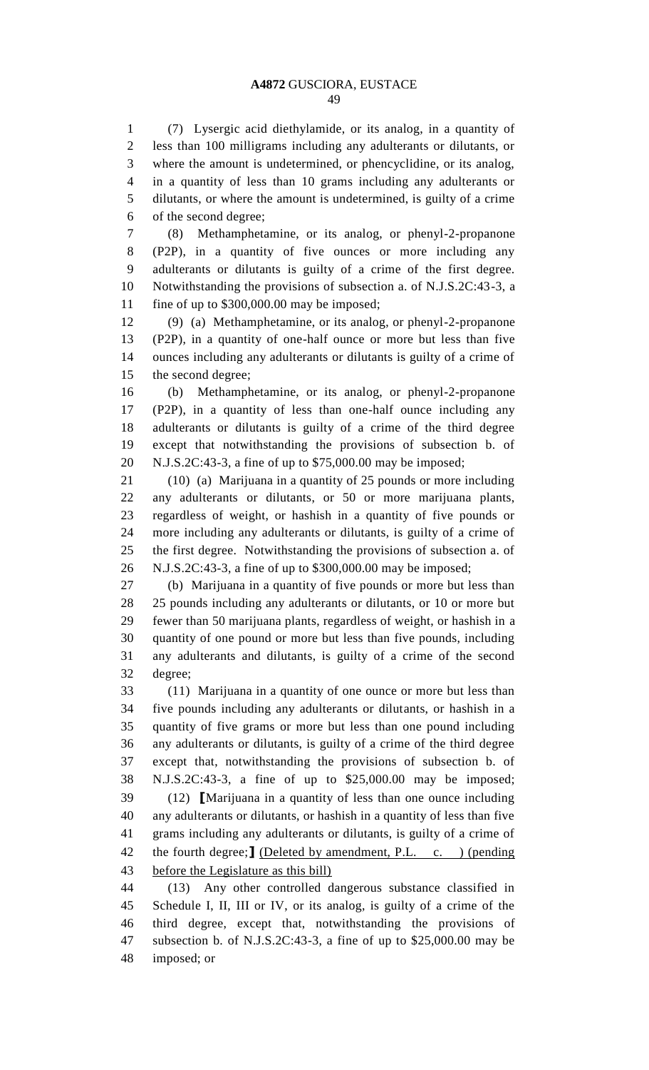(7) Lysergic acid diethylamide, or its analog, in a quantity of less than 100 milligrams including any adulterants or dilutants, or where the amount is undetermined, or phencyclidine, or its analog, in a quantity of less than 10 grams including any adulterants or dilutants, or where the amount is undetermined, is guilty of a crime of the second degree;

(8) Methamphetamine, or its analog, or phenyl-2-propanone (P2P), in a quantity of five ounces or more including any adulterants or dilutants is guilty of a crime of the first degree. Notwithstanding the provisions of subsection a. of N.J.S.2C:43-3, a fine of up to $300,000.00 may be imposed;

(9) (a) Methamphetamine, or its analog, or phenyl-2-propanone (P2P), in a quantity of one-half ounce or more but less than five ounces including any adulterants or dilutants is guilty of a crime of the second degree;

(b) Methamphetamine, or its analog, or phenyl-2-propanone (P2P), in a quantity of less than one-half ounce including any adulterants or dilutants is guilty of a crime of the third degree except that notwithstanding the provisions of subsection b. of N.J.S.2C:43-3, a fine of up to $75,000.00 may be imposed;

(10) (a) Marijuana in a quantity of 25 pounds or more including any adulterants or dilutants, or 50 or more marijuana plants, regardless of weight, or hashish in a quantity of five pounds or more including any adulterants or dilutants, is guilty of a crime of the first degree. Notwithstanding the provisions of subsection a. of N.J.S.2C:43-3, a fine of up to $300,000.00 may be imposed;

(b) Marijuana in a quantity of five pounds or more but less than 25 pounds including any adulterants or dilutants, or 10 or more but fewer than 50 marijuana plants, regardless of weight, or hashish in a quantity of one pound or more but less than five pounds, including any adulterants and dilutants, is guilty of a crime of the second degree;

(11) Marijuana in a quantity of one ounce or more but less than five pounds including any adulterants or dilutants, or hashish in a quantity of five grams or more but less than one pound including any adulterants or dilutants, is guilty of a crime of the third degree except that, notwithstanding the provisions of subsection b. of N.J.S.2C:43-3, a fine of up to $25,000.00 may be imposed;

(12) [Marijuana in a quantity of less than one ounce including any adulterants or dilutants, or hashish in a quantity of less than five grams including any adulterants or dilutants, is guilty of a crime of the fourth degree;] <u>(Deleted by amendment, P.L. c. ) (pending before the Legislature as this bill)</u>

(13) Any other controlled dangerous substance classified in Schedule I, II, III or IV, or its analog, is guilty of a crime of the third degree, except that, notwithstanding the provisions of subsection b. of N.J.S.2C:43-3, a fine of up to $25,000.00 may be imposed; or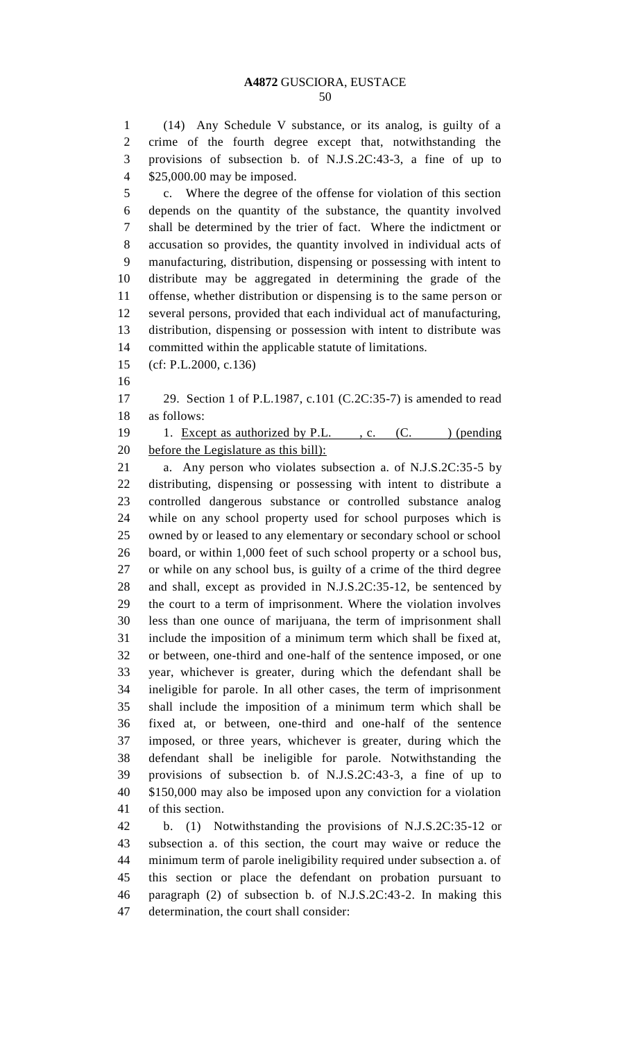(14) Any Schedule V substance, or its analog, is guilty of a crime of the fourth degree except that, notwithstanding the provisions of subsection b. of N.J.S.2C:43-3, a fine of up to $25,000.00 may be imposed.

c. Where the degree of the offense for violation of this section depends on the quantity of the substance, the quantity involved shall be determined by the trier of fact. Where the indictment or accusation so provides, the quantity involved in individual acts of manufacturing, distribution, dispensing or possessing with intent to distribute may be aggregated in determining the grade of the offense, whether distribution or dispensing is to the same person or several persons, provided that each individual act of manufacturing, distribution, dispensing or possession with intent to distribute was committed within the applicable statute of limitations.

(cf: P.L.2000, c.136)

29. Section 1 of P.L.1987, c.101 (C.2C:35-7) is amended to read as follows:

1. <u>Except as authorized by P.L. , c. (C. ) (pending before the Legislature as this bill):</u>

a. Any person who violates subsection a. of N.J.S.2C:35-5 by distributing, dispensing or possessing with intent to distribute a controlled dangerous substance or controlled substance analog while on any school property used for school purposes which is owned by or leased to any elementary or secondary school or school board, or within 1,000 feet of such school property or a school bus, or while on any school bus, is guilty of a crime of the third degree and shall, except as provided in N.J.S.2C:35-12, be sentenced by the court to a term of imprisonment. Where the violation involves less than one ounce of marijuana, the term of imprisonment shall include the imposition of a minimum term which shall be fixed at, or between, one-third and one-half of the sentence imposed, or one year, whichever is greater, during which the defendant shall be ineligible for parole. In all other cases, the term of imprisonment shall include the imposition of a minimum term which shall be fixed at, or between, one-third and one-half of the sentence imposed, or three years, whichever is greater, during which the defendant shall be ineligible for parole. Notwithstanding the provisions of subsection b. of N.J.S.2C:43-3, a fine of up to $150,000 may also be imposed upon any conviction for a violation of this section.

b. (1) Notwithstanding the provisions of N.J.S.2C:35-12 or subsection a. of this section, the court may waive or reduce the minimum term of parole ineligibility required under subsection a. of this section or place the defendant on probation pursuant to paragraph (2) of subsection b. of N.J.S.2C:43-2. In making this determination, the court shall consider: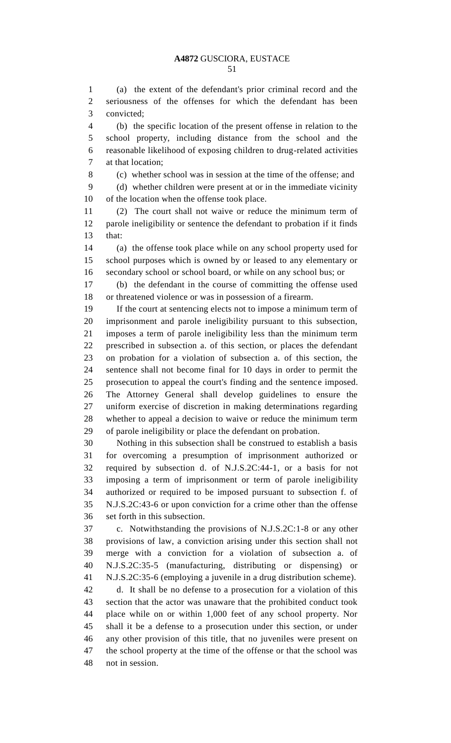(a) the extent of the defendant's prior criminal record and the seriousness of the offenses for which the defendant has been convicted;

(b) the specific location of the present offense in relation to the school property, including distance from the school and the reasonable likelihood of exposing children to drug-related activities at that location;

(c) whether school was in session at the time of the offense; and

(d) whether children were present at or in the immediate vicinity of the location when the offense took place.

(2) The court shall not waive or reduce the minimum term of parole ineligibility or sentence the defendant to probation if it finds that:

(a) the offense took place while on any school property used for school purposes which is owned by or leased to any elementary or secondary school or school board, or while on any school bus; or

(b) the defendant in the course of committing the offense used or threatened violence or was in possession of a firearm.

If the court at sentencing elects not to impose a minimum term of imprisonment and parole ineligibility pursuant to this subsection, imposes a term of parole ineligibility less than the minimum term prescribed in subsection a. of this section, or places the defendant on probation for a violation of subsection a. of this section, the sentence shall not become final for 10 days in order to permit the prosecution to appeal the court's finding and the sentence imposed. The Attorney General shall develop guidelines to ensure the uniform exercise of discretion in making determinations regarding whether to appeal a decision to waive or reduce the minimum term of parole ineligibility or place the defendant on probation.

Nothing in this subsection shall be construed to establish a basis for overcoming a presumption of imprisonment authorized or required by subsection d. of N.J.S.2C:44-1, or a basis for not imposing a term of imprisonment or term of parole ineligibility authorized or required to be imposed pursuant to subsection f. of N.J.S.2C:43-6 or upon conviction for a crime other than the offense set forth in this subsection.

c. Notwithstanding the provisions of N.J.S.2C:1-8 or any other provisions of law, a conviction arising under this section shall not merge with a conviction for a violation of subsection a. of N.J.S.2C:35-5 (manufacturing, distributing or dispensing) or N.J.S.2C:35-6 (employing a juvenile in a drug distribution scheme).

d. It shall be no defense to a prosecution for a violation of this section that the actor was unaware that the prohibited conduct took place while on or within 1,000 feet of any school property. Nor shall it be a defense to a prosecution under this section, or under any other provision of this title, that no juveniles were present on the school property at the time of the offense or that the school was not in session.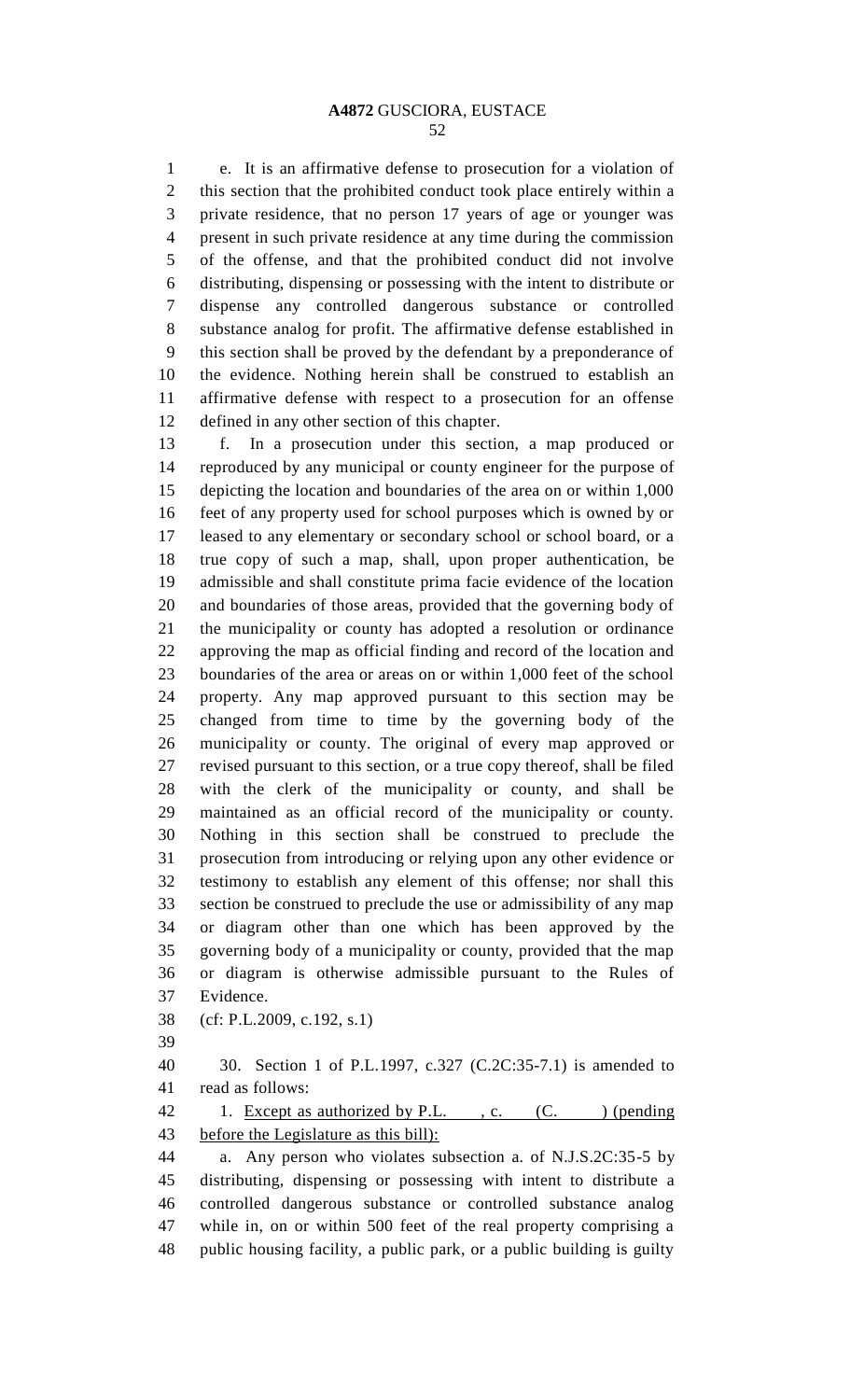e. It is an affirmative defense to prosecution for a violation of this section that the prohibited conduct took place entirely within a private residence, that no person 17 years of age or younger was present in such private residence at any time during the commission of the offense, and that the prohibited conduct did not involve distributing, dispensing or possessing with the intent to distribute or dispense any controlled dangerous substance or controlled substance analog for profit. The affirmative defense established in this section shall be proved by the defendant by a preponderance of the evidence. Nothing herein shall be construed to establish an affirmative defense with respect to a prosecution for an offense defined in any other section of this chapter.

f. In a prosecution under this section, a map produced or reproduced by any municipal or county engineer for the purpose of depicting the location and boundaries of the area on or within 1,000 feet of any property used for school purposes which is owned by or leased to any elementary or secondary school or school board, or a true copy of such a map, shall, upon proper authentication, be admissible and shall constitute prima facie evidence of the location and boundaries of those areas, provided that the governing body of the municipality or county has adopted a resolution or ordinance approving the map as official finding and record of the location and boundaries of the area or areas on or within 1,000 feet of the school property. Any map approved pursuant to this section may be changed from time to time by the governing body of the municipality or county. The original of every map approved or revised pursuant to this section, or a true copy thereof, shall be filed with the clerk of the municipality or county, and shall be maintained as an official record of the municipality or county. Nothing in this section shall be construed to preclude the prosecution from introducing or relying upon any other evidence or testimony to establish any element of this offense; nor shall this section be construed to preclude the use or admissibility of any map or diagram other than one which has been approved by the governing body of a municipality or county, provided that the map or diagram is otherwise admissible pursuant to the Rules of Evidence.

(cf: P.L.2009, c.192, s.1)

30. Section 1 of P.L.1997, c.327 (C.2C:35-7.1) is amended to read as follows:

1. Except as authorized by P.L. , c. (C. ) (pending before the Legislature as this bill):

a. Any person who violates subsection a. of N.J.S.2C:35-5 by distributing, dispensing or possessing with intent to distribute a controlled dangerous substance or controlled substance analog while in, on or within 500 feet of the real property comprising a public housing facility, a public park, or a public building is guilty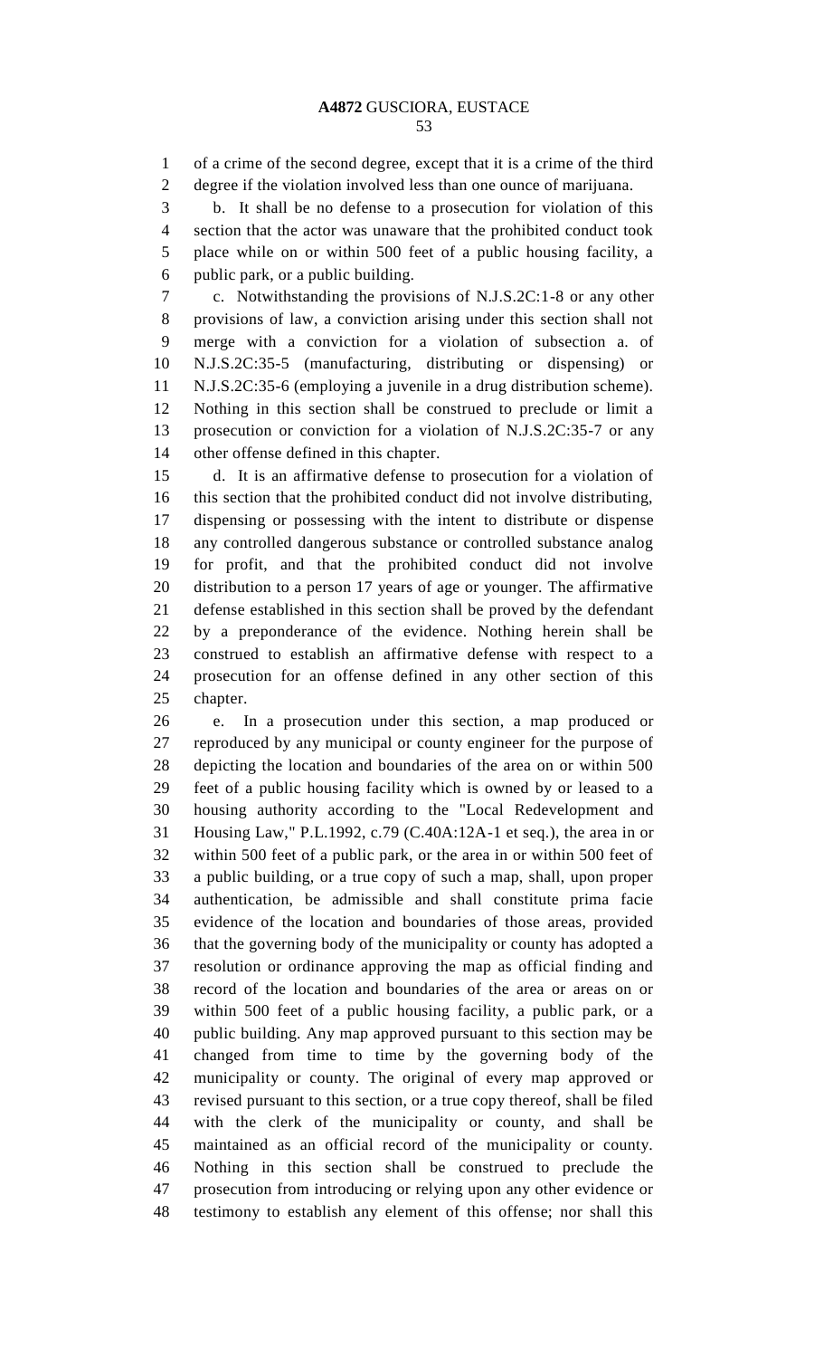of a crime of the second degree, except that it is a crime of the third degree if the violation involved less than one ounce of marijuana.

b. It shall be no defense to a prosecution for violation of this section that the actor was unaware that the prohibited conduct took place while on or within 500 feet of a public housing facility, a public park, or a public building.

c. Notwithstanding the provisions of N.J.S.2C:1-8 or any other provisions of law, a conviction arising under this section shall not merge with a conviction for a violation of subsection a. of N.J.S.2C:35-5 (manufacturing, distributing or dispensing) or N.J.S.2C:35-6 (employing a juvenile in a drug distribution scheme). Nothing in this section shall be construed to preclude or limit a prosecution or conviction for a violation of N.J.S.2C:35-7 or any other offense defined in this chapter.

d. It is an affirmative defense to prosecution for a violation of this section that the prohibited conduct did not involve distributing, dispensing or possessing with the intent to distribute or dispense any controlled dangerous substance or controlled substance analog for profit, and that the prohibited conduct did not involve distribution to a person 17 years of age or younger. The affirmative defense established in this section shall be proved by the defendant by a preponderance of the evidence. Nothing herein shall be construed to establish an affirmative defense with respect to a prosecution for an offense defined in any other section of this chapter.

e. In a prosecution under this section, a map produced or reproduced by any municipal or county engineer for the purpose of depicting the location and boundaries of the area on or within 500 feet of a public housing facility which is owned by or leased to a housing authority according to the "Local Redevelopment and Housing Law," P.L.1992, c.79 (C.40A:12A-1 et seq.), the area in or within 500 feet of a public park, or the area in or within 500 feet of a public building, or a true copy of such a map, shall, upon proper authentication, be admissible and shall constitute prima facie evidence of the location and boundaries of those areas, provided that the governing body of the municipality or county has adopted a resolution or ordinance approving the map as official finding and record of the location and boundaries of the area or areas on or within 500 feet of a public housing facility, a public park, or a public building. Any map approved pursuant to this section may be changed from time to time by the governing body of the municipality or county. The original of every map approved or revised pursuant to this section, or a true copy thereof, shall be filed with the clerk of the municipality or county, and shall be maintained as an official record of the municipality or county. Nothing in this section shall be construed to preclude the prosecution from introducing or relying upon any other evidence or testimony to establish any element of this offense; nor shall this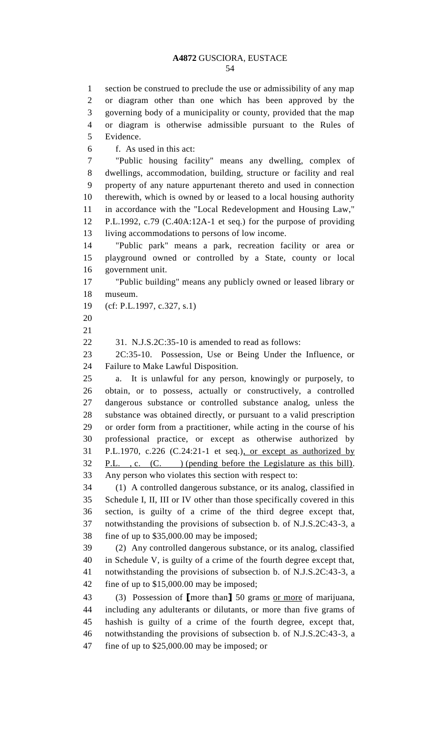section be construed to preclude the use or admissibility of any map or diagram other than one which has been approved by the governing body of a municipality or county, provided that the map or diagram is otherwise admissible pursuant to the Rules of Evidence.

f. As used in this act:

"Public housing facility" means any dwelling, complex of dwellings, accommodation, building, structure or facility and real property of any nature appurtenant thereto and used in connection therewith, which is owned by or leased to a local housing authority in accordance with the "Local Redevelopment and Housing Law," P.L.1992, c.79 (C.40A:12A-1 et seq.) for the purpose of providing living accommodations to persons of low income.

"Public park" means a park, recreation facility or area or playground owned or controlled by a State, county or local government unit.

"Public building" means any publicly owned or leased library or museum.

(cf: P.L.1997, c.327, s.1)

31. N.J.S.2C:35-10 is amended to read as follows:

2C:35-10. Possession, Use or Being Under the Influence, or Failure to Make Lawful Disposition.

a. It is unlawful for any person, knowingly or purposely, to obtain, or to possess, actually or constructively, a controlled dangerous substance or controlled substance analog, unless the substance was obtained directly, or pursuant to a valid prescription or order form from a practitioner, while acting in the course of his professional practice, or except as otherwise authorized by P.L.1970, c.226 (C.24:21-1 et seq.)<u>, or except as authorized by P.L. , c. (C. ) (pending before the Legislature as this bill)</u>. Any person who violates this section with respect to:

(1) A controlled dangerous substance, or its analog, classified in Schedule I, II, III or IV other than those specifically covered in this section, is guilty of a crime of the third degree except that, notwithstanding the provisions of subsection b. of N.J.S.2C:43-3, a fine of up to $35,000.00 may be imposed;

(2) Any controlled dangerous substance, or its analog, classified in Schedule V, is guilty of a crime of the fourth degree except that, notwithstanding the provisions of subsection b. of N.J.S.2C:43-3, a fine of up to $15,000.00 may be imposed;

(3) Possession of **[**more than**]** 50 grams <u>or more</u> of marijuana, including any adulterants or dilutants, or more than five grams of hashish is guilty of a crime of the fourth degree, except that, notwithstanding the provisions of subsection b. of N.J.S.2C:43-3, a fine of up to $25,000.00 may be imposed; or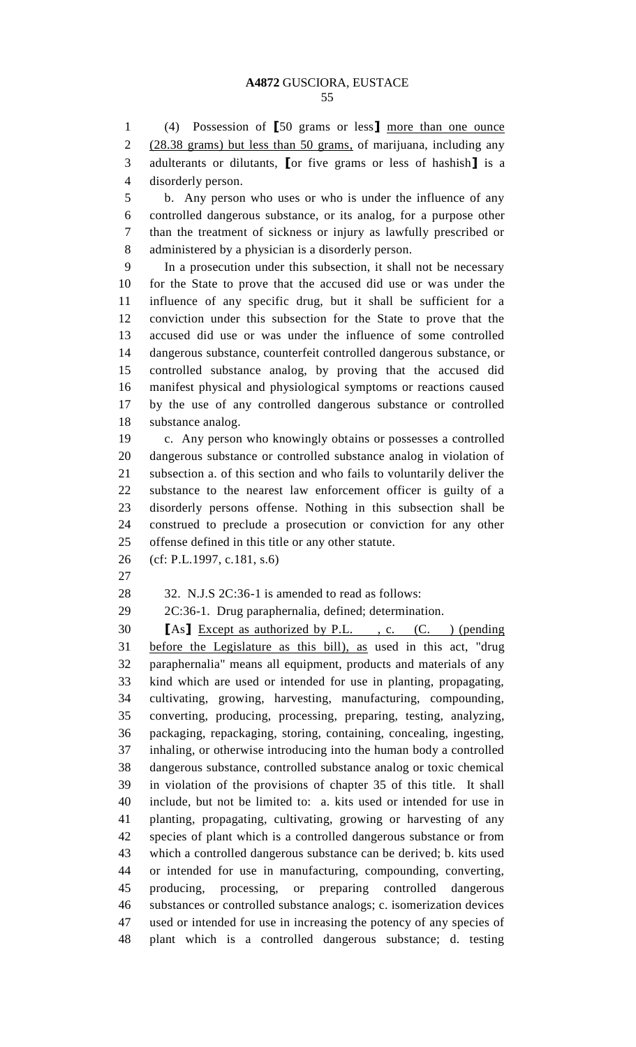(4) Possession of ⟦50 grams or less⟧ more than one ounce (28.38 grams) but less than 50 grams, of marijuana, including any adulterants or dilutants, ⟦or five grams or less of hashish⟧ is a disorderly person.

b. Any person who uses or who is under the influence of any controlled dangerous substance, or its analog, for a purpose other than the treatment of sickness or injury as lawfully prescribed or administered by a physician is a disorderly person.

In a prosecution under this subsection, it shall not be necessary for the State to prove that the accused did use or was under the influence of any specific drug, but it shall be sufficient for a conviction under this subsection for the State to prove that the accused did use or was under the influence of some controlled dangerous substance, counterfeit controlled dangerous substance, or controlled substance analog, by proving that the accused did manifest physical and physiological symptoms or reactions caused by the use of any controlled dangerous substance or controlled substance analog.

c. Any person who knowingly obtains or possesses a controlled dangerous substance or controlled substance analog in violation of subsection a. of this section and who fails to voluntarily deliver the substance to the nearest law enforcement officer is guilty of a disorderly persons offense. Nothing in this subsection shall be construed to preclude a prosecution or conviction for any other offense defined in this title or any other statute.

(cf: P.L.1997, c.181, s.6)

32. N.J.S 2C:36-1 is amended to read as follows:

2C:36-1. Drug paraphernalia, defined; determination.

⟦As⟧ Except as authorized by P.L. , c. (C. ) (pending before the Legislature as this bill), as used in this act, "drug paraphernalia" means all equipment, products and materials of any kind which are used or intended for use in planting, propagating, cultivating, growing, harvesting, manufacturing, compounding, converting, producing, processing, preparing, testing, analyzing, packaging, repackaging, storing, containing, concealing, ingesting, inhaling, or otherwise introducing into the human body a controlled dangerous substance, controlled substance analog or toxic chemical in violation of the provisions of chapter 35 of this title. It shall include, but not be limited to: a. kits used or intended for use in planting, propagating, cultivating, growing or harvesting of any species of plant which is a controlled dangerous substance or from which a controlled dangerous substance can be derived; b. kits used or intended for use in manufacturing, compounding, converting, producing, processing, or preparing controlled dangerous substances or controlled substance analogs; c. isomerization devices used or intended for use in increasing the potency of any species of plant which is a controlled dangerous substance; d. testing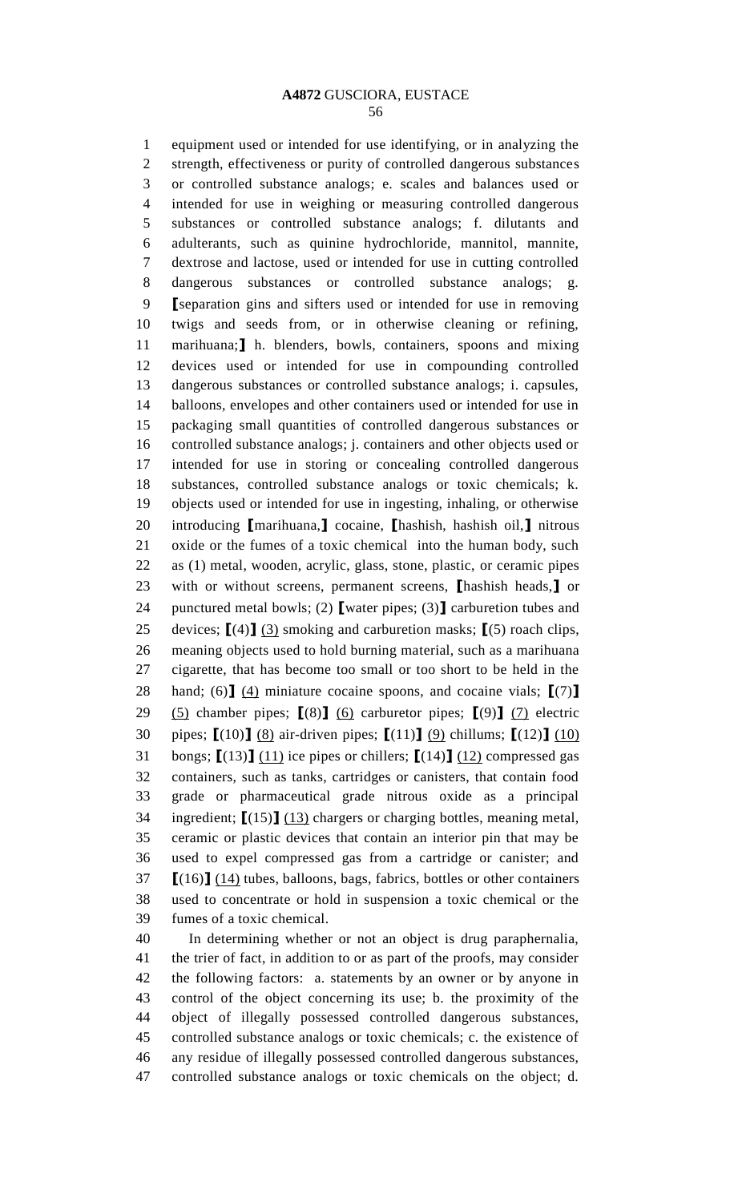equipment used or intended for use identifying, or in analyzing the strength, effectiveness or purity of controlled dangerous substances or controlled substance analogs; e. scales and balances used or intended for use in weighing or measuring controlled dangerous substances or controlled substance analogs; f. dilutants and adulterants, such as quinine hydrochloride, mannitol, mannite, dextrose and lactose, used or intended for use in cutting controlled dangerous substances or controlled substance analogs; g. ⟦separation gins and sifters used or intended for use in removing twigs and seeds from, or in otherwise cleaning or refining, marihuana;⟧ h. blenders, bowls, containers, spoons and mixing devices used or intended for use in compounding controlled dangerous substances or controlled substance analogs; i. capsules, balloons, envelopes and other containers used or intended for use in packaging small quantities of controlled dangerous substances or controlled substance analogs; j. containers and other objects used or intended for use in storing or concealing controlled dangerous substances, controlled substance analogs or toxic chemicals; k. objects used or intended for use in ingesting, inhaling, or otherwise introducing ⟦marihuana,⟧ cocaine, ⟦hashish, hashish oil,⟧ nitrous oxide or the fumes of a toxic chemical into the human body, such as (1) metal, wooden, acrylic, glass, stone, plastic, or ceramic pipes with or without screens, permanent screens, ⟦hashish heads,⟧ or punctured metal bowls; (2) ⟦water pipes; (3)⟧ carburetion tubes and devices; ⟦(4)⟧ <u>(3)</u> smoking and carburetion masks; ⟦(5) roach clips, meaning objects used to hold burning material, such as a marihuana cigarette, that has become too small or too short to be held in the hand; (6)⟧ <u>(4)</u> miniature cocaine spoons, and cocaine vials; ⟦(7)⟧ <u>(5)</u> chamber pipes; ⟦(8)⟧ <u>(6)</u> carburetor pipes; ⟦(9)⟧ <u>(7)</u> electric pipes; ⟦(10)⟧ <u>(8)</u> air-driven pipes; ⟦(11)⟧ <u>(9)</u> chillums; ⟦(12)⟧ <u>(10)</u> bongs; ⟦(13)⟧ <u>(11)</u> ice pipes or chillers; ⟦(14)⟧ <u>(12)</u> compressed gas containers, such as tanks, cartridges or canisters, that contain food grade or pharmaceutical grade nitrous oxide as a principal ingredient; ⟦(15)⟧ <u>(13)</u> chargers or charging bottles, meaning metal, ceramic or plastic devices that contain an interior pin that may be used to expel compressed gas from a cartridge or canister; and ⟦(16)⟧ <u>(14)</u> tubes, balloons, bags, fabrics, bottles or other containers used to concentrate or hold in suspension a toxic chemical or the fumes of a toxic chemical.

In determining whether or not an object is drug paraphernalia, the trier of fact, in addition to or as part of the proofs, may consider the following factors: a. statements by an owner or by anyone in control of the object concerning its use; b. the proximity of the object of illegally possessed controlled dangerous substances, controlled substance analogs or toxic chemicals; c. the existence of any residue of illegally possessed controlled dangerous substances, controlled substance analogs or toxic chemicals on the object; d.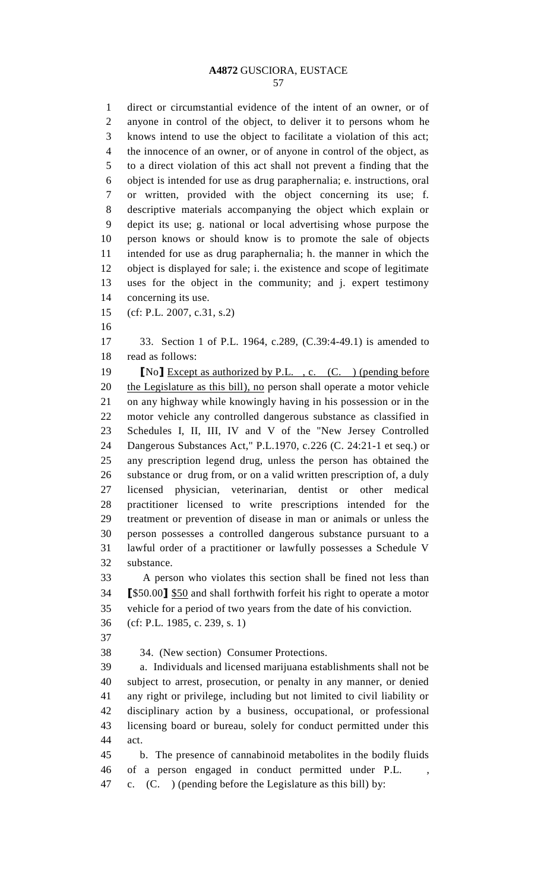direct or circumstantial evidence of the intent of an owner, or of anyone in control of the object, to deliver it to persons whom he knows intend to use the object to facilitate a violation of this act; the innocence of an owner, or of anyone in control of the object, as to a direct violation of this act shall not prevent a finding that the object is intended for use as drug paraphernalia; e. instructions, oral or written, provided with the object concerning its use; f. descriptive materials accompanying the object which explain or depict its use; g. national or local advertising whose purpose the person knows or should know is to promote the sale of objects intended for use as drug paraphernalia; h. the manner in which the object is displayed for sale; i. the existence and scope of legitimate uses for the object in the community; and j. expert testimony concerning its use.

(cf: P.L. 2007, c.31, s.2)

33. Section 1 of P.L. 1964, c.289, (C.39:4-49.1) is amended to read as follows:

[No] Except as authorized by P.L. , c. (C. ) (pending before the Legislature as this bill), no person shall operate a motor vehicle on any highway while knowingly having in his possession or in the motor vehicle any controlled dangerous substance as classified in Schedules I, II, III, IV and V of the "New Jersey Controlled Dangerous Substances Act," P.L.1970, c.226 (C. 24:21-1 et seq.) or any prescription legend drug, unless the person has obtained the substance or drug from, or on a valid written prescription of, a duly licensed physician, veterinarian, dentist or other medical practitioner licensed to write prescriptions intended for the treatment or prevention of disease in man or animals or unless the person possesses a controlled dangerous substance pursuant to a lawful order of a practitioner or lawfully possesses a Schedule V substance.

A person who violates this section shall be fined not less than [$50.00] $50 and shall forthwith forfeit his right to operate a motor vehicle for a period of two years from the date of his conviction.

(cf: P.L. 1985, c. 239, s. 1)

34. (New section) Consumer Protections.

a. Individuals and licensed marijuana establishments shall not be subject to arrest, prosecution, or penalty in any manner, or denied any right or privilege, including but not limited to civil liability or disciplinary action by a business, occupational, or professional licensing board or bureau, solely for conduct permitted under this act.

b. The presence of cannabinoid metabolites in the bodily fluids of a person engaged in conduct permitted under P.L. , c. (C. ) (pending before the Legislature as this bill) by: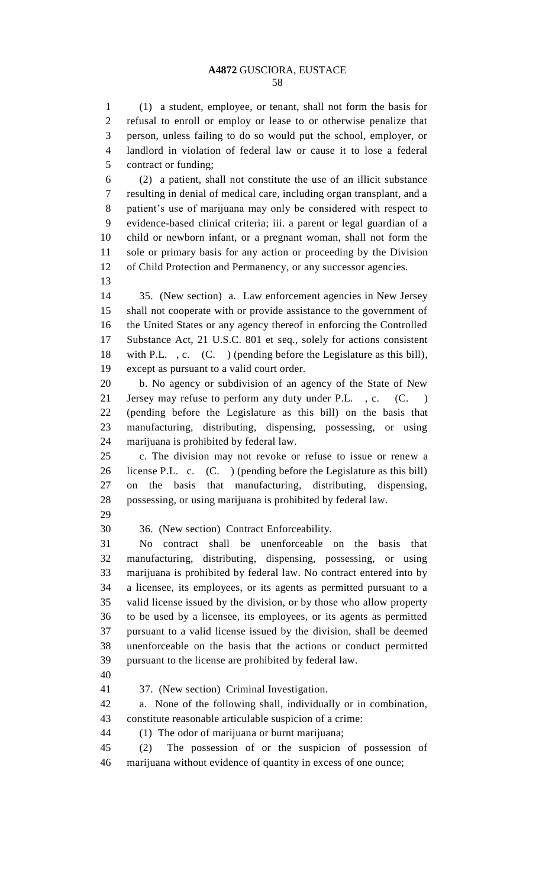(1) a student, employee, or tenant, shall not form the basis for refusal to enroll or employ or lease to or otherwise penalize that person, unless failing to do so would put the school, employer, or landlord in violation of federal law or cause it to lose a federal contract or funding;

(2) a patient, shall not constitute the use of an illicit substance resulting in denial of medical care, including organ transplant, and a patient's use of marijuana may only be considered with respect to evidence-based clinical criteria; iii. a parent or legal guardian of a child or newborn infant, or a pregnant woman, shall not form the sole or primary basis for any action or proceeding by the Division of Child Protection and Permanency, or any successor agencies.

35. (New section) a. Law enforcement agencies in New Jersey shall not cooperate with or provide assistance to the government of the United States or any agency thereof in enforcing the Controlled Substance Act, 21 U.S.C. 801 et seq., solely for actions consistent with P.L. , c. (C. ) (pending before the Legislature as this bill), except as pursuant to a valid court order.

b. No agency or subdivision of an agency of the State of New Jersey may refuse to perform any duty under P.L. , c. (C. ) (pending before the Legislature as this bill) on the basis that manufacturing, distributing, dispensing, possessing, or using marijuana is prohibited by federal law.

c. The division may not revoke or refuse to issue or renew a license P.L. c. (C. ) (pending before the Legislature as this bill) on the basis that manufacturing, distributing, dispensing, possessing, or using marijuana is prohibited by federal law.

36. (New section) Contract Enforceability.

No contract shall be unenforceable on the basis that manufacturing, distributing, dispensing, possessing, or using marijuana is prohibited by federal law. No contract entered into by a licensee, its employees, or its agents as permitted pursuant to a valid license issued by the division, or by those who allow property to be used by a licensee, its employees, or its agents as permitted pursuant to a valid license issued by the division, shall be deemed unenforceable on the basis that the actions or conduct permitted pursuant to the license are prohibited by federal law.

37. (New section) Criminal Investigation.

a. None of the following shall, individually or in combination, constitute reasonable articulable suspicion of a crime:

(1) The odor of marijuana or burnt marijuana;

(2) The possession of or the suspicion of possession of marijuana without evidence of quantity in excess of one ounce;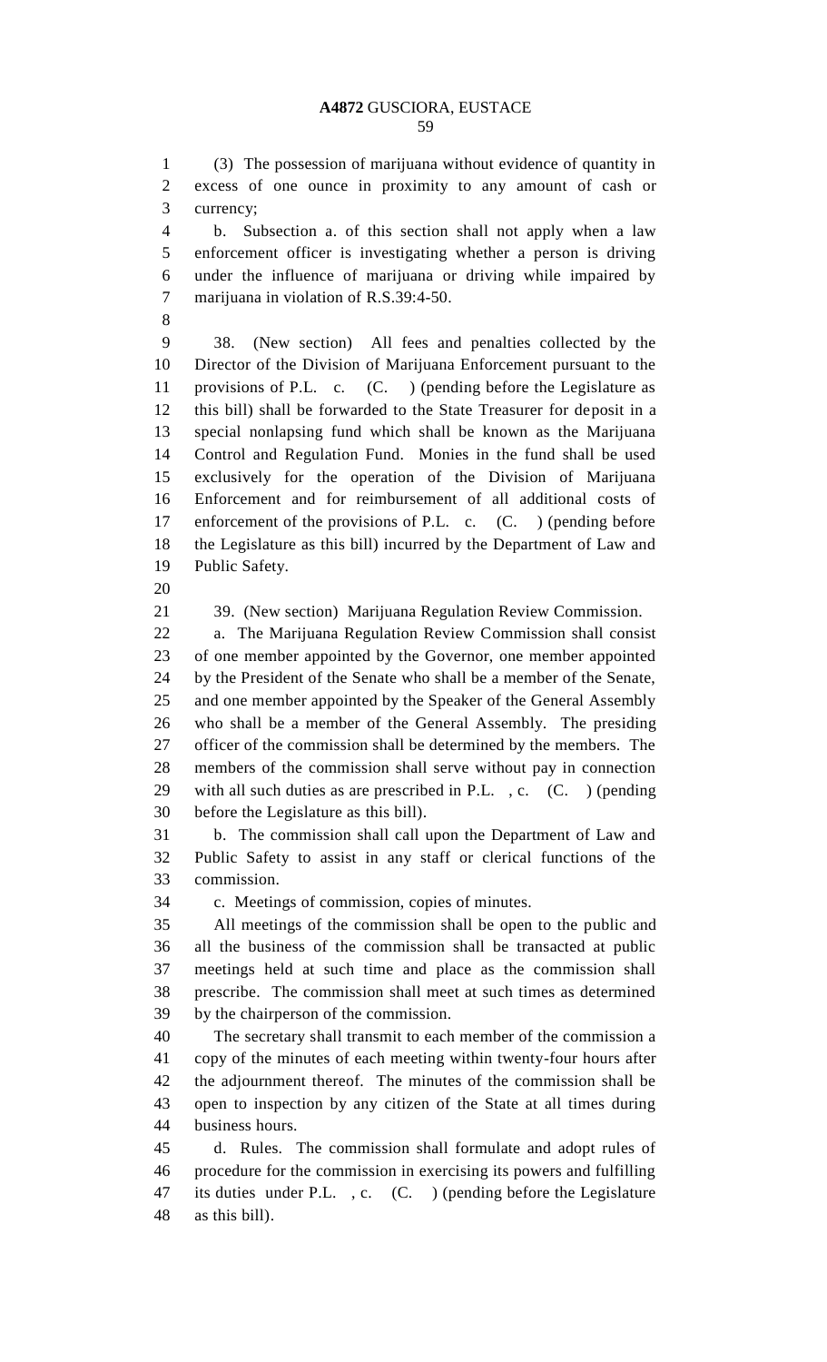(3) The possession of marijuana without evidence of quantity in excess of one ounce in proximity to any amount of cash or currency;

b. Subsection a. of this section shall not apply when a law enforcement officer is investigating whether a person is driving under the influence of marijuana or driving while impaired by marijuana in violation of R.S.39:4-50.

38. (New section) All fees and penalties collected by the Director of the Division of Marijuana Enforcement pursuant to the provisions of P.L. c. (C. ) (pending before the Legislature as this bill) shall be forwarded to the State Treasurer for deposit in a special nonlapsing fund which shall be known as the Marijuana Control and Regulation Fund. Monies in the fund shall be used exclusively for the operation of the Division of Marijuana Enforcement and for reimbursement of all additional costs of enforcement of the provisions of P.L. c. (C. ) (pending before the Legislature as this bill) incurred by the Department of Law and Public Safety.

39. (New section) Marijuana Regulation Review Commission.

a. The Marijuana Regulation Review Commission shall consist of one member appointed by the Governor, one member appointed by the President of the Senate who shall be a member of the Senate, and one member appointed by the Speaker of the General Assembly who shall be a member of the General Assembly. The presiding officer of the commission shall be determined by the members. The members of the commission shall serve without pay in connection with all such duties as are prescribed in P.L. , c. (C. ) (pending before the Legislature as this bill).

b. The commission shall call upon the Department of Law and Public Safety to assist in any staff or clerical functions of the commission.

c. Meetings of commission, copies of minutes.

All meetings of the commission shall be open to the public and all the business of the commission shall be transacted at public meetings held at such time and place as the commission shall prescribe. The commission shall meet at such times as determined by the chairperson of the commission.

The secretary shall transmit to each member of the commission a copy of the minutes of each meeting within twenty-four hours after the adjournment thereof. The minutes of the commission shall be open to inspection by any citizen of the State at all times during business hours.

d. Rules. The commission shall formulate and adopt rules of procedure for the commission in exercising its powers and fulfilling its duties under P.L. , c. (C. ) (pending before the Legislature as this bill).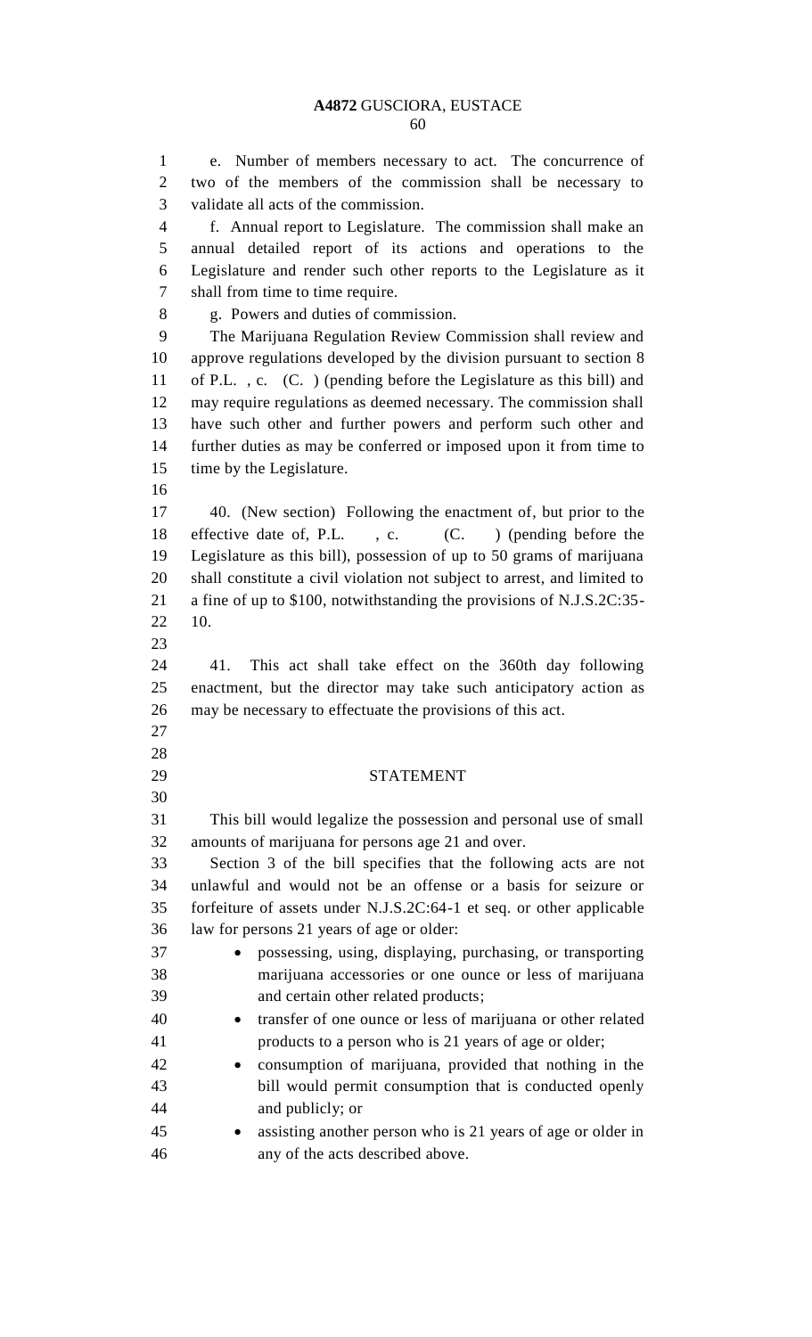e. Number of members necessary to act. The concurrence of two of the members of the commission shall be necessary to validate all acts of the commission.

f. Annual report to Legislature. The commission shall make an annual detailed report of its actions and operations to the Legislature and render such other reports to the Legislature as it shall from time to time require.

g. Powers and duties of commission.

The Marijuana Regulation Review Commission shall review and approve regulations developed by the division pursuant to section 8 of P.L. , c. (C. ) (pending before the Legislature as this bill) and may require regulations as deemed necessary. The commission shall have such other and further powers and perform such other and further duties as may be conferred or imposed upon it from time to time by the Legislature.

40. (New section) Following the enactment of, but prior to the effective date of, P.L. , c. (C. ) (pending before the Legislature as this bill), possession of up to 50 grams of marijuana shall constitute a civil violation not subject to arrest, and limited to a fine of up to $100, notwithstanding the provisions of N.J.S.2C:35-10.

41. This act shall take effect on the 360th day following enactment, but the director may take such anticipatory action as may be necessary to effectuate the provisions of this act.

## STATEMENT

This bill would legalize the possession and personal use of small amounts of marijuana for persons age 21 and over.

Section 3 of the bill specifies that the following acts are not unlawful and would not be an offense or a basis for seizure or forfeiture of assets under N.J.S.2C:64-1 et seq. or other applicable law for persons 21 years of age or older:

- possessing, using, displaying, purchasing, or transporting marijuana accessories or one ounce or less of marijuana and certain other related products;
- transfer of one ounce or less of marijuana or other related products to a person who is 21 years of age or older;
- consumption of marijuana, provided that nothing in the bill would permit consumption that is conducted openly and publicly; or
- assisting another person who is 21 years of age or older in any of the acts described above.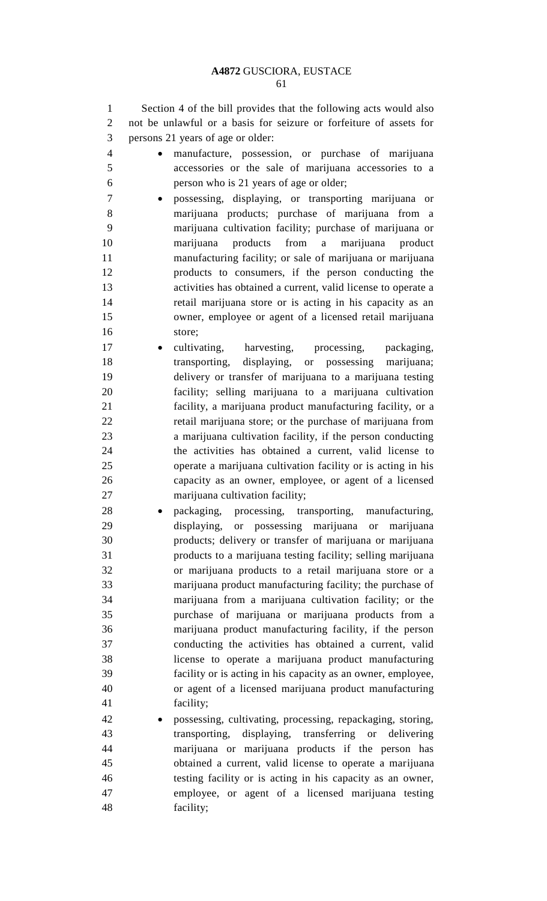Section 4 of the bill provides that the following acts would also not be unlawful or a basis for seizure or forfeiture of assets for persons 21 years of age or older:

- manufacture, possession, or purchase of marijuana accessories or the sale of marijuana accessories to a person who is 21 years of age or older;
- possessing, displaying, or transporting marijuana or marijuana products; purchase of marijuana from a marijuana cultivation facility; purchase of marijuana or marijuana products from a marijuana product manufacturing facility; or sale of marijuana or marijuana products to consumers, if the person conducting the activities has obtained a current, valid license to operate a retail marijuana store or is acting in his capacity as an owner, employee or agent of a licensed retail marijuana store;
- cultivating, harvesting, processing, packaging, transporting, displaying, or possessing marijuana; delivery or transfer of marijuana to a marijuana testing facility; selling marijuana to a marijuana cultivation facility, a marijuana product manufacturing facility, or a retail marijuana store; or the purchase of marijuana from a marijuana cultivation facility, if the person conducting the activities has obtained a current, valid license to operate a marijuana cultivation facility or is acting in his capacity as an owner, employee, or agent of a licensed marijuana cultivation facility;
- packaging, processing, transporting, manufacturing, displaying, or possessing marijuana or marijuana products; delivery or transfer of marijuana or marijuana products to a marijuana testing facility; selling marijuana or marijuana products to a retail marijuana store or a marijuana product manufacturing facility; the purchase of marijuana from a marijuana cultivation facility; or the purchase of marijuana or marijuana products from a marijuana product manufacturing facility, if the person conducting the activities has obtained a current, valid license to operate a marijuana product manufacturing facility or is acting in his capacity as an owner, employee, or agent of a licensed marijuana product manufacturing facility;
- possessing, cultivating, processing, repackaging, storing, transporting, displaying, transferring or delivering marijuana or marijuana products if the person has obtained a current, valid license to operate a marijuana testing facility or is acting in his capacity as an owner, employee, or agent of a licensed marijuana testing facility;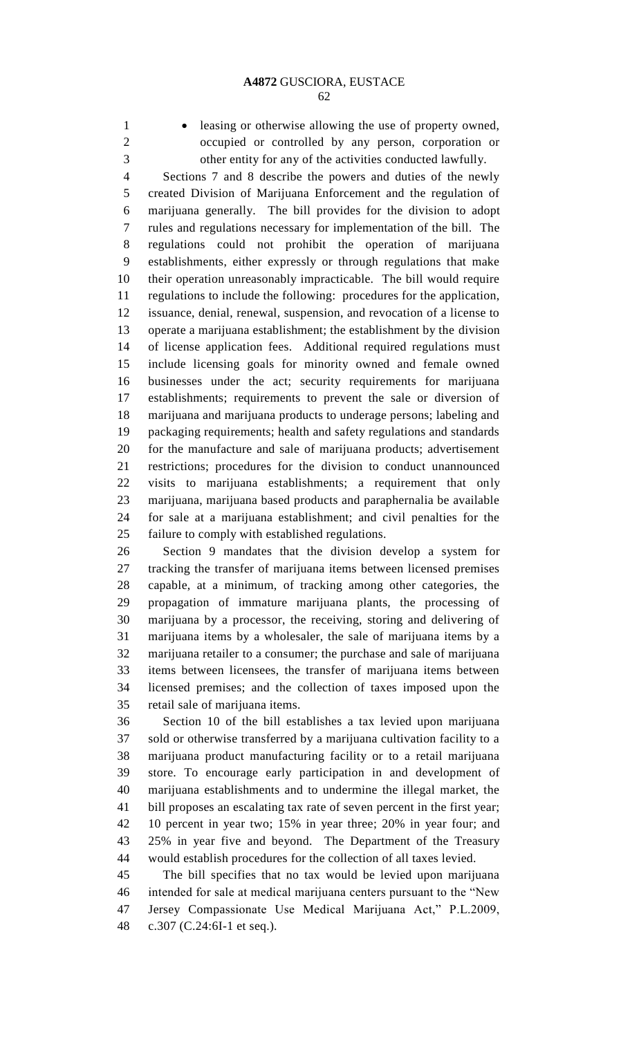- leasing or otherwise allowing the use of property owned, occupied or controlled by any person, corporation or other entity for any of the activities conducted lawfully.

Sections 7 and 8 describe the powers and duties of the newly created Division of Marijuana Enforcement and the regulation of marijuana generally. The bill provides for the division to adopt rules and regulations necessary for implementation of the bill. The regulations could not prohibit the operation of marijuana establishments, either expressly or through regulations that make their operation unreasonably impracticable. The bill would require regulations to include the following: procedures for the application, issuance, denial, renewal, suspension, and revocation of a license to operate a marijuana establishment; the establishment by the division of license application fees. Additional required regulations must include licensing goals for minority owned and female owned businesses under the act; security requirements for marijuana establishments; requirements to prevent the sale or diversion of marijuana and marijuana products to underage persons; labeling and packaging requirements; health and safety regulations and standards for the manufacture and sale of marijuana products; advertisement restrictions; procedures for the division to conduct unannounced visits to marijuana establishments; a requirement that only marijuana, marijuana based products and paraphernalia be available for sale at a marijuana establishment; and civil penalties for the failure to comply with established regulations.

Section 9 mandates that the division develop a system for tracking the transfer of marijuana items between licensed premises capable, at a minimum, of tracking among other categories, the propagation of immature marijuana plants, the processing of marijuana by a processor, the receiving, storing and delivering of marijuana items by a wholesaler, the sale of marijuana items by a marijuana retailer to a consumer; the purchase and sale of marijuana items between licensees, the transfer of marijuana items between licensed premises; and the collection of taxes imposed upon the retail sale of marijuana items.

Section 10 of the bill establishes a tax levied upon marijuana sold or otherwise transferred by a marijuana cultivation facility to a marijuana product manufacturing facility or to a retail marijuana store. To encourage early participation in and development of marijuana establishments and to undermine the illegal market, the bill proposes an escalating tax rate of seven percent in the first year; 10 percent in year two; 15% in year three; 20% in year four; and 25% in year five and beyond. The Department of the Treasury would establish procedures for the collection of all taxes levied.

The bill specifies that no tax would be levied upon marijuana intended for sale at medical marijuana centers pursuant to the "New Jersey Compassionate Use Medical Marijuana Act," P.L.2009, c.307 (C.24:6I-1 et seq.).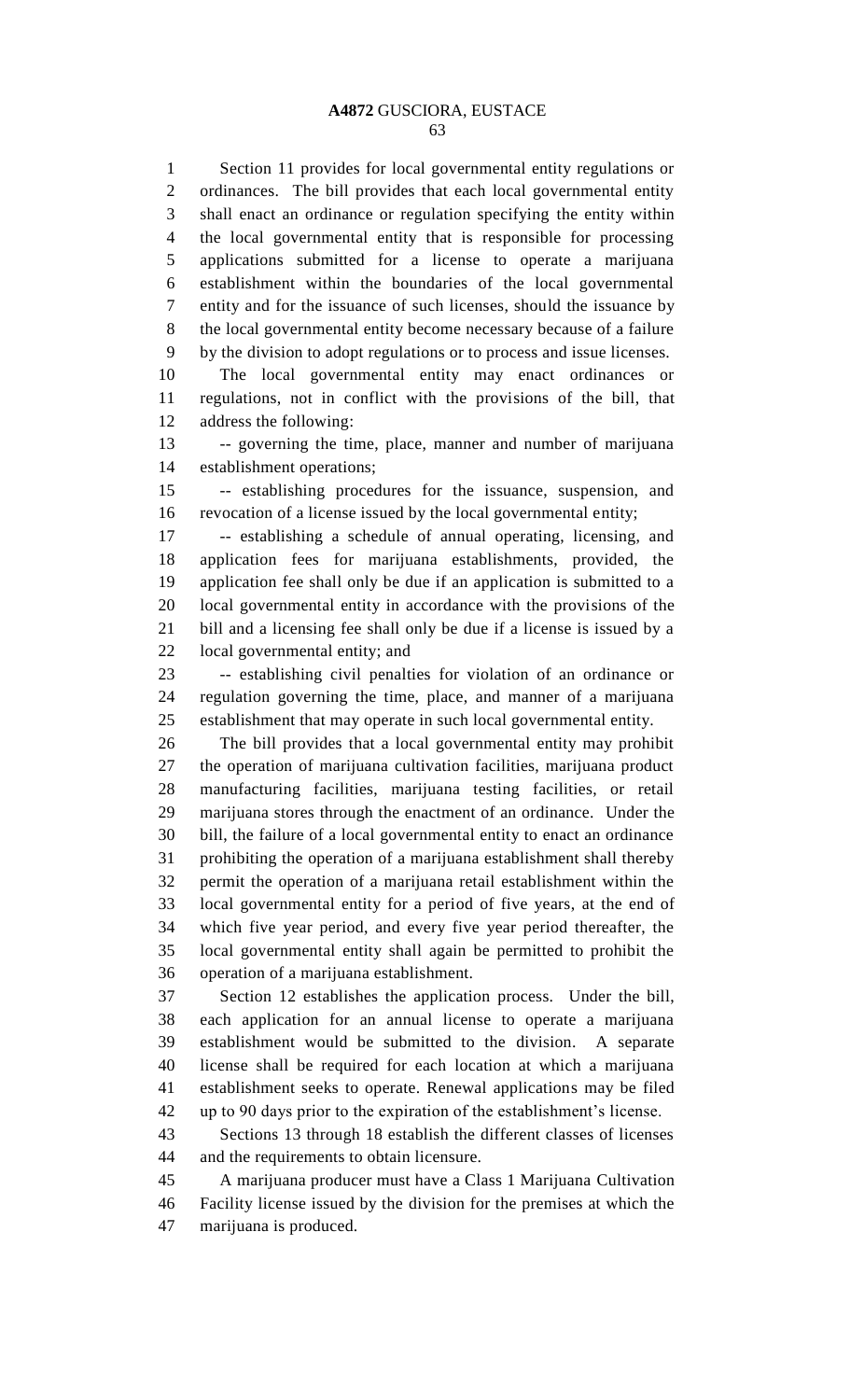Section 11 provides for local governmental entity regulations or ordinances. The bill provides that each local governmental entity shall enact an ordinance or regulation specifying the entity within the local governmental entity that is responsible for processing applications submitted for a license to operate a marijuana establishment within the boundaries of the local governmental entity and for the issuance of such licenses, should the issuance by the local governmental entity become necessary because of a failure by the division to adopt regulations or to process and issue licenses.

The local governmental entity may enact ordinances or regulations, not in conflict with the provisions of the bill, that address the following:

-- governing the time, place, manner and number of marijuana establishment operations;

-- establishing procedures for the issuance, suspension, and revocation of a license issued by the local governmental entity;

-- establishing a schedule of annual operating, licensing, and application fees for marijuana establishments, provided, the application fee shall only be due if an application is submitted to a local governmental entity in accordance with the provisions of the bill and a licensing fee shall only be due if a license is issued by a local governmental entity; and

-- establishing civil penalties for violation of an ordinance or regulation governing the time, place, and manner of a marijuana establishment that may operate in such local governmental entity.

The bill provides that a local governmental entity may prohibit the operation of marijuana cultivation facilities, marijuana product manufacturing facilities, marijuana testing facilities, or retail marijuana stores through the enactment of an ordinance. Under the bill, the failure of a local governmental entity to enact an ordinance prohibiting the operation of a marijuana establishment shall thereby permit the operation of a marijuana retail establishment within the local governmental entity for a period of five years, at the end of which five year period, and every five year period thereafter, the local governmental entity shall again be permitted to prohibit the operation of a marijuana establishment.

Section 12 establishes the application process. Under the bill, each application for an annual license to operate a marijuana establishment would be submitted to the division. A separate license shall be required for each location at which a marijuana establishment seeks to operate. Renewal applications may be filed up to 90 days prior to the expiration of the establishment's license.

Sections 13 through 18 establish the different classes of licenses and the requirements to obtain licensure.

A marijuana producer must have a Class 1 Marijuana Cultivation Facility license issued by the division for the premises at which the marijuana is produced.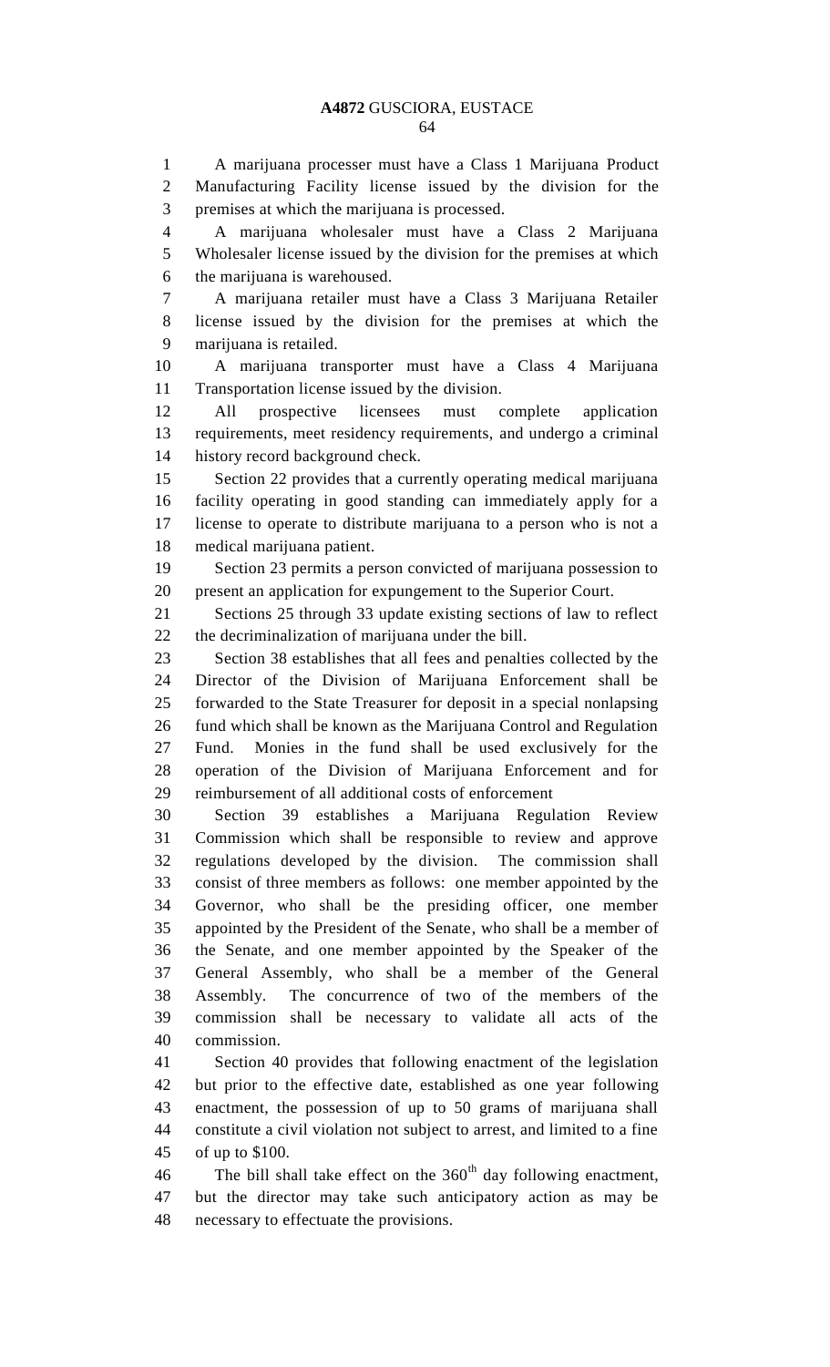A marijuana processer must have a Class 1 Marijuana Product Manufacturing Facility license issued by the division for the premises at which the marijuana is processed.

A marijuana wholesaler must have a Class 2 Marijuana Wholesaler license issued by the division for the premises at which the marijuana is warehoused.

A marijuana retailer must have a Class 3 Marijuana Retailer license issued by the division for the premises at which the marijuana is retailed.

A marijuana transporter must have a Class 4 Marijuana Transportation license issued by the division.

All prospective licensees must complete application requirements, meet residency requirements, and undergo a criminal history record background check.

Section 22 provides that a currently operating medical marijuana facility operating in good standing can immediately apply for a license to operate to distribute marijuana to a person who is not a medical marijuana patient.

Section 23 permits a person convicted of marijuana possession to present an application for expungement to the Superior Court.

Sections 25 through 33 update existing sections of law to reflect the decriminalization of marijuana under the bill.

Section 38 establishes that all fees and penalties collected by the Director of the Division of Marijuana Enforcement shall be forwarded to the State Treasurer for deposit in a special nonlapsing fund which shall be known as the Marijuana Control and Regulation Fund. Monies in the fund shall be used exclusively for the operation of the Division of Marijuana Enforcement and for reimbursement of all additional costs of enforcement

Section 39 establishes a Marijuana Regulation Review Commission which shall be responsible to review and approve regulations developed by the division. The commission shall consist of three members as follows: one member appointed by the Governor, who shall be the presiding officer, one member appointed by the President of the Senate, who shall be a member of the Senate, and one member appointed by the Speaker of the General Assembly, who shall be a member of the General Assembly. The concurrence of two of the members of the commission shall be necessary to validate all acts of the commission.

Section 40 provides that following enactment of the legislation but prior to the effective date, established as one year following enactment, the possession of up to 50 grams of marijuana shall constitute a civil violation not subject to arrest, and limited to a fine of up to $100.

The bill shall take effect on the 360th day following enactment, but the director may take such anticipatory action as may be necessary to effectuate the provisions.